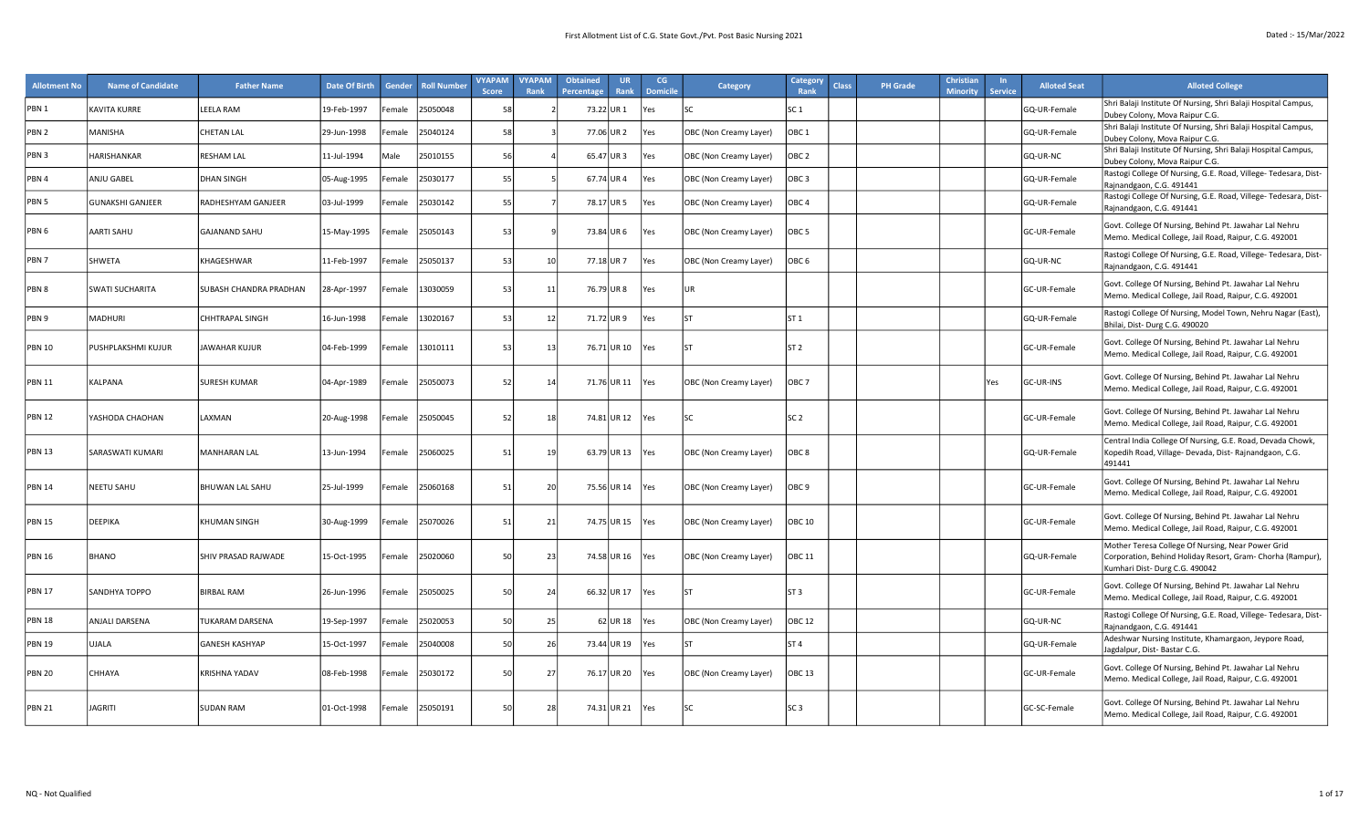# First Allotment List of C.G. State Govt./Pvt. Post Basic Nursing 2021

Dated :- 15/Mar/2022

| Allotment No | Name of Candidate | Father Name | Date Of Birth | Gender | Roll Number | VYAPAM Score | VYAPAM Rank | Obtained Percentage | UR Rank | CG Domicile | Category | Category Rank | Class | PH Grade | Christian Minority | In Service | Alloted Seat | Alloted College |
|---|---|---|---|---|---|---|---|---|---|---|---|---|---|---|---|---|---|---|
| PBN 1 | KAVITA KURRE | LEELA RAM | 19-Feb-1997 | Female | 25050048 | 58 | 2 | 73.22 | UR 1 | Yes | SC | SC 1 | | | | | GQ-UR-Female | Shri Balaji Institute Of Nursing, Shri Balaji Hospital Campus, Dubey Colony, Mova Raipur C.G. |
| PBN 2 | MANISHA | CHETAN LAL | 29-Jun-1998 | Female | 25040124 | 58 | 3 | 77.06 | UR 2 | Yes | OBC (Non Creamy Layer) | OBC 1 | | | | | GQ-UR-Female | Shri Balaji Institute Of Nursing, Shri Balaji Hospital Campus, Dubey Colony, Mova Raipur C.G. |
| PBN 3 | HARISHANKAR | RESHAM LAL | 11-Jul-1994 | Male | 25010155 | 56 | 4 | 65.47 | UR 3 | Yes | OBC (Non Creamy Layer) | OBC 2 | | | | | GQ-UR-NC | Shri Balaji Institute Of Nursing, Shri Balaji Hospital Campus, Dubey Colony, Mova Raipur C.G. |
| PBN 4 | ANJU GABEL | DHAN SINGH | 05-Aug-1995 | Female | 25030177 | 55 | 5 | 67.74 | UR 4 | Yes | OBC (Non Creamy Layer) | OBC 3 | | | | | GQ-UR-Female | Rastogi College Of Nursing, G.E. Road, Villege- Tedesara, Dist- Rajnandgaon, C.G. 491441 |
| PBN 5 | GUNAKSHI GANJEER | RADHESHYAM GANJEER | 03-Jul-1999 | Female | 25030142 | 55 | 7 | 78.17 | UR 5 | Yes | OBC (Non Creamy Layer) | OBC 4 | | | | | GQ-UR-Female | Rastogi College Of Nursing, G.E. Road, Villege- Tedesara, Dist- Rajnandgaon, C.G. 491441 |
| PBN 6 | AARTI SAHU | GAJANAND SAHU | 15-May-1995 | Female | 25050143 | 53 | 9 | 73.84 | UR 6 | Yes | OBC (Non Creamy Layer) | OBC 5 | | | | | GC-UR-Female | Govt. College Of Nursing, Behind Pt. Jawahar Lal Nehru Memo. Medical College, Jail Road, Raipur, C.G. 492001 |
| PBN 7 | SHWETA | KHAGESHWAR | 11-Feb-1997 | Female | 25050137 | 53 | 10 | 77.18 | UR 7 | Yes | OBC (Non Creamy Layer) | OBC 6 | | | | | GQ-UR-NC | Rastogi College Of Nursing, G.E. Road, Villege- Tedesara, Dist- Rajnandgaon, C.G. 491441 |
| PBN 8 | SWATI SUCHARITA | SUBASH CHANDRA PRADHAN | 28-Apr-1997 | Female | 13030059 | 53 | 11 | 76.79 | UR 8 | Yes | UR | | | | | | GC-UR-Female | Govt. College Of Nursing, Behind Pt. Jawahar Lal Nehru Memo. Medical College, Jail Road, Raipur, C.G. 492001 |
| PBN 9 | MADHURI | CHHTRAPAL SINGH | 16-Jun-1998 | Female | 13020167 | 53 | 12 | 71.72 | UR 9 | Yes | ST | ST 1 | | | | | GQ-UR-Female | Rastogi College Of Nursing, Model Town, Nehru Nagar (East), Bhilai, Dist- Durg C.G. 490020 |
| PBN 10 | PUSHPLAKSHMI KUJUR | JAWAHAR KUJUR | 04-Feb-1999 | Female | 13010111 | 53 | 13 | 76.71 | UR 10 | Yes | ST | ST 2 | | | | | GC-UR-Female | Govt. College Of Nursing, Behind Pt. Jawahar Lal Nehru Memo. Medical College, Jail Road, Raipur, C.G. 492001 |
| PBN 11 | KALPANA | SURESH KUMAR | 04-Apr-1989 | Female | 25050073 | 52 | 14 | 71.76 | UR 11 | Yes | OBC (Non Creamy Layer) | OBC 7 | | | | Yes | GC-UR-INS | Govt. College Of Nursing, Behind Pt. Jawahar Lal Nehru Memo. Medical College, Jail Road, Raipur, C.G. 492001 |
| PBN 12 | YASHODA CHAOHAN | LAXMAN | 20-Aug-1998 | Female | 25050045 | 52 | 18 | 74.81 | UR 12 | Yes | SC | SC 2 | | | | | GC-UR-Female | Govt. College Of Nursing, Behind Pt. Jawahar Lal Nehru Memo. Medical College, Jail Road, Raipur, C.G. 492001 |
| PBN 13 | SARASWATI KUMARI | MANHARAN LAL | 13-Jun-1994 | Female | 25060025 | 51 | 19 | 63.79 | UR 13 | Yes | OBC (Non Creamy Layer) | OBC 8 | | | | | GQ-UR-Female | Central India College Of Nursing, G.E. Road, Devada Chowk, Kopedih Road, Village- Devada, Dist- Rajnandgaon, C.G. 491441 |
| PBN 14 | NEETU SAHU | BHUWAN LAL SAHU | 25-Jul-1999 | Female | 25060168 | 51 | 20 | 75.56 | UR 14 | Yes | OBC (Non Creamy Layer) | OBC 9 | | | | | GC-UR-Female | Govt. College Of Nursing, Behind Pt. Jawahar Lal Nehru Memo. Medical College, Jail Road, Raipur, C.G. 492001 |
| PBN 15 | DEEPIKA | KHUMAN SINGH | 30-Aug-1999 | Female | 25070026 | 51 | 21 | 74.75 | UR 15 | Yes | OBC (Non Creamy Layer) | OBC 10 | | | | | GC-UR-Female | Govt. College Of Nursing, Behind Pt. Jawahar Lal Nehru Memo. Medical College, Jail Road, Raipur, C.G. 492001 |
| PBN 16 | BHANO | SHIV PRASAD RAJWADE | 15-Oct-1995 | Female | 25020060 | 50 | 23 | 74.58 | UR 16 | Yes | OBC (Non Creamy Layer) | OBC 11 | | | | | GQ-UR-Female | Mother Teresa College Of Nursing, Near Power Grid Corporation, Behind Holiday Resort, Gram- Chorha (Rampur), Kumhari Dist- Durg C.G. 490042 |
| PBN 17 | SANDHYA TOPPO | BIRBAL RAM | 26-Jun-1996 | Female | 25050025 | 50 | 24 | 66.32 | UR 17 | Yes | ST | ST 3 | | | | | GC-UR-Female | Govt. College Of Nursing, Behind Pt. Jawahar Lal Nehru Memo. Medical College, Jail Road, Raipur, C.G. 492001 |
| PBN 18 | ANJALI DARSENA | TUKARAM DARSENA | 19-Sep-1997 | Female | 25020053 | 50 | 25 | 62 | UR 18 | Yes | OBC (Non Creamy Layer) | OBC 12 | | | | | GQ-UR-NC | Rastogi College Of Nursing, G.E. Road, Villege- Tedesara, Dist- Rajnandgaon, C.G. 491441 |
| PBN 19 | UJALA | GANESH KASHYAP | 15-Oct-1997 | Female | 25040008 | 50 | 26 | 73.44 | UR 19 | Yes | ST | ST 4 | | | | | GQ-UR-Female | Adeshwar Nursing Institute, Khamargaon, Jeypore Road, Jagdalpur, Dist- Bastar C.G. |
| PBN 20 | CHHAYA | KRISHNA YADAV | 08-Feb-1998 | Female | 25030172 | 50 | 27 | 76.17 | UR 20 | Yes | OBC (Non Creamy Layer) | OBC 13 | | | | | GC-UR-Female | Govt. College Of Nursing, Behind Pt. Jawahar Lal Nehru Memo. Medical College, Jail Road, Raipur, C.G. 492001 |
| PBN 21 | JAGRITI | SUDAN RAM | 01-Oct-1998 | Female | 25050191 | 50 | 28 | 74.31 | UR 21 | Yes | SC | SC 3 | | | | | GC-SC-Female | Govt. College Of Nursing, Behind Pt. Jawahar Lal Nehru Memo. Medical College, Jail Road, Raipur, C.G. 492001 |

NQ - Not Qualified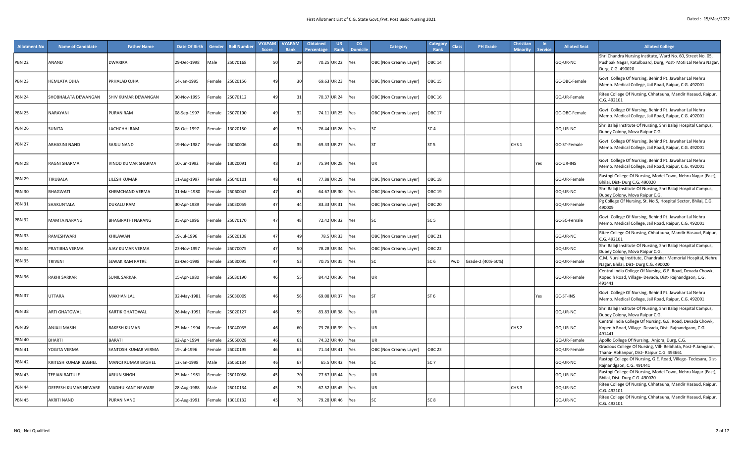First Allotment List of C.G. State Govt./Pvt. Post Basic Nursing 2021

Dated :- 15/Mar/2022

| Allotment No | Name of Candidate | Father Name | Date Of Birth | Gender | Roll Number | VYAPAM Score | VYAPAM Rank | Obtained Percentage | UR Rank | CG Domicile | Category | Category Rank | Class | PH Grade | Christian Minority | In Service | Alloted Seat | Alloted College |
|---|---|---|---|---|---|---|---|---|---|---|---|---|---|---|---|---|---|---|
| PBN 22 | ANAND | DWARIKA | 29-Dec-1998 | Male | 25070168 | 50 | 29 | 70.25 | UR 22 | Yes | OBC (Non Creamy Layer) | OBC 14 | | | | | GQ-UR-NC | Shri Chandra Nursing Institute, Ward No. 60, Street No. 05, Pushpak Nagar, Katulboard, Durg, Post- Moti Lal Nehru Nagar, Durg, C.G. 490020 |
| PBN 23 | HEMLATA OJHA | PRHALAD OJHA | 14-Jan-1995 | Female | 25020156 | 49 | 30 | 69.63 | UR 23 | Yes | OBC (Non Creamy Layer) | OBC 15 | | | | | GC-OBC-Female | Govt. College Of Nursing, Behind Pt. Jawahar Lal Nehru Memo. Medical College, Jail Road, Raipur, C.G. 492001 |
| PBN 24 | SHOBHALATA DEWANGAN | SHIV KUMAR DEWANGAN | 30-Nov-1995 | Female | 25070112 | 49 | 31 | 70.37 | UR 24 | Yes | OBC (Non Creamy Layer) | OBC 16 | | | | | GQ-UR-Female | Ritee College Of Nursing, Chhatauna, Mandir Hasaud, Raipur, C.G. 492101 |
| PBN 25 | NARAYANI | PURAN RAM | 08-Sep-1997 | Female | 25070190 | 49 | 32 | 74.11 | UR 25 | Yes | OBC (Non Creamy Layer) | OBC 17 | | | | | GC-OBC-Female | Govt. College Of Nursing, Behind Pt. Jawahar Lal Nehru Memo. Medical College, Jail Road, Raipur, C.G. 492001 |
| PBN 26 | SUNITA | LACHCHHI RAM | 08-Oct-1997 | Female | 13020150 | 49 | 33 | 76.44 | UR 26 | Yes | SC | SC 4 | | | | | GQ-UR-NC | Shri Balaji Institute Of Nursing, Shri Balaji Hospital Campus, Dubey Colony, Mova Raipur C.G. |
| PBN 27 | ABHASINI NAND | SARJU NAND | 19-Nov-1987 | Female | 25060006 | 48 | 35 | 69.33 | UR 27 | Yes | ST | ST 5 | | | CHS 1 | | GC-ST-Female | Govt. College Of Nursing, Behind Pt. Jawahar Lal Nehru Memo. Medical College, Jail Road, Raipur, C.G. 492001 |
| PBN 28 | RAGNI SHARMA | VINOD KUMAR SHARMA | 10-Jun-1992 | Female | 13020091 | 48 | 37 | 75.94 | UR 28 | Yes | UR | | | | | Yes | GC-UR-INS | Govt. College Of Nursing, Behind Pt. Jawahar Lal Nehru Memo. Medical College, Jail Road, Raipur, C.G. 492001 |
| PBN 29 | TIRUBALA | LILESH KUMAR | 11-Aug-1997 | Female | 25040101 | 48 | 41 | 77.88 | UR 29 | Yes | OBC (Non Creamy Layer) | OBC 18 | | | | | GQ-UR-Female | Rastogi College Of Nursing, Model Town, Nehru Nagar (East), Bhilai, Dist- Durg C.G. 490020 |
| PBN 30 | BHAGWATI | KHEMCHAND VERMA | 01-Mar-1980 | Female | 25060043 | 47 | 43 | 64.67 | UR 30 | Yes | OBC (Non Creamy Layer) | OBC 19 | | | | | GQ-UR-NC | Shri Balaji Institute Of Nursing, Shri Balaji Hospital Campus, Dubey Colony, Mova Raipur C.G. |
| PBN 31 | SHAKUNTALA | DUKALU RAM | 30-Apr-1989 | Female | 25030059 | 47 | 44 | 83.33 | UR 31 | Yes | OBC (Non Creamy Layer) | OBC 20 | | | | | GQ-UR-Female | Pg College Of Nursing, St. No.5, Hospital Sector, Bhilai, C.G. 490009 |
| PBN 32 | MAMTA NARANG | BHAGIRATHI NARANG | 05-Apr-1996 | Female | 25070170 | 47 | 48 | 72.42 | UR 32 | Yes | SC | SC 5 | | | | | GC-SC-Female | Govt. College Of Nursing, Behind Pt. Jawahar Lal Nehru Memo. Medical College, Jail Road, Raipur, C.G. 492001 |
| PBN 33 | RAMESHWARI | KHILAWAN | 19-Jul-1996 | Female | 25020108 | 47 | 49 | 78.5 | UR 33 | Yes | OBC (Non Creamy Layer) | OBC 21 | | | | | GQ-UR-NC | Ritee College Of Nursing, Chhatauna, Mandir Hasaud, Raipur, C.G. 492101 |
| PBN 34 | PRATIBHA VERMA | AJAY KUMAR VERMA | 23-Nov-1997 | Female | 25070075 | 47 | 50 | 78.28 | UR 34 | Yes | OBC (Non Creamy Layer) | OBC 22 | | | | | GQ-UR-NC | Shri Balaji Institute Of Nursing, Shri Balaji Hospital Campus, Dubey Colony, Mova Raipur C.G. |
| PBN 35 | TRIVENI | SEWAK RAM RATRE | 02-Dec-1998 | Female | 25030095 | 47 | 53 | 70.75 | UR 35 | Yes | SC | SC 6 | PwD | Grade-2 (40%-50%) | | | GQ-UR-Female | C.M. Nursing Institute, Chandrakar Memorial Hospital, Nehru Nagar, Bhilai, Dist- Durg C.G. 490020 |
| PBN 36 | RAKHI SARKAR | SUNIL SARKAR | 15-Apr-1980 | Female | 25030190 | 46 | 55 | 84.42 | UR 36 | Yes | UR | | | | | | GQ-UR-Female | Central India College Of Nursing, G.E. Road, Devada Chowk, Kopedih Road, Village- Devada, Dist- Rajnandgaon, C.G. 491441 |
| PBN 37 | UTTARA | MAKHAN LAL | 02-May-1981 | Female | 25030009 | 46 | 56 | 69.08 | UR 37 | Yes | ST | ST 6 | | | | Yes | GC-ST-INS | Govt. College Of Nursing, Behind Pt. Jawahar Lal Nehru Memo. Medical College, Jail Road, Raipur, C.G. 492001 |
| PBN 38 | ARTI GHATOWAL | KARTIK GHATOWAL | 26-May-1991 | Female | 25020127 | 46 | 59 | 83.83 | UR 38 | Yes | UR | | | | | | GQ-UR-NC | Shri Balaji Institute Of Nursing, Shri Balaji Hospital Campus, Dubey Colony, Mova Raipur C.G. |
| PBN 39 | ANJALI MASIH | RAKESH KUMAR | 25-Mar-1994 | Female | 13040035 | 46 | 60 | 73.76 | UR 39 | Yes | UR | | | | CHS 2 | | GQ-UR-NC | Central India College Of Nursing, G.E. Road, Devada Chowk, Kopedih Road, Village- Devada, Dist- Rajnandgaon, C.G. 491441 |
| PBN 40 | BHARTI | BARATI | 02-Apr-1994 | Female | 25050028 | 46 | 61 | 74.32 | UR 40 | Yes | UR | | | | | | GQ-UR-Female | Apollo College Of Nursing, Anjora, Durg, C.G. |
| PBN 41 | YOGITA VERMA | SANTOSH KUMAR VERMA | 19-Jul-1996 | Female | 25020195 | 46 | 63 | 71.44 | UR 41 | Yes | OBC (Non Creamy Layer) | OBC 23 | | | | | GQ-UR-Female | Gracious College Of Nursing, Vill- Belbhata, Post-P.Jamgaon, Thana- Abhanpur, Dist- Raipur C.G. 493661 |
| PBN 42 | KRITESH KUMAR BAGHEL | MANOJ KUMAR BAGHEL | 12-Jan-1998 | Male | 25050134 | 46 | 67 | 65.5 | UR 42 | Yes | SC | SC 7 | | | | | GQ-UR-NC | Rastogi College Of Nursing, G.E. Road, Villege- Tedesara, Dist- Rajnandgaon, C.G. 491441 |
| PBN 43 | TEEJAN BAITULE | ARJUN SINGH | 25-Mar-1981 | Female | 25010058 | 45 | 70 | 77.67 | UR 44 | Yes | UR | | | | | | GQ-UR-NC | Rastogi College Of Nursing, Model Town, Nehru Nagar (East), Bhilai, Dist- Durg C.G. 490020 |
| PBN 44 | DEEPESH KUMAR NEWARE | MADHU KANT NEWARE | 28-Aug-1988 | Male | 25010134 | 45 | 73 | 67.52 | UR 45 | Yes | UR | | | | CHS 3 | | GQ-UR-NC | Ritee College Of Nursing, Chhatauna, Mandir Hasaud, Raipur, C.G. 492101 |
| PBN 45 | AKRITI NAND | PURAN NAND | 16-Aug-1991 | Female | 13010132 | 45 | 76 | 79.28 | UR 46 | Yes | SC | SC 8 | | | | | GQ-UR-NC | Ritee College Of Nursing, Chhatauna, Mandir Hasaud, Raipur, C.G. 492101 |

NQ - Not Qualified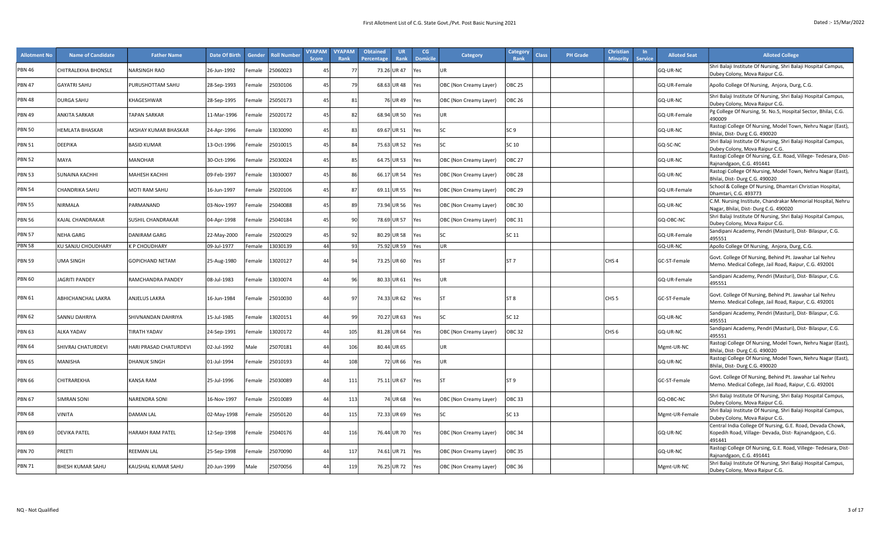First Allotment List of C.G. State Govt./Pvt. Post Basic Nursing 2021

Dated :- 15/Mar/2022

| Allotment No | Name of Candidate | Father Name | Date Of Birth | Gender | Roll Number | VYAPAM Score | VYAPAM Rank | Obtained Percentage | UR Rank | CG Domicile | Category | Category Rank | Class | PH Grade | Christian Minority | In Service | Alloted Seat | Alloted College |
|---|---|---|---|---|---|---|---|---|---|---|---|---|---|---|---|---|---|---|
| PBN 46 | CHITRALEKHA BHONSLE | NARSINGH RAO | 26-Jun-1992 | Female | 25060023 | 45 | 77 | 73.26 | UR 47 | Yes | UR | | | | | | GQ-UR-NC | Shri Balaji Institute Of Nursing, Shri Balaji Hospital Campus, Dubey Colony, Mova Raipur C.G. |
| PBN 47 | GAYATRI SAHU | PURUSHOTTAM SAHU | 28-Sep-1993 | Female | 25030106 | 45 | 79 | 68.63 | UR 48 | Yes | OBC (Non Creamy Layer) | OBC 25 | | | | | GQ-UR-Female | Apollo College Of Nursing, Anjora, Durg, C.G. |
| PBN 48 | DURGA SAHU | KHAGESHWAR | 28-Sep-1995 | Female | 25050173 | 45 | 81 | 76 | UR 49 | Yes | OBC (Non Creamy Layer) | OBC 26 | | | | | GQ-UR-NC | Shri Balaji Institute Of Nursing, Shri Balaji Hospital Campus, Dubey Colony, Mova Raipur C.G. |
| PBN 49 | ANKITA SARKAR | TAPAN SARKAR | 11-Mar-1996 | Female | 25020172 | 45 | 82 | 68.94 | UR 50 | Yes | UR | | | | | | GQ-UR-Female | Pg College Of Nursing, St. No.5, Hospital Sector, Bhilai, C.G. 490009 |
| PBN 50 | HEMLATA BHASKAR | AKSHAY KUMAR BHASKAR | 24-Apr-1996 | Female | 13030090 | 45 | 83 | 69.67 | UR 51 | Yes | SC | SC 9 | | | | | GQ-UR-NC | Rastogi College Of Nursing, Model Town, Nehru Nagar (East), Bhilai, Dist- Durg C.G. 490020 |
| PBN 51 | DEEPIKA | BASID KUMAR | 13-Oct-1996 | Female | 25010015 | 45 | 84 | 75.63 | UR 52 | Yes | SC | SC 10 | | | | | GQ-SC-NC | Shri Balaji Institute Of Nursing, Shri Balaji Hospital Campus, Dubey Colony, Mova Raipur C.G. |
| PBN 52 | MAYA | MANOHAR | 30-Oct-1996 | Female | 25030024 | 45 | 85 | 64.75 | UR 53 | Yes | OBC (Non Creamy Layer) | OBC 27 | | | | | GQ-UR-NC | Rastogi College Of Nursing, G.E. Road, Villege- Tedesara, Dist- Rajnandgaon, C.G. 491441 |
| PBN 53 | SUNAINA KACHHI | MAHESH KACHHI | 09-Feb-1997 | Female | 13030007 | 45 | 86 | 66.17 | UR 54 | Yes | OBC (Non Creamy Layer) | OBC 28 | | | | | GQ-UR-NC | Rastogi College Of Nursing, Model Town, Nehru Nagar (East), Bhilai, Dist- Durg C.G. 490020 |
| PBN 54 | CHANDRIKA SAHU | MOTI RAM SAHU | 16-Jun-1997 | Female | 25020106 | 45 | 87 | 69.11 | UR 55 | Yes | OBC (Non Creamy Layer) | OBC 29 | | | | | GQ-UR-Female | School & College Of Nursing, Dhamtari Christian Hospital, Dhamtari, C.G. 493773 |
| PBN 55 | NIRMALA | PARMANAND | 03-Nov-1997 | Female | 25040088 | 45 | 89 | 73.94 | UR 56 | Yes | OBC (Non Creamy Layer) | OBC 30 | | | | | GQ-UR-NC | C.M. Nursing Institute, Chandrakar Memorial Hospital, Nehru Nagar, Bhilai, Dist- Durg C.G. 490020 |
| PBN 56 | KAJAL CHANDRAKAR | SUSHIL CHANDRAKAR | 04-Apr-1998 | Female | 25040184 | 45 | 90 | 78.69 | UR 57 | Yes | OBC (Non Creamy Layer) | OBC 31 | | | | | GQ-OBC-NC | Shri Balaji Institute Of Nursing, Shri Balaji Hospital Campus, Dubey Colony, Mova Raipur C.G. |
| PBN 57 | NEHA GARG | DANIRAM GARG | 22-May-2000 | Female | 25020029 | 45 | 92 | 80.29 | UR 58 | Yes | SC | SC 11 | | | | | GQ-UR-Female | Sandipani Academy, Pendri (Masturi), Dist- Bilaspur, C.G. 495551 |
| PBN 58 | KU SANJU CHOUDHARY | K P CHOUDHARY | 09-Jul-1977 | Female | 13030139 | 44 | 93 | 75.92 | UR 59 | Yes | UR | | | | | | GQ-UR-NC | Apollo College Of Nursing, Anjora, Durg, C.G. |
| PBN 59 | UMA SINGH | GOPICHAND NETAM | 25-Aug-1980 | Female | 13020127 | 44 | 94 | 73.25 | UR 60 | Yes | ST | ST 7 | | | CHS 4 | | GC-ST-Female | Govt. College Of Nursing, Behind Pt. Jawahar Lal Nehru Memo. Medical College, Jail Road, Raipur, C.G. 492001 |
| PBN 60 | JAGRITI PANDEY | RAMCHANDRA PANDEY | 08-Jul-1983 | Female | 13030074 | 44 | 96 | 80.33 | UR 61 | Yes | UR | | | | | | GQ-UR-Female | Sandipani Academy, Pendri (Masturi), Dist- Bilaspur, C.G. 495551 |
| PBN 61 | ABHICHANCHAL LAKRA | ANJELUS LAKRA | 16-Jun-1984 | Female | 25010030 | 44 | 97 | 74.33 | UR 62 | Yes | ST | ST 8 | | | CHS 5 | | GC-ST-Female | Govt. College Of Nursing, Behind Pt. Jawahar Lal Nehru Memo. Medical College, Jail Road, Raipur, C.G. 492001 |
| PBN 62 | SANNU DAHRIYA | SHIVNANDAN DAHRIYA | 15-Jul-1985 | Female | 13020151 | 44 | 99 | 70.27 | UR 63 | Yes | SC | SC 12 | | | | | GQ-UR-NC | Sandipani Academy, Pendri (Masturi), Dist- Bilaspur, C.G. 495551 |
| PBN 63 | ALKA YADAV | TIRATH YADAV | 24-Sep-1991 | Female | 13020172 | 44 | 105 | 81.28 | UR 64 | Yes | OBC (Non Creamy Layer) | OBC 32 | | | CHS 6 | | GQ-UR-NC | Sandipani Academy, Pendri (Masturi), Dist- Bilaspur, C.G. 495551 |
| PBN 64 | SHIVRAJ CHATURDEVI | HARI PRASAD CHATURDEVI | 02-Jul-1992 | Male | 25070181 | 44 | 106 | 80.44 | UR 65 | | UR | | | | | | Mgmt-UR-NC | Rastogi College Of Nursing, Model Town, Nehru Nagar (East), Bhilai, Dist- Durg C.G. 490020 |
| PBN 65 | MANISHA | DHANUK SINGH | 01-Jul-1994 | Female | 25010193 | 44 | 108 | 72 | UR 66 | Yes | UR | | | | | | GQ-UR-NC | Rastogi College Of Nursing, Model Town, Nehru Nagar (East), Bhilai, Dist- Durg C.G. 490020 |
| PBN 66 | CHITRAREKHA | KANSA RAM | 25-Jul-1996 | Female | 25030089 | 44 | 111 | 75.11 | UR 67 | Yes | ST | ST 9 | | | | | GC-ST-Female | Govt. College Of Nursing, Behind Pt. Jawahar Lal Nehru Memo. Medical College, Jail Road, Raipur, C.G. 492001 |
| PBN 67 | SIMRAN SONI | NARENDRA SONI | 16-Nov-1997 | Female | 25010089 | 44 | 113 | 74 | UR 68 | Yes | OBC (Non Creamy Layer) | OBC 33 | | | | | GQ-OBC-NC | Shri Balaji Institute Of Nursing, Shri Balaji Hospital Campus, Dubey Colony, Mova Raipur C.G. |
| PBN 68 | VINITA | DAMAN LAL | 02-May-1998 | Female | 25050120 | 44 | 115 | 72.33 | UR 69 | Yes | SC | SC 13 | | | | | Mgmt-UR-Female | Shri Balaji Institute Of Nursing, Shri Balaji Hospital Campus, Dubey Colony, Mova Raipur C.G. |
| PBN 69 | DEVIKA PATEL | HARAKH RAM PATEL | 12-Sep-1998 | Female | 25040176 | 44 | 116 | 76.44 | UR 70 | Yes | OBC (Non Creamy Layer) | OBC 34 | | | | | GQ-UR-NC | Central India College Of Nursing, G.E. Road, Devada Chowk, Kopedih Road, Village- Devada, Dist- Rajnandgaon, C.G. 491441 |
| PBN 70 | PREETI | REEMAN LAL | 25-Sep-1998 | Female | 25070090 | 44 | 117 | 74.61 | UR 71 | Yes | OBC (Non Creamy Layer) | OBC 35 | | | | | GQ-UR-NC | Rastogi College Of Nursing, G.E. Road, Villege- Tedesara, Dist- Rajnandgaon, C.G. 491441 |
| PBN 71 | BHESH KUMAR SAHU | KAUSHAL KUMAR SAHU | 20-Jun-1999 | Male | 25070056 | 44 | 119 | 76.25 | UR 72 | Yes | OBC (Non Creamy Layer) | OBC 36 | | | | | Mgmt-UR-NC | Shri Balaji Institute Of Nursing, Shri Balaji Hospital Campus, Dubey Colony, Mova Raipur C.G. |

NQ - Not Qualified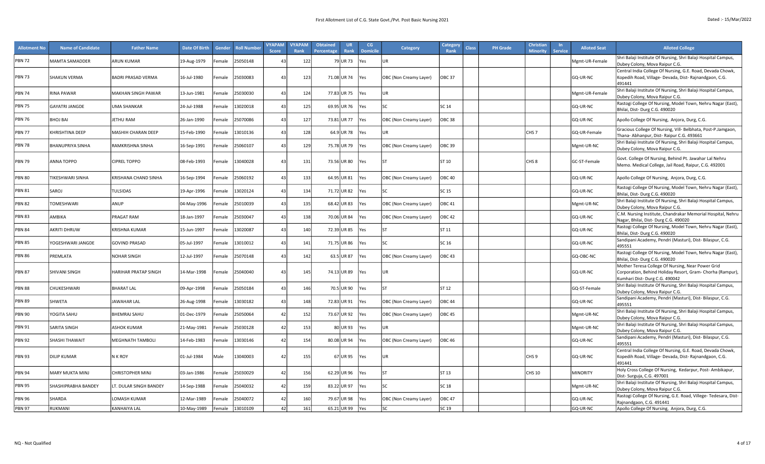# First Allotment List of C.G. State Govt./Pvt. Post Basic Nursing 2021

Dated :- 15/Mar/2022

| Allotment No | Name of Candidate | Father Name | Date Of Birth | Gender | Roll Number | VYAPAM Score | VYAPAM Rank | Obtained Percentage | UR Rank | CG Domicile | Category | Category Rank | Class | PH Grade | Christian Minority | In Service | Alloted Seat | Alloted College |
|---|---|---|---|---|---|---|---|---|---|---|---|---|---|---|---|---|---|---|
| PBN 72 | MAMTA SAMADDER | ARUN KUMAR | 19-Aug-1979 | Female | 25050148 | 43 | 122 | 79 | UR 73 | Yes | UR | | | | | | Mgmt-UR-Female | Shri Balaji Institute Of Nursing, Shri Balaji Hospital Campus, Dubey Colony, Mova Raipur C.G. |
| PBN 73 | SHAKUN VERMA | BADRI PRASAD VERMA | 16-Jul-1980 | Female | 25030083 | 43 | 123 | 71.08 | UR 74 | Yes | OBC (Non Creamy Layer) | OBC 37 | | | | | GQ-UR-NC | Central India College Of Nursing, G.E. Road, Devada Chowk, Kopedih Road, Village- Devada, Dist- Rajnandgaon, C.G. 491441 |
| PBN 74 | RINA PAWAR | MAKHAN SINGH PAWAR | 13-Jun-1981 | Female | 25030030 | 43 | 124 | 77.83 | UR 75 | Yes | UR | | | | | | Mgmt-UR-Female | Shri Balaji Institute Of Nursing, Shri Balaji Hospital Campus, Dubey Colony, Mova Raipur C.G. |
| PBN 75 | GAYATRI JANGDE | UMA SHANKAR | 24-Jul-1988 | Female | 13020018 | 43 | 125 | 69.95 | UR 76 | Yes | SC | SC 14 | | | | | GQ-UR-NC | Rastogi College Of Nursing, Model Town, Nehru Nagar (East), Bhilai, Dist- Durg C.G. 490020 |
| PBN 76 | BHOJ BAI | JETHU RAM | 26-Jan-1990 | Female | 25070086 | 43 | 127 | 73.81 | UR 77 | Yes | OBC (Non Creamy Layer) | OBC 38 | | | | | GQ-UR-NC | Apollo College Of Nursing, Anjora, Durg, C.G. |
| PBN 77 | KHRISHTINA DEEP | MASHIH CHARAN DEEP | 15-Feb-1990 | Female | 13010136 | 43 | 128 | 64.9 | UR 78 | Yes | UR | | | | CHS 7 | | GQ-UR-Female | Gracious College Of Nursing, Vill- Belbhata, Post-P.Jamgaon, Thana- Abhanpur, Dist- Raipur C.G. 493661 |
| PBN 78 | BHANUPRIYA SINHA | RAMKRISHNA SINHA | 16-Sep-1991 | Female | 25060107 | 43 | 129 | 75.78 | UR 79 | Yes | OBC (Non Creamy Layer) | OBC 39 | | | | | Mgmt-UR-NC | Shri Balaji Institute Of Nursing, Shri Balaji Hospital Campus, Dubey Colony, Mova Raipur C.G. |
| PBN 79 | ANNA TOPPO | CIPREL TOPPO | 08-Feb-1993 | Female | 13040028 | 43 | 131 | 73.56 | UR 80 | Yes | ST | ST 10 | | | CHS 8 | | GC-ST-Female | Govt. College Of Nursing, Behind Pt. Jawahar Lal Nehru Memo. Medical College, Jail Road, Raipur, C.G. 492001 |
| PBN 80 | TIKESHWARI SINHA | KRISHANA CHAND SINHA | 16-Sep-1994 | Female | 25060192 | 43 | 133 | 64.95 | UR 81 | Yes | OBC (Non Creamy Layer) | OBC 40 | | | | | GQ-UR-NC | Apollo College Of Nursing, Anjora, Durg, C.G. |
| PBN 81 | SAROJ | TULSIDAS | 19-Apr-1996 | Female | 13020124 | 43 | 134 | 71.72 | UR 82 | Yes | SC | SC 15 | | | | | GQ-UR-NC | Rastogi College Of Nursing, Model Town, Nehru Nagar (East), Bhilai, Dist- Durg C.G. 490020 |
| PBN 82 | TOMESHWARI | ANUP | 04-May-1996 | Female | 25010039 | 43 | 135 | 68.42 | UR 83 | Yes | OBC (Non Creamy Layer) | OBC 41 | | | | | Mgmt-UR-NC | Shri Balaji Institute Of Nursing, Shri Balaji Hospital Campus, Dubey Colony, Mova Raipur C.G. |
| PBN 83 | AMBIKA | PRAGAT RAM | 18-Jan-1997 | Female | 25030047 | 43 | 138 | 70.06 | UR 84 | Yes | OBC (Non Creamy Layer) | OBC 42 | | | | | GQ-UR-NC | C.M. Nursing Institute, Chandrakar Memorial Hospital, Nehru Nagar, Bhilai, Dist- Durg C.G. 490020 |
| PBN 84 | AKRITI DHRUW | KRISHNA KUMAR | 15-Jun-1997 | Female | 13020087 | 43 | 140 | 72.39 | UR 85 | Yes | ST | ST 11 | | | | | GQ-UR-NC | Rastogi College Of Nursing, Model Town, Nehru Nagar (East), Bhilai, Dist- Durg C.G. 490020 |
| PBN 85 | YOGESHWARI JANGDE | GOVIND PRASAD | 05-Jul-1997 | Female | 13010012 | 43 | 141 | 71.75 | UR 86 | Yes | SC | SC 16 | | | | | GQ-UR-NC | Sandipani Academy, Pendri (Masturi), Dist- Bilaspur, C.G. 495551 |
| PBN 86 | PREMLATA | NOHAR SINGH | 12-Jul-1997 | Female | 25070148 | 43 | 142 | 63.5 | UR 87 | Yes | OBC (Non Creamy Layer) | OBC 43 | | | | | GQ-OBC-NC | Rastogi College Of Nursing, Model Town, Nehru Nagar (East), Bhilai, Dist- Durg C.G. 490020 |
| PBN 87 | SHIVANI SINGH | HARIHAR PRATAP SINGH | 14-Mar-1998 | Female | 25040040 | 43 | 145 | 74.13 | UR 89 | Yes | UR | | | | | | GQ-UR-NC | Mother Teresa College Of Nursing, Near Power Grid Corporation, Behind Holiday Resort, Gram- Chorha (Rampur), Kumhari Dist- Durg C.G. 490042 |
| PBN 88 | CHUKESHWARI | BHARAT LAL | 09-Apr-1998 | Female | 25050184 | 43 | 146 | 70.5 | UR 90 | Yes | ST | ST 12 | | | | | GQ-ST-Female | Shri Balaji Institute Of Nursing, Shri Balaji Hospital Campus, Dubey Colony, Mova Raipur C.G. |
| PBN 89 | SHWETA | JAWAHAR LAL | 26-Aug-1998 | Female | 13030182 | 43 | 148 | 72.83 | UR 91 | Yes | OBC (Non Creamy Layer) | OBC 44 | | | | | GQ-UR-NC | Sandipani Academy, Pendri (Masturi), Dist- Bilaspur, C.G. 495551 |
| PBN 90 | YOGITA SAHU | BHEMRAJ SAHU | 01-Dec-1979 | Female | 25050064 | 42 | 152 | 73.67 | UR 92 | Yes | OBC (Non Creamy Layer) | OBC 45 | | | | | Mgmt-UR-NC | Shri Balaji Institute Of Nursing, Shri Balaji Hospital Campus, Dubey Colony, Mova Raipur C.G. |
| PBN 91 | SARITA SINGH | ASHOK KUMAR | 21-May-1981 | Female | 25030128 | 42 | 153 | 80 | UR 93 | Yes | UR | | | | | | Mgmt-UR-NC | Shri Balaji Institute Of Nursing, Shri Balaji Hospital Campus, Dubey Colony, Mova Raipur C.G. |
| PBN 92 | SHASHI THAWAIT | MEGHNATH TAMBOLI | 14-Feb-1983 | Female | 13030146 | 42 | 154 | 80.08 | UR 94 | Yes | OBC (Non Creamy Layer) | OBC 46 | | | | | GQ-UR-NC | Sandipani Academy, Pendri (Masturi), Dist- Bilaspur, C.G. 495551 |
| PBN 93 | DILIP KUMAR | N K ROY | 01-Jul-1984 | Male | 13040003 | 42 | 155 | 67 | UR 95 | Yes | UR | | | | CHS 9 | | GQ-UR-NC | Central India College Of Nursing, G.E. Road, Devada Chowk, Kopedih Road, Village- Devada, Dist- Rajnandgaon, C.G. 491441 |
| PBN 94 | MARY MUKTA MINJ | CHRISTOPHER MINJ | 03-Jan-1986 | Female | 25030029 | 42 | 156 | 62.29 | UR 96 | Yes | ST | ST 13 | | | CHS 10 | | MINORITY | Holy Cross College Of Nursing, Kedarpur, Post- Ambikapur, Dist- Surguja, C.G. 497001 |
| PBN 95 | SHASHIPRABHA BANDEY | LT. DULAR SINGH BANDEY | 14-Sep-1988 | Female | 25040032 | 42 | 159 | 83.22 | UR 97 | Yes | SC | SC 18 | | | | | Mgmt-UR-NC | Shri Balaji Institute Of Nursing, Shri Balaji Hospital Campus, Dubey Colony, Mova Raipur C.G. |
| PBN 96 | SHARDA | LOMASH KUMAR | 12-Mar-1989 | Female | 25040072 | 42 | 160 | 79.67 | UR 98 | Yes | OBC (Non Creamy Layer) | OBC 47 | | | | | GQ-UR-NC | Rastogi College Of Nursing, G.E. Road, Villege- Tedesara, Dist- Rajnandgaon, C.G. 491441 |
| PBN 97 | RUKMANI | KANHAIYA LAL | 10-May-1989 | Female | 13010109 | 42 | 161 | 65.21 | UR 99 | Yes | SC | SC 19 | | | | | GQ-UR-NC | Apollo College Of Nursing, Anjora, Durg, C.G. |

NQ - Not Qualified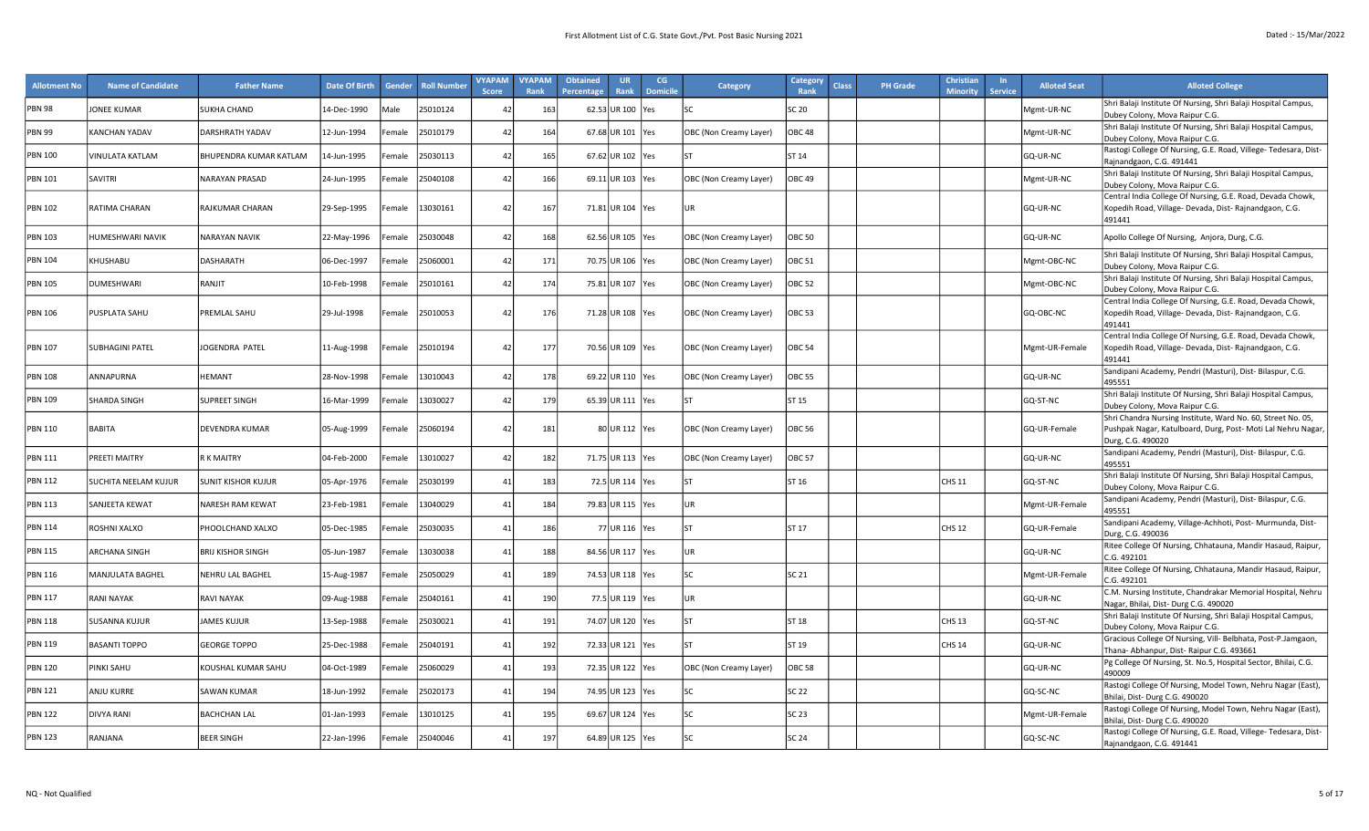First Allotment List of C.G. State Govt./Pvt. Post Basic Nursing 2021

Dated :- 15/Mar/2022

| Allotment No | Name of Candidate | Father Name | Date Of Birth | Gender | Roll Number | VYAPAM Score | VYAPAM Rank | Obtained Percentage | UR Rank | CG Domicile | Category | Category Rank | Class | PH Grade | Christian Minority | In Service | Alloted Seat | Alloted College |
|---|---|---|---|---|---|---|---|---|---|---|---|---|---|---|---|---|---|---|
| PBN 98 | JONEE KUMAR | SUKHA CHAND | 14-Dec-1990 | Male | 25010124 | 42 | 163 | 62.53 | UR 100 | Yes | SC | SC 20 | | | | | Mgmt-UR-NC | Shri Balaji Institute Of Nursing, Shri Balaji Hospital Campus, Dubey Colony, Mova Raipur C.G. |
| PBN 99 | KANCHAN YADAV | DARSHRATH YADAV | 12-Jun-1994 | Female | 25010179 | 42 | 164 | 67.68 | UR 101 | Yes | OBC (Non Creamy Layer) | OBC 48 | | | | | Mgmt-UR-NC | Shri Balaji Institute Of Nursing, Shri Balaji Hospital Campus, Dubey Colony, Mova Raipur C.G. |
| PBN 100 | VINULATA KATLAM | BHUPENDRA KUMAR KATLAM | 14-Jun-1995 | Female | 25030113 | 42 | 165 | 67.62 | UR 102 | Yes | ST | ST 14 | | | | | GQ-UR-NC | Rastogi College Of Nursing, G.E. Road, Villege- Tedesara, Dist- Rajnandgaon, C.G. 491441 |
| PBN 101 | SAVITRI | NARAYAN PRASAD | 24-Jun-1995 | Female | 25040108 | 42 | 166 | 69.11 | UR 103 | Yes | OBC (Non Creamy Layer) | OBC 49 | | | | | Mgmt-UR-NC | Shri Balaji Institute Of Nursing, Shri Balaji Hospital Campus, Dubey Colony, Mova Raipur C.G. |
| PBN 102 | RATIMA CHARAN | RAJKUMAR CHARAN | 29-Sep-1995 | Female | 13030161 | 42 | 167 | 71.81 | UR 104 | Yes | UR | | | | | | GQ-UR-NC | Central India College Of Nursing, G.E. Road, Devada Chowk, Kopedih Road, Village- Devada, Dist- Rajnandgaon, C.G. 491441 |
| PBN 103 | HUMESHWARI NAVIK | NARAYAN NAVIK | 22-May-1996 | Female | 25030048 | 42 | 168 | 62.56 | UR 105 | Yes | OBC (Non Creamy Layer) | OBC 50 | | | | | GQ-UR-NC | Apollo College Of Nursing, Anjora, Durg, C.G. |
| PBN 104 | KHUSHABU | DASHARATH | 06-Dec-1997 | Female | 25060001 | 42 | 171 | 70.75 | UR 106 | Yes | OBC (Non Creamy Layer) | OBC 51 | | | | | Mgmt-OBC-NC | Shri Balaji Institute Of Nursing, Shri Balaji Hospital Campus, Dubey Colony, Mova Raipur C.G. |
| PBN 105 | DUMESHWARI | RANJIT | 10-Feb-1998 | Female | 25010161 | 42 | 174 | 75.81 | UR 107 | Yes | OBC (Non Creamy Layer) | OBC 52 | | | | | Mgmt-OBC-NC | Shri Balaji Institute Of Nursing, Shri Balaji Hospital Campus, Dubey Colony, Mova Raipur C.G. |
| PBN 106 | PUSPLATA SAHU | PREMLAL SAHU | 29-Jul-1998 | Female | 25010053 | 42 | 176 | 71.28 | UR 108 | Yes | OBC (Non Creamy Layer) | OBC 53 | | | | | GQ-OBC-NC | Central India College Of Nursing, G.E. Road, Devada Chowk, Kopedih Road, Village- Devada, Dist- Rajnandgaon, C.G. 491441 |
| PBN 107 | SUBHAGINI PATEL | JOGENDRA PATEL | 11-Aug-1998 | Female | 25010194 | 42 | 177 | 70.56 | UR 109 | Yes | OBC (Non Creamy Layer) | OBC 54 | | | | | Mgmt-UR-Female | Central India College Of Nursing, G.E. Road, Devada Chowk, Kopedih Road, Village- Devada, Dist- Rajnandgaon, C.G. 491441 |
| PBN 108 | ANNAPURNA | HEMANT | 28-Nov-1998 | Female | 13010043 | 42 | 178 | 69.22 | UR 110 | Yes | OBC (Non Creamy Layer) | OBC 55 | | | | | GQ-UR-NC | Sandipani Academy, Pendri (Masturi), Dist- Bilaspur, C.G. 495551 |
| PBN 109 | SHARDA SINGH | SUPREET SINGH | 16-Mar-1999 | Female | 13030027 | 42 | 179 | 65.39 | UR 111 | Yes | ST | ST 15 | | | | | GQ-ST-NC | Shri Balaji Institute Of Nursing, Shri Balaji Hospital Campus, Dubey Colony, Mova Raipur C.G. |
| PBN 110 | BABITA | DEVENDRA KUMAR | 05-Aug-1999 | Female | 25060194 | 42 | 181 | 80 | UR 112 | Yes | OBC (Non Creamy Layer) | OBC 56 | | | | | GQ-UR-Female | Shri Chandra Nursing Institute, Ward No. 60, Street No. 05, Pushpak Nagar, Katulboard, Durg, Post- Moti Lal Nehru Nagar, Durg, C.G. 490020 |
| PBN 111 | PREETI MAITRY | R K MAITRY | 04-Feb-2000 | Female | 13010027 | 42 | 182 | 71.75 | UR 113 | Yes | OBC (Non Creamy Layer) | OBC 57 | | | | | GQ-UR-NC | Sandipani Academy, Pendri (Masturi), Dist- Bilaspur, C.G. 495551 |
| PBN 112 | SUCHITA NEELAM KUJUR | SUNIT KISHOR KUJUR | 05-Apr-1976 | Female | 25030199 | 41 | 183 | 72.5 | UR 114 | Yes | ST | ST 16 | | | CHS 11 | | GQ-ST-NC | Shri Balaji Institute Of Nursing, Shri Balaji Hospital Campus, Dubey Colony, Mova Raipur C.G. |
| PBN 113 | SANJEETA KEWAT | NARESH RAM KEWAT | 23-Feb-1981 | Female | 13040029 | 41 | 184 | 79.83 | UR 115 | Yes | UR | | | | | | Mgmt-UR-Female | Sandipani Academy, Pendri (Masturi), Dist- Bilaspur, C.G. 495551 |
| PBN 114 | ROSHNI XALXO | PHOOLCHAND XALXO | 05-Dec-1985 | Female | 25030035 | 41 | 186 | 77 | UR 116 | Yes | ST | ST 17 | | | CHS 12 | | GQ-UR-Female | Sandipani Academy, Village-Achhoti, Post- Murmunda, Dist- Durg, C.G. 490036 |
| PBN 115 | ARCHANA SINGH | BRIJ KISHOR SINGH | 05-Jun-1987 | Female | 13030038 | 41 | 188 | 84.56 | UR 117 | Yes | UR | | | | | | GQ-UR-NC | Ritee College Of Nursing, Chhatauna, Mandir Hasaud, Raipur, C.G. 492101 |
| PBN 116 | MANJULATA BAGHEL | NEHRU LAL BAGHEL | 15-Aug-1987 | Female | 25050029 | 41 | 189 | 74.53 | UR 118 | Yes | SC | SC 21 | | | | | Mgmt-UR-Female | Ritee College Of Nursing, Chhatauna, Mandir Hasaud, Raipur, C.G. 492101 |
| PBN 117 | RANI NAYAK | RAVI NAYAK | 09-Aug-1988 | Female | 25040161 | 41 | 190 | 77.5 | UR 119 | Yes | UR | | | | | | GQ-UR-NC | C.M. Nursing Institute, Chandrakar Memorial Hospital, Nehru Nagar, Bhilai, Dist- Durg C.G. 490020 |
| PBN 118 | SUSANNA KUJUR | JAMES KUJUR | 13-Sep-1988 | Female | 25030021 | 41 | 191 | 74.07 | UR 120 | Yes | ST | ST 18 | | | CHS 13 | | GQ-ST-NC | Shri Balaji Institute Of Nursing, Shri Balaji Hospital Campus, Dubey Colony, Mova Raipur C.G. |
| PBN 119 | BASANTI TOPPO | GEORGE TOPPO | 25-Dec-1988 | Female | 25040191 | 41 | 192 | 72.33 | UR 121 | Yes | ST | ST 19 | | | CHS 14 | | GQ-UR-NC | Gracious College Of Nursing, Vill- Belbhata, Post-P.Jamgaon, Thana- Abhanpur, Dist- Raipur C.G. 493661 |
| PBN 120 | PINKI SAHU | KOUSHAL KUMAR SAHU | 04-Oct-1989 | Female | 25060029 | 41 | 193 | 72.35 | UR 122 | Yes | OBC (Non Creamy Layer) | OBC 58 | | | | | GQ-UR-NC | Pg College Of Nursing, St. No.5, Hospital Sector, Bhilai, C.G. 490009 |
| PBN 121 | ANJU KURRE | SAWAN KUMAR | 18-Jun-1992 | Female | 25020173 | 41 | 194 | 74.95 | UR 123 | Yes | SC | SC 22 | | | | | GQ-SC-NC | Rastogi College Of Nursing, Model Town, Nehru Nagar (East), Bhilai, Dist- Durg C.G. 490020 |
| PBN 122 | DIVYA RANI | BACHCHAN LAL | 01-Jan-1993 | Female | 13010125 | 41 | 195 | 69.67 | UR 124 | Yes | SC | SC 23 | | | | | Mgmt-UR-Female | Rastogi College Of Nursing, Model Town, Nehru Nagar (East), Bhilai, Dist- Durg C.G. 490020 |
| PBN 123 | RANJANA | BEER SINGH | 22-Jan-1996 | Female | 25040046 | 41 | 197 | 64.89 | UR 125 | Yes | SC | SC 24 | | | | | GQ-SC-NC | Rastogi College Of Nursing, G.E. Road, Villege- Tedesara, Dist- Rajnandgaon, C.G. 491441 |

NQ - Not Qualified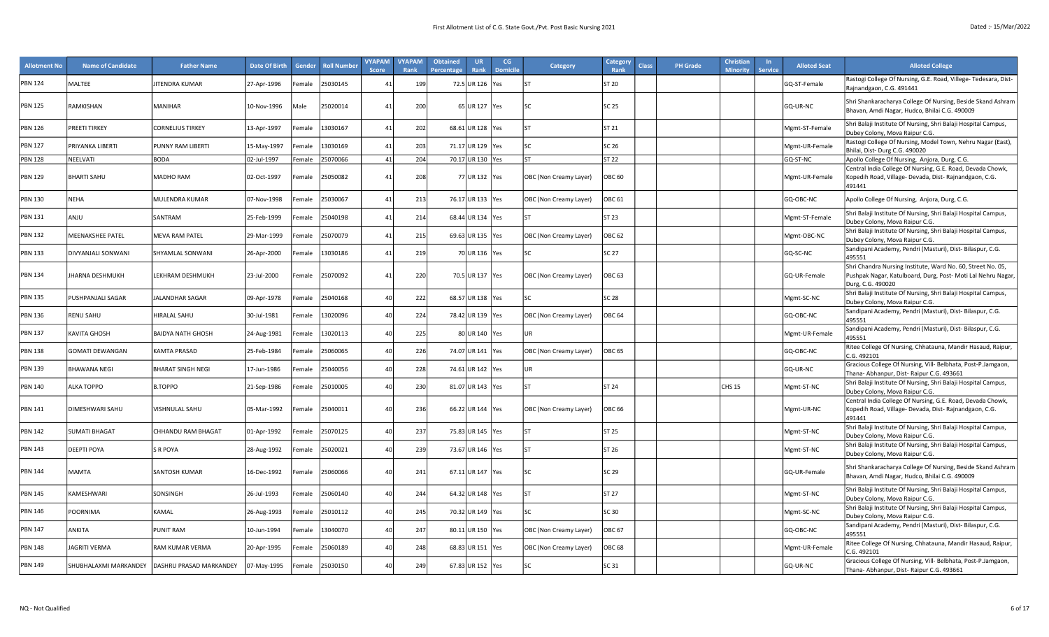| Allotment No | Name of Candidate | Father Name | Date Of Birth | Gender | Roll Number | VYAPAM Score | VYAPAM Rank | Obtained Percentage | UR Rank | CG Domicile | Category | Category Rank | Class | PH Grade | Christian Minority | In Service | Alloted Seat | Alloted College |
|---|---|---|---|---|---|---|---|---|---|---|---|---|---|---|---|---|---|---|
| PBN 124 | MALTEE | JITENDRA KUMAR | 27-Apr-1996 | Female | 25030145 | 41 | 199 | 72.5 | UR 126 | Yes | ST | ST 20 | | | | | GQ-ST-Female | Rastogi College Of Nursing, G.E. Road, Villege- Tedesara, Dist- Rajnandgaon, C.G. 491441 |
| PBN 125 | RAMKISHAN | MANIHAR | 10-Nov-1996 | Male | 25020014 | 41 | 200 | 65 | UR 127 | Yes | SC | SC 25 | | | | | GQ-UR-NC | Shri Shankaracharya College Of Nursing, Beside Skand Ashram Bhavan, Amdi Nagar, Hudco, Bhilai C.G. 490009 |
| PBN 126 | PREETI TIRKEY | CORNELIUS TIRKEY | 13-Apr-1997 | Female | 13030167 | 41 | 202 | 68.61 | UR 128 | Yes | ST | ST 21 | | | | | Mgmt-ST-Female | Shri Balaji Institute Of Nursing, Shri Balaji Hospital Campus, Dubey Colony, Mova Raipur C.G. |
| PBN 127 | PRIYANKA LIBERTI | PUNNY RAM LIBERTI | 15-May-1997 | Female | 13030169 | 41 | 203 | 71.17 | UR 129 | Yes | SC | SC 26 | | | | | Mgmt-UR-Female | Rastogi College Of Nursing, Model Town, Nehru Nagar (East), Bhilai, Dist- Durg C.G. 490020 |
| PBN 128 | NEELVATI | BODA | 02-Jul-1997 | Female | 25070066 | 41 | 204 | 70.17 | UR 130 | Yes | ST | ST 22 | | | | | GQ-ST-NC | Apollo College Of Nursing, Anjora, Durg, C.G. |
| PBN 129 | BHARTI SAHU | MADHO RAM | 02-Oct-1997 | Female | 25050082 | 41 | 208 | 77 | UR 132 | Yes | OBC (Non Creamy Layer) | OBC 60 | | | | | Mgmt-UR-Female | Central India College Of Nursing, G.E. Road, Devada Chowk, Kopedih Road, Village- Devada, Dist- Rajnandgaon, C.G. 491441 |
| PBN 130 | NEHA | MULENDRA KUMAR | 07-Nov-1998 | Female | 25030067 | 41 | 213 | 76.17 | UR 133 | Yes | OBC (Non Creamy Layer) | OBC 61 | | | | | GQ-OBC-NC | Apollo College Of Nursing, Anjora, Durg, C.G. |
| PBN 131 | ANJU | SANTRAM | 25-Feb-1999 | Female | 25040198 | 41 | 214 | 68.44 | UR 134 | Yes | ST | ST 23 | | | | | Mgmt-ST-Female | Shri Balaji Institute Of Nursing, Shri Balaji Hospital Campus, Dubey Colony, Mova Raipur C.G. |
| PBN 132 | MEENAKSHEE PATEL | MEVA RAM PATEL | 29-Mar-1999 | Female | 25070079 | 41 | 215 | 69.63 | UR 135 | Yes | OBC (Non Creamy Layer) | OBC 62 | | | | | Mgmt-OBC-NC | Shri Balaji Institute Of Nursing, Shri Balaji Hospital Campus, Dubey Colony, Mova Raipur C.G. |
| PBN 133 | DIVYANJALI SONWANI | SHYAMLAL SONWANI | 26-Apr-2000 | Female | 13030186 | 41 | 219 | 70 | UR 136 | Yes | SC | SC 27 | | | | | GQ-SC-NC | Sandipani Academy, Pendri (Masturi), Dist- Bilaspur, C.G. 495551 |
| PBN 134 | JHARNA DESHMUKH | LEKHRAM DESHMUKH | 23-Jul-2000 | Female | 25070092 | 41 | 220 | 70.5 | UR 137 | Yes | OBC (Non Creamy Layer) | OBC 63 | | | | | GQ-UR-Female | Shri Chandra Nursing Institute, Ward No. 60, Street No. 05, Pushpak Nagar, Katulboard, Durg, Post- Moti Lal Nehru Nagar, Durg, C.G. 490020 |
| PBN 135 | PUSHPANJALI SAGAR | JALANDHAR SAGAR | 09-Apr-1978 | Female | 25040168 | 40 | 222 | 68.57 | UR 138 | Yes | SC | SC 28 | | | | | Mgmt-SC-NC | Shri Balaji Institute Of Nursing, Shri Balaji Hospital Campus, Dubey Colony, Mova Raipur C.G. |
| PBN 136 | RENU SAHU | HIRALAL SAHU | 30-Jul-1981 | Female | 13020096 | 40 | 224 | 78.42 | UR 139 | Yes | OBC (Non Creamy Layer) | OBC 64 | | | | | GQ-OBC-NC | Sandipani Academy, Pendri (Masturi), Dist- Bilaspur, C.G. 495551 |
| PBN 137 | KAVITA GHOSH | BAIDYA NATH GHOSH | 24-Aug-1981 | Female | 13020113 | 40 | 225 | 80 | UR 140 | Yes | UR | | | | | | Mgmt-UR-Female | Sandipani Academy, Pendri (Masturi), Dist- Bilaspur, C.G. 495551 |
| PBN 138 | GOMATI DEWANGAN | KAMTA PRASAD | 25-Feb-1984 | Female | 25060065 | 40 | 226 | 74.07 | UR 141 | Yes | OBC (Non Creamy Layer) | OBC 65 | | | | | GQ-OBC-NC | Ritee College Of Nursing, Chhatauna, Mandir Hasaud, Raipur, C.G. 492101 |
| PBN 139 | BHAWANA NEGI | BHARAT SINGH NEGI | 17-Jun-1986 | Female | 25040056 | 40 | 228 | 74.61 | UR 142 | Yes | UR | | | | | | GQ-UR-NC | Gracious College Of Nursing, Vill- Belbhata, Post-P.Jamgaon, Thana- Abhanpur, Dist- Raipur C.G. 493661 |
| PBN 140 | ALKA TOPPO | B.TOPPO | 21-Sep-1986 | Female | 25010005 | 40 | 230 | 81.07 | UR 143 | Yes | ST | ST 24 | | | CHS 15 | | Mgmt-ST-NC | Shri Balaji Institute Of Nursing, Shri Balaji Hospital Campus, Dubey Colony, Mova Raipur C.G. |
| PBN 141 | DIMESHWARI SAHU | VISHNULAL SAHU | 05-Mar-1992 | Female | 25040011 | 40 | 236 | 66.22 | UR 144 | Yes | OBC (Non Creamy Layer) | OBC 66 | | | | | Mgmt-UR-NC | Central India College Of Nursing, G.E. Road, Devada Chowk, Kopedih Road, Village- Devada, Dist- Rajnandgaon, C.G. 491441 |
| PBN 142 | SUMATI BHAGAT | CHHANDU RAM BHAGAT | 01-Apr-1992 | Female | 25070125 | 40 | 237 | 75.83 | UR 145 | Yes | ST | ST 25 | | | | | Mgmt-ST-NC | Shri Balaji Institute Of Nursing, Shri Balaji Hospital Campus, Dubey Colony, Mova Raipur C.G. |
| PBN 143 | DEEPTI POYA | S R POYA | 28-Aug-1992 | Female | 25020021 | 40 | 239 | 73.67 | UR 146 | Yes | ST | ST 26 | | | | | Mgmt-ST-NC | Shri Balaji Institute Of Nursing, Shri Balaji Hospital Campus, Dubey Colony, Mova Raipur C.G. |
| PBN 144 | MAMTA | SANTOSH KUMAR | 16-Dec-1992 | Female | 25060066 | 40 | 241 | 67.11 | UR 147 | Yes | SC | SC 29 | | | | | GQ-UR-Female | Shri Shankaracharya College Of Nursing, Beside Skand Ashram Bhavan, Amdi Nagar, Hudco, Bhilai C.G. 490009 |
| PBN 145 | KAMESHWARI | SONSINGH | 26-Jul-1993 | Female | 25060140 | 40 | 244 | 64.32 | UR 148 | Yes | ST | ST 27 | | | | | Mgmt-ST-NC | Shri Balaji Institute Of Nursing, Shri Balaji Hospital Campus, Dubey Colony, Mova Raipur C.G. |
| PBN 146 | POORNIMA | KAMAL | 26-Aug-1993 | Female | 25010112 | 40 | 245 | 70.32 | UR 149 | Yes | SC | SC 30 | | | | | Mgmt-SC-NC | Shri Balaji Institute Of Nursing, Shri Balaji Hospital Campus, Dubey Colony, Mova Raipur C.G. |
| PBN 147 | ANKITA | PUNIT RAM | 10-Jun-1994 | Female | 13040070 | 40 | 247 | 80.11 | UR 150 | Yes | OBC (Non Creamy Layer) | OBC 67 | | | | | GQ-OBC-NC | Sandipani Academy, Pendri (Masturi), Dist- Bilaspur, C.G. 495551 |
| PBN 148 | JAGRITI VERMA | RAM KUMAR VERMA | 20-Apr-1995 | Female | 25060189 | 40 | 248 | 68.83 | UR 151 | Yes | OBC (Non Creamy Layer) | OBC 68 | | | | | Mgmt-UR-Female | Ritee College Of Nursing, Chhatauna, Mandir Hasaud, Raipur, C.G. 492101 |
| PBN 149 | SHUBHALAXMI MARKANDEY | DASHRU PRASAD MARKANDEY | 07-May-1995 | Female | 25030150 | 40 | 249 | 67.83 | UR 152 | Yes | SC | SC 31 | | | | | GQ-UR-NC | Gracious College Of Nursing, Vill- Belbhata, Post-P.Jamgaon, Thana- Abhanpur, Dist- Raipur C.G. 493661 |

NQ - Not Qualified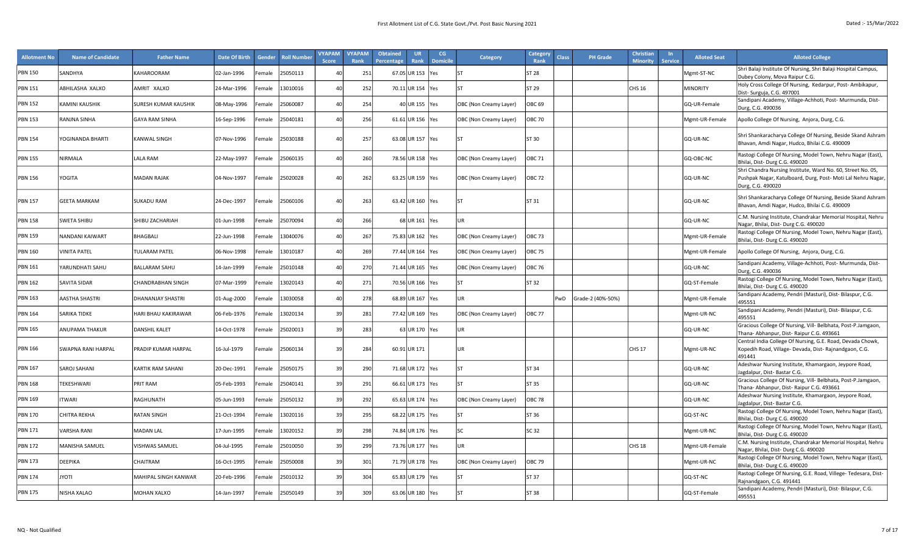| Allotment No | Name of Candidate | Father Name | Date Of Birth | Gender | Roll Number | VYAPAM Score | VYAPAM Rank | Obtained Percentage | UR Rank | CG Domicile | Category | Category Rank | Class | PH Grade | Christian Minority | In Service | Alloted Seat | Alloted College |
|---|---|---|---|---|---|---|---|---|---|---|---|---|---|---|---|---|---|---|
| PBN 150 | SANDHYA | KAHAROORAM | 02-Jan-1996 | Female | 25050113 | 40 | 251 | 67.05 | UR 153 | Yes | ST | ST 28 | | | | | Mgmt-ST-NC | Shri Balaji Institute Of Nursing, Shri Balaji Hospital Campus, Dubey Colony, Mova Raipur C.G. |
| PBN 151 | ABHILASHA XALXO | AMRIT XALXO | 24-Mar-1996 | Female | 13010016 | 40 | 252 | 70.11 | UR 154 | Yes | ST | ST 29 | | | CHS 16 | | MINORITY | Holy Cross College Of Nursing, Kedarpur, Post- Ambikapur, Dist- Surguja, C.G. 497001 |
| PBN 152 | KAMINI KAUSHIK | SURESH KUMAR KAUSHIK | 08-May-1996 | Female | 25060087 | 40 | 254 | 40 | UR 155 | Yes | OBC (Non Creamy Layer) | OBC 69 | | | | | GQ-UR-Female | Sandipani Academy, Village-Achhoti, Post- Murmunda, Dist- Durg, C.G. 490036 |
| PBN 153 | RANJNA SINHA | GAYA RAM SINHA | 16-Sep-1996 | Female | 25040181 | 40 | 256 | 61.61 | UR 156 | Yes | OBC (Non Creamy Layer) | OBC 70 | | | | | Mgmt-UR-Female | Apollo College Of Nursing, Anjora, Durg, C.G. |
| PBN 154 | YOGINANDA BHARTI | KANWAL SINGH | 07-Nov-1996 | Female | 25030188 | 40 | 257 | 63.08 | UR 157 | Yes | ST | ST 30 | | | | | GQ-UR-NC | Shri Shankaracharya College Of Nursing, Beside Skand Ashram Bhavan, Amdi Nagar, Hudco, Bhilai C.G. 490009 |
| PBN 155 | NIRMALA | LALA RAM | 22-May-1997 | Female | 25060135 | 40 | 260 | 78.56 | UR 158 | Yes | OBC (Non Creamy Layer) | OBC 71 | | | | | GQ-OBC-NC | Rastogi College Of Nursing, Model Town, Nehru Nagar (East), Bhilai, Dist- Durg C.G. 490020 |
| PBN 156 | YOGITA | MADAN RAJAK | 04-Nov-1997 | Female | 25020028 | 40 | 262 | 63.25 | UR 159 | Yes | OBC (Non Creamy Layer) | OBC 72 | | | | | GQ-UR-NC | Shri Chandra Nursing Institute, Ward No. 60, Street No. 05, Pushpak Nagar, Katulboard, Durg, Post- Moti Lal Nehru Nagar, Durg, C.G. 490020 |
| PBN 157 | GEETA MARKAM | SUKADU RAM | 24-Dec-1997 | Female | 25060106 | 40 | 263 | 63.42 | UR 160 | Yes | ST | ST 31 | | | | | GQ-UR-NC | Shri Shankaracharya College Of Nursing, Beside Skand Ashram Bhavan, Amdi Nagar, Hudco, Bhilai C.G. 490009 |
| PBN 158 | SWETA SHIBU | SHIBU ZACHARIAH | 01-Jun-1998 | Female | 25070094 | 40 | 266 | 68 | UR 161 | Yes | UR | | | | | | GQ-UR-NC | C.M. Nursing Institute, Chandrakar Memorial Hospital, Nehru Nagar, Bhilai, Dist- Durg C.G. 490020 |
| PBN 159 | NANDANI KAIWART | BHAGBALI | 22-Jun-1998 | Female | 13040076 | 40 | 267 | 75.83 | UR 162 | Yes | OBC (Non Creamy Layer) | OBC 73 | | | | | Mgmt-UR-Female | Rastogi College Of Nursing, Model Town, Nehru Nagar (East), Bhilai, Dist- Durg C.G. 490020 |
| PBN 160 | VINITA PATEL | TULARAM PATEL | 06-Nov-1998 | Female | 13010187 | 40 | 269 | 77.44 | UR 164 | Yes | OBC (Non Creamy Layer) | OBC 75 | | | | | Mgmt-UR-Female | Apollo College Of Nursing, Anjora, Durg, C.G. |
| PBN 161 | YARUNDHATI SAHU | BALLARAM SAHU | 14-Jan-1999 | Female | 25010148 | 40 | 270 | 71.44 | UR 165 | Yes | OBC (Non Creamy Layer) | OBC 76 | | | | | GQ-UR-NC | Sandipani Academy, Village-Achhoti, Post- Murmunda, Dist- Durg, C.G. 490036 |
| PBN 162 | SAVITA SIDAR | CHANDRABHAN SINGH | 07-Mar-1999 | Female | 13020143 | 40 | 271 | 70.56 | UR 166 | Yes | ST | ST 32 | | | | | GQ-ST-Female | Rastogi College Of Nursing, Model Town, Nehru Nagar (East), Bhilai, Dist- Durg C.G. 490020 |
| PBN 163 | AASTHA SHASTRI | DHANANJAY SHASTRI | 01-Aug-2000 | Female | 13030058 | 40 | 278 | 68.89 | UR 167 | Yes | UR | | PwD | Grade-2 (40%-50%) | | | Mgmt-UR-Female | Sandipani Academy, Pendri (Masturi), Dist- Bilaspur, C.G. 495551 |
| PBN 164 | SARIKA TIDKE | HARI BHAU KAKIRAWAR | 06-Feb-1976 | Female | 13020134 | 39 | 281 | 77.42 | UR 169 | Yes | OBC (Non Creamy Layer) | OBC 77 | | | | | Mgmt-UR-NC | Sandipani Academy, Pendri (Masturi), Dist- Bilaspur, C.G. 495551 |
| PBN 165 | ANUPAMA THAKUR | DANSHIL KALET | 14-Oct-1978 | Female | 25020013 | 39 | 283 | 63 | UR 170 | Yes | UR | | | | | | GQ-UR-NC | Gracious College Of Nursing, Vill- Belbhata, Post-P.Jamgaon, Thana- Abhanpur, Dist- Raipur C.G. 493661 |
| PBN 166 | SWAPNA RANI HARPAL | PRADIP KUMAR HARPAL | 16-Jul-1979 | Female | 25060134 | 39 | 284 | 60.91 | UR 171 | | UR | | | | CHS 17 | | Mgmt-UR-NC | Central India College Of Nursing, G.E. Road, Devada Chowk, Kopedih Road, Village- Devada, Dist- Rajnandgaon, C.G. 491441 |
| PBN 167 | SAROJ SAHANI | KARTIK RAM SAHANI | 20-Dec-1991 | Female | 25050175 | 39 | 290 | 71.68 | UR 172 | Yes | ST | ST 34 | | | | | GQ-UR-NC | Adeshwar Nursing Institute, Khamargaon, Jeypore Road, Jagdalpur, Dist- Bastar C.G. |
| PBN 168 | TEKESHWARI | PRIT RAM | 05-Feb-1993 | Female | 25040141 | 39 | 291 | 66.61 | UR 173 | Yes | ST | ST 35 | | | | | GQ-UR-NC | Gracious College Of Nursing, Vill- Belbhata, Post-P.Jamgaon, Thana- Abhanpur, Dist- Raipur C.G. 493661 |
| PBN 169 | ITWARI | RAGHUNATH | 05-Jun-1993 | Female | 25050132 | 39 | 292 | 65.63 | UR 174 | Yes | OBC (Non Creamy Layer) | OBC 78 | | | | | GQ-UR-NC | Adeshwar Nursing Institute, Khamargaon, Jeypore Road, Jagdalpur, Dist- Bastar C.G. |
| PBN 170 | CHITRA REKHA | RATAN SINGH | 21-Oct-1994 | Female | 13020116 | 39 | 295 | 68.22 | UR 175 | Yes | ST | ST 36 | | | | | GQ-ST-NC | Rastogi College Of Nursing, Model Town, Nehru Nagar (East), Bhilai, Dist- Durg C.G. 490020 |
| PBN 171 | VARSHA RANI | MADAN LAL | 17-Jun-1995 | Female | 13020152 | 39 | 298 | 74.84 | UR 176 | Yes | SC | SC 32 | | | | | Mgmt-UR-NC | Rastogi College Of Nursing, Model Town, Nehru Nagar (East), Bhilai, Dist- Durg C.G. 490020 |
| PBN 172 | MANISHA SAMUEL | VISHWAS SAMUEL | 04-Jul-1995 | Female | 25010050 | 39 | 299 | 73.76 | UR 177 | Yes | UR | | | | CHS 18 | | Mgmt-UR-Female | C.M. Nursing Institute, Chandrakar Memorial Hospital, Nehru Nagar, Bhilai, Dist- Durg C.G. 490020 |
| PBN 173 | DEEPIKA | CHAITRAM | 16-Oct-1995 | Female | 25050008 | 39 | 301 | 71.79 | UR 178 | Yes | OBC (Non Creamy Layer) | OBC 79 | | | | | Mgmt-UR-NC | Rastogi College Of Nursing, Model Town, Nehru Nagar (East), Bhilai, Dist- Durg C.G. 490020 |
| PBN 174 | JYOTI | MAHIPAL SINGH KANWAR | 20-Feb-1996 | Female | 25010132 | 39 | 304 | 65.83 | UR 179 | Yes | ST | ST 37 | | | | | GQ-ST-NC | Rastogi College Of Nursing, G.E. Road, Village- Tedesara, Dist- Rajnandgaon, C.G. 491441 |
| PBN 175 | NISHA XALAO | MOHAN XALXO | 14-Jan-1997 | Female | 25050149 | 39 | 309 | 63.06 | UR 180 | Yes | ST | ST 38 | | | | | GQ-ST-Female | Sandipani Academy, Pendri (Masturi), Dist- Bilaspur, C.G. 495551 |

NQ - Not Qualified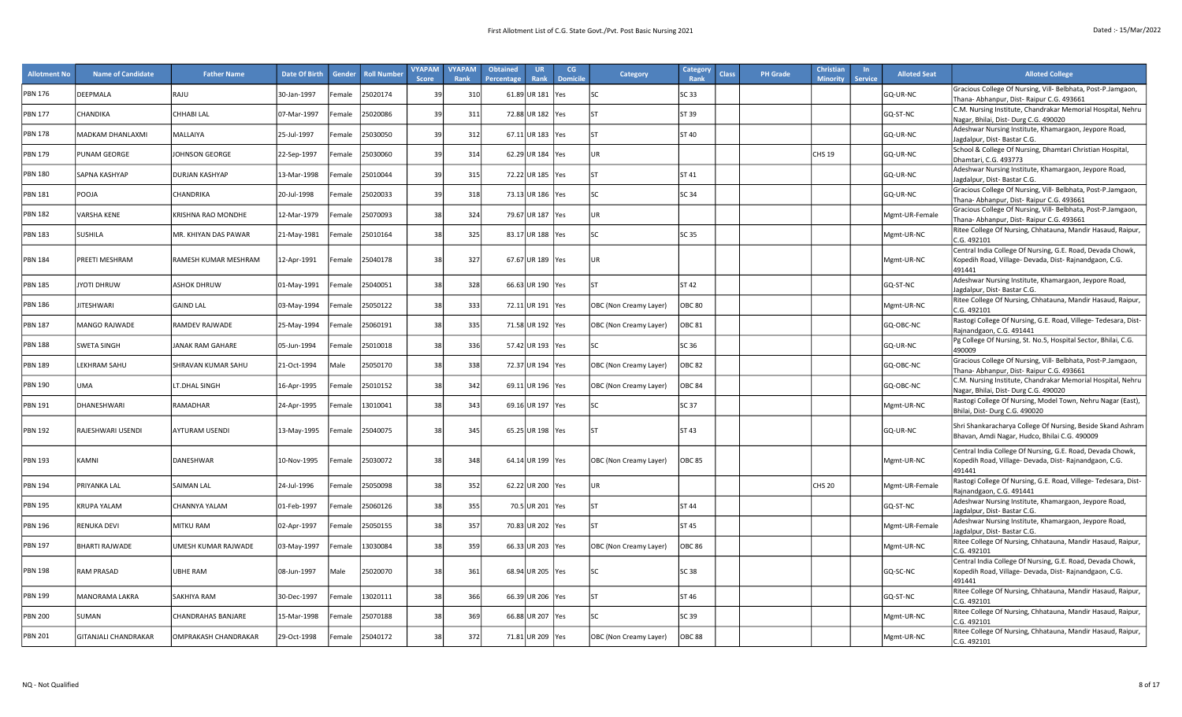First Allotment List of C.G. State Govt./Pvt. Post Basic Nursing 2021

Dated :- 15/Mar/2022

| Allotment No | Name of Candidate | Father Name | Date Of Birth | Gender | Roll Number | VYAPAM Score | VYAPAM Rank | Obtained Percentage | UR Rank | CG Domicile | Category | Category Rank | Class | PH Grade | Christian Minority | In Service | Alloted Seat | Alloted College |
|---|---|---|---|---|---|---|---|---|---|---|---|---|---|---|---|---|---|---|
| PBN 176 | DEEPMALA | RAJU | 30-Jan-1997 | Female | 25020174 | 39 | 310 | 61.89 | UR 181 | Yes | SC | SC 33 | | | | | GQ-UR-NC | Gracious College Of Nursing, Vill- Belbhata, Post-P.Jamgaon, Thana- Abhanpur, Dist- Raipur C.G. 493661 |
| PBN 177 | CHANDIKA | CHHABI LAL | 07-Mar-1997 | Female | 25020086 | 39 | 311 | 72.88 | UR 182 | Yes | ST | ST 39 | | | | | GQ-ST-NC | C.M. Nursing Institute, Chandrakar Memorial Hospital, Nehru Nagar, Bhilai, Dist- Durg C.G. 490020 |
| PBN 178 | MADKAM DHANLAXMI | MALLAIYA | 25-Jul-1997 | Female | 25030050 | 39 | 312 | 67.11 | UR 183 | Yes | ST | ST 40 | | | | | GQ-UR-NC | Adeshwar Nursing Institute, Khamargaon, Jeypore Road, Jagdalpur, Dist- Bastar C.G. |
| PBN 179 | PUNAM GEORGE | JOHNSON GEORGE | 22-Sep-1997 | Female | 25030060 | 39 | 314 | 62.29 | UR 184 | Yes | UR | | | | CHS 19 | | GQ-UR-NC | School & College Of Nursing, Dhamtari Christian Hospital, Dhamtari, C.G. 493773 |
| PBN 180 | SAPNA KASHYAP | DURJAN KASHYAP | 13-Mar-1998 | Female | 25010044 | 39 | 315 | 72.22 | UR 185 | Yes | ST | ST 41 | | | | | GQ-UR-NC | Adeshwar Nursing Institute, Khamargaon, Jeypore Road, Jagdalpur, Dist- Bastar C.G. |
| PBN 181 | POOJA | CHANDRIKA | 20-Jul-1998 | Female | 25020033 | 39 | 318 | 73.13 | UR 186 | Yes | SC | SC 34 | | | | | GQ-UR-NC | Gracious College Of Nursing, Vill- Belbhata, Post-P.Jamgaon, Thana- Abhanpur, Dist- Raipur C.G. 493661 |
| PBN 182 | VARSHA KENE | KRISHNA RAO MONDHE | 12-Mar-1979 | Female | 25070093 | 38 | 324 | 79.67 | UR 187 | Yes | UR | | | | | | Mgmt-UR-Female | Gracious College Of Nursing, Vill- Belbhata, Post-P.Jamgaon, Thana- Abhanpur, Dist- Raipur C.G. 493661 |
| PBN 183 | SUSHILA | MR. KHIYAN DAS PAWAR | 21-May-1981 | Female | 25010164 | 38 | 325 | 83.17 | UR 188 | Yes | SC | SC 35 | | | | | Mgmt-UR-NC | Ritee College Of Nursing, Chhatauna, Mandir Hasaud, Raipur, C.G. 492101 |
| PBN 184 | PREETI MESHRAM | RAMESH KUMAR MESHRAM | 12-Apr-1991 | Female | 25040178 | 38 | 327 | 67.67 | UR 189 | Yes | UR | | | | | | Mgmt-UR-NC | Central India College Of Nursing, G.E. Road, Devada Chowk, Kopedih Road, Village- Devada, Dist- Rajnandgaon, C.G. 491441 |
| PBN 185 | JYOTI DHRUW | ASHOK DHRUW | 01-May-1991 | Female | 25040051 | 38 | 328 | 66.63 | UR 190 | Yes | ST | ST 42 | | | | | GQ-ST-NC | Adeshwar Nursing Institute, Khamargaon, Jeypore Road, Jagdalpur, Dist- Bastar C.G. |
| PBN 186 | JITESHWARI | GAIND LAL | 03-May-1994 | Female | 25050122 | 38 | 333 | 72.11 | UR 191 | Yes | OBC (Non Creamy Layer) | OBC 80 | | | | | Mgmt-UR-NC | Ritee College Of Nursing, Chhatauna, Mandir Hasaud, Raipur, C.G. 492101 |
| PBN 187 | MANGO RAJWADE | RAMDEV RAJWADE | 25-May-1994 | Female | 25060191 | 38 | 335 | 71.58 | UR 192 | Yes | OBC (Non Creamy Layer) | OBC 81 | | | | | GQ-OBC-NC | Rastogi College Of Nursing, G.E. Road, Villege- Tedesara, Dist- Rajnandgaon, C.G. 491441 |
| PBN 188 | SWETA SINGH | JANAK RAM GAHARE | 05-Jun-1994 | Female | 25010018 | 38 | 336 | 57.42 | UR 193 | Yes | SC | SC 36 | | | | | GQ-UR-NC | Pg College Of Nursing, St. No.5, Hospital Sector, Bhilai, C.G. 490009 |
| PBN 189 | LEKHRAM SAHU | SHRAVAN KUMAR SAHU | 21-Oct-1994 | Male | 25050170 | 38 | 338 | 72.37 | UR 194 | Yes | OBC (Non Creamy Layer) | OBC 82 | | | | | GQ-OBC-NC | Gracious College Of Nursing, Vill- Belbhata, Post-P.Jamgaon, Thana- Abhanpur, Dist- Raipur C.G. 493661 |
| PBN 190 | UMA | LT.DHAL SINGH | 16-Apr-1995 | Female | 25010152 | 38 | 342 | 69.11 | UR 196 | Yes | OBC (Non Creamy Layer) | OBC 84 | | | | | GQ-OBC-NC | C.M. Nursing Institute, Chandrakar Memorial Hospital, Nehru Nagar, Bhilai, Dist- Durg C.G. 490020 |
| PBN 191 | DHANESHWARI | RAMADHAR | 24-Apr-1995 | Female | 13010041 | 38 | 343 | 69.16 | UR 197 | Yes | SC | SC 37 | | | | | Mgmt-UR-NC | Rastogi College Of Nursing, Model Town, Nehru Nagar (East), Bhilai, Dist- Durg C.G. 490020 |
| PBN 192 | RAJESHWARI USENDI | AYTURAM USENDI | 13-May-1995 | Female | 25040075 | 38 | 345 | 65.25 | UR 198 | Yes | ST | ST 43 | | | | | GQ-UR-NC | Shri Shankaracharya College Of Nursing, Beside Skand Ashram Bhavan, Amdi Nagar, Hudco, Bhilai C.G. 490009 |
| PBN 193 | KAMNI | DANESHWAR | 10-Nov-1995 | Female | 25030072 | 38 | 348 | 64.14 | UR 199 | Yes | OBC (Non Creamy Layer) | OBC 85 | | | | | Mgmt-UR-NC | Central India College Of Nursing, G.E. Road, Devada Chowk, Kopedih Road, Village- Devada, Dist- Rajnandgaon, C.G. 491441 |
| PBN 194 | PRIYANKA LAL | SAIMAN LAL | 24-Jul-1996 | Female | 25050098 | 38 | 352 | 62.22 | UR 200 | Yes | UR | | | | CHS 20 | | Mgmt-UR-Female | Rastogi College Of Nursing, G.E. Road, Villege- Tedesara, Dist- Rajnandgaon, C.G. 491441 |
| PBN 195 | KRUPA YALAM | CHANNYA YALAM | 01-Feb-1997 | Female | 25060126 | 38 | 355 | 70.5 | UR 201 | Yes | ST | ST 44 | | | | | GQ-ST-NC | Adeshwar Nursing Institute, Khamargaon, Jeypore Road, Jagdalpur, Dist- Bastar C.G. |
| PBN 196 | RENUKA DEVI | MITKU RAM | 02-Apr-1997 | Female | 25050155 | 38 | 357 | 70.83 | UR 202 | Yes | ST | ST 45 | | | | | Mgmt-UR-Female | Adeshwar Nursing Institute, Khamargaon, Jeypore Road, Jagdalpur, Dist- Bastar C.G. |
| PBN 197 | BHARTI RAJWADE | UMESH KUMAR RAJWADE | 03-May-1997 | Female | 13030084 | 38 | 359 | 66.33 | UR 203 | Yes | OBC (Non Creamy Layer) | OBC 86 | | | | | Mgmt-UR-NC | Ritee College Of Nursing, Chhatauna, Mandir Hasaud, Raipur, C.G. 492101 |
| PBN 198 | RAM PRASAD | UBHE RAM | 08-Jun-1997 | Male | 25020070 | 38 | 361 | 68.94 | UR 205 | Yes | SC | SC 38 | | | | | GQ-SC-NC | Central India College Of Nursing, G.E. Road, Devada Chowk, Kopedih Road, Village- Devada, Dist- Rajnandgaon, C.G. 491441 |
| PBN 199 | MANORAMA LAKRA | SAKHIYA RAM | 30-Dec-1997 | Female | 13020111 | 38 | 366 | 66.39 | UR 206 | Yes | ST | ST 46 | | | | | GQ-ST-NC | Ritee College Of Nursing, Chhatauna, Mandir Hasaud, Raipur, C.G. 492101 |
| PBN 200 | SUMAN | CHANDRAHAS BANJARE | 15-Mar-1998 | Female | 25070188 | 38 | 369 | 66.88 | UR 207 | Yes | SC | SC 39 | | | | | Mgmt-UR-NC | Ritee College Of Nursing, Chhatauna, Mandir Hasaud, Raipur, C.G. 492101 |
| PBN 201 | GITANJALI CHANDRAKAR | OMPRAKASH CHANDRAKAR | 29-Oct-1998 | Female | 25040172 | 38 | 372 | 71.81 | UR 209 | Yes | OBC (Non Creamy Layer) | OBC 88 | | | | | Mgmt-UR-NC | Ritee College Of Nursing, Chhatauna, Mandir Hasaud, Raipur, C.G. 492101 |

NQ - Not Qualified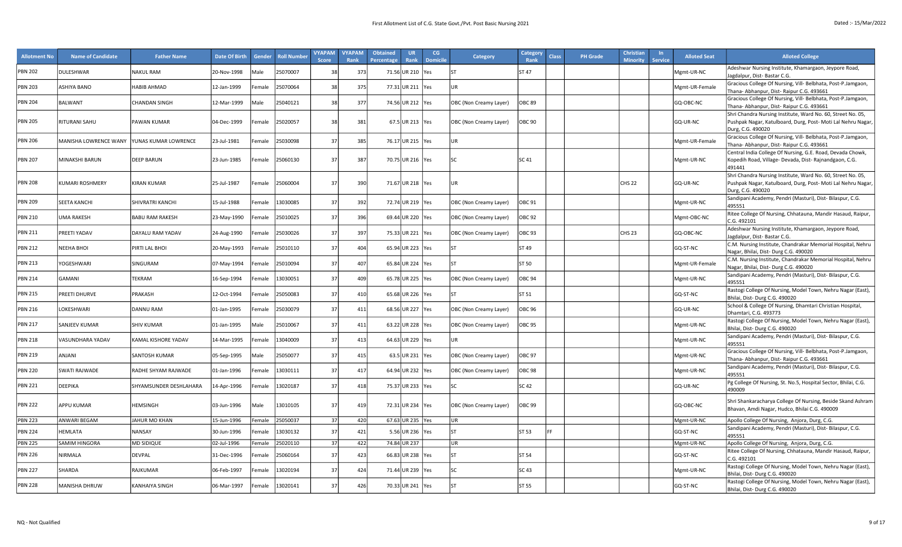# First Allotment List of C.G. State Govt./Pvt. Post Basic Nursing 2021

Dated :- 15/Mar/2022

| Allotment No | Name of Candidate | Father Name | Date Of Birth | Gender | Roll Number | VYAPAM Score | VYAPAM Rank | Obtained Percentage | UR Rank | CG Domicile | Category | Category Rank | Class | PH Grade | Christian Minority | In Service | Alloted Seat | Alloted College |
|---|---|---|---|---|---|---|---|---|---|---|---|---|---|---|---|---|---|---|
| PBN 202 | DULESHWAR | NAKUL RAM | 20-Nov-1998 | Male | 25070007 | 38 | 373 | 71.56 | UR 210 | Yes | ST | ST 47 | | | | | Mgmt-UR-NC | Adeshwar Nursing Institute, Khamargaon, Jeypore Road, Jagdalpur, Dist- Bastar C.G. |
| PBN 203 | ASHIYA BANO | HABIB AHMAD | 12-Jan-1999 | Female | 25070064 | 38 | 375 | 77.31 | UR 211 | Yes | UR | | | | | | Mgmt-UR-Female | Gracious College Of Nursing, Vill- Belbhata, Post-P.Jamgaon, Thana- Abhanpur, Dist- Raipur C.G. 493661 |
| PBN 204 | BALWANT | CHANDAN SINGH | 12-Mar-1999 | Male | 25040121 | 38 | 377 | 74.56 | UR 212 | Yes | OBC (Non Creamy Layer) | OBC 89 | | | | | GQ-OBC-NC | Gracious College Of Nursing, Vill- Belbhata, Post-P.Jamgaon, Thana- Abhanpur, Dist- Raipur C.G. 493661 |
| PBN 205 | RITURANI SAHU | PAWAN KUMAR | 04-Dec-1999 | Female | 25020057 | 38 | 381 | 67.5 | UR 213 | Yes | OBC (Non Creamy Layer) | OBC 90 | | | | | GQ-UR-NC | Shri Chandra Nursing Institute, Ward No. 60, Street No. 05, Pushpak Nagar, Katulboard, Durg, Post- Moti Lal Nehru Nagar, Durg, C.G. 490020 |
| PBN 206 | MANISHA LOWRENCE WANY | YUNAS KUMAR LOWRENCE | 23-Jul-1981 | Female | 25030098 | 37 | 385 | 76.17 | UR 215 | Yes | UR | | | | | | Mgmt-UR-Female | Gracious College Of Nursing, Vill- Belbhata, Post-P.Jamgaon, Thana- Abhanpur, Dist- Raipur C.G. 493661 |
| PBN 207 | MINAKSHI BARUN | DEEP BARUN | 23-Jun-1985 | Female | 25060130 | 37 | 387 | 70.75 | UR 216 | Yes | SC | SC 41 | | | | | Mgmt-UR-NC | Central India College Of Nursing, G.E. Road, Devada Chowk, Kopedih Road, Village- Devada, Dist- Rajnandgaon, C.G. 491441 |
| PBN 208 | KUMARI ROSHMERY | KIRAN KUMAR | 25-Jul-1987 | Female | 25060004 | 37 | 390 | 71.67 | UR 218 | Yes | UR | | | | CHS 22 | | GQ-UR-NC | Shri Chandra Nursing Institute, Ward No. 60, Street No. 05, Pushpak Nagar, Katulboard, Durg, Post- Moti Lal Nehru Nagar, Durg, C.G. 490020 |
| PBN 209 | SEETA KANCHI | SHIVRATRI KANCHI | 15-Jul-1988 | Female | 13030085 | 37 | 392 | 72.74 | UR 219 | Yes | OBC (Non Creamy Layer) | OBC 91 | | | | | Mgmt-UR-NC | Sandipani Academy, Pendri (Masturi), Dist- Bilaspur, C.G. 495551 |
| PBN 210 | UMA RAKESH | BABU RAM RAKESH | 23-May-1990 | Female | 25010025 | 37 | 396 | 69.44 | UR 220 | Yes | OBC (Non Creamy Layer) | OBC 92 | | | | | Mgmt-OBC-NC | Ritee College Of Nursing, Chhatauna, Mandir Hasaud, Raipur, C.G. 492101 |
| PBN 211 | PREETI YADAV | DAYALU RAM YADAV | 24-Aug-1990 | Female | 25030026 | 37 | 397 | 75.33 | UR 221 | Yes | OBC (Non Creamy Layer) | OBC 93 | | | CHS 23 | | GQ-OBC-NC | Adeshwar Nursing Institute, Khamargaon, Jeypore Road, Jagdalpur, Dist- Bastar C.G. |
| PBN 212 | NEEHA BHOI | PIRTI LAL BHOI | 20-May-1993 | Female | 25010110 | 37 | 404 | 65.94 | UR 223 | Yes | ST | ST 49 | | | | | GQ-ST-NC | C.M. Nursing Institute, Chandrakar Memorial Hospital, Nehru Nagar, Bhilai, Dist- Durg C.G. 490020 |
| PBN 213 | YOGESHWARI | SINGURAM | 07-May-1994 | Female | 25010094 | 37 | 407 | 65.84 | UR 224 | Yes | ST | ST 50 | | | | | Mgmt-UR-Female | C.M. Nursing Institute, Chandrakar Memorial Hospital, Nehru Nagar, Bhilai, Dist- Durg C.G. 490020 |
| PBN 214 | GAMANI | TEKRAM | 16-Sep-1994 | Female | 13030051 | 37 | 409 | 65.78 | UR 225 | Yes | OBC (Non Creamy Layer) | OBC 94 | | | | | Mgmt-UR-NC | Sandipani Academy, Pendri (Masturi), Dist- Bilaspur, C.G. 495551 |
| PBN 215 | PREETI DHURVE | PRAKASH | 12-Oct-1994 | Female | 25050083 | 37 | 410 | 65.68 | UR 226 | Yes | ST | ST 51 | | | | | GQ-ST-NC | Rastogi College Of Nursing, Model Town, Nehru Nagar (East), Bhilai, Dist- Durg C.G. 490020 |
| PBN 216 | LOKESHWARI | DANNU RAM | 01-Jan-1995 | Female | 25030079 | 37 | 411 | 68.56 | UR 227 | Yes | OBC (Non Creamy Layer) | OBC 96 | | | | | GQ-UR-NC | School & College Of Nursing, Dhamtari Christian Hospital, Dhamtari, C.G. 493773 |
| PBN 217 | SANJEEV KUMAR | SHIV KUMAR | 01-Jan-1995 | Male | 25010067 | 37 | 411 | 63.22 | UR 228 | Yes | OBC (Non Creamy Layer) | OBC 95 | | | | | Mgmt-UR-NC | Rastogi College Of Nursing, Model Town, Nehru Nagar (East), Bhilai, Dist- Durg C.G. 490020 |
| PBN 218 | VASUNDHARA YADAV | KAMAL KISHORE YADAV | 14-Mar-1995 | Female | 13040009 | 37 | 413 | 64.63 | UR 229 | Yes | UR | | | | | | Mgmt-UR-NC | Sandipani Academy, Pendri (Masturi), Dist- Bilaspur, C.G. 495551 |
| PBN 219 | ANJANI | SANTOSH KUMAR | 05-Sep-1995 | Male | 25050077 | 37 | 415 | 63.5 | UR 231 | Yes | OBC (Non Creamy Layer) | OBC 97 | | | | | Mgmt-UR-NC | Gracious College Of Nursing, Vill- Belbhata, Post-P.Jamgaon, Thana- Abhanpur, Dist- Raipur C.G. 493661 |
| PBN 220 | SWATI RAJWADE | RADHE SHYAM RAJWADE | 01-Jan-1996 | Female | 13030111 | 37 | 417 | 64.94 | UR 232 | Yes | OBC (Non Creamy Layer) | OBC 98 | | | | | Mgmt-UR-NC | Sandipani Academy, Pendri (Masturi), Dist- Bilaspur, C.G. 495551 |
| PBN 221 | DEEPIKA | SHYAMSUNDER DESHLAHARA | 14-Apr-1996 | Female | 13020187 | 37 | 418 | 75.37 | UR 233 | Yes | SC | SC 42 | | | | | GQ-UR-NC | Pg College Of Nursing, St. No.5, Hospital Sector, Bhilai, C.G. 490009 |
| PBN 222 | APPU KUMAR | HEMSINGH | 03-Jun-1996 | Male | 13010105 | 37 | 419 | 72.31 | UR 234 | Yes | OBC (Non Creamy Layer) | OBC 99 | | | | | GQ-OBC-NC | Shri Shankaracharya College Of Nursing, Beside Skand Ashram Bhavan, Amdi Nagar, Hudco, Bhilai C.G. 490009 |
| PBN 223 | ANWARI BEGAM | JAHUR MO KHAN | 15-Jun-1996 | Female | 25050037 | 37 | 420 | 67.63 | UR 235 | Yes | UR | | | | | | Mgmt-UR-NC | Apollo College Of Nursing, Anjora, Durg, C.G. |
| PBN 224 | HEMLATA | NANSAY | 30-Jun-1996 | Female | 13030132 | 37 | 421 | 5.56 | UR 236 | Yes | ST | ST 53 | FF | | | | GQ-ST-NC | Sandipani Academy, Pendri (Masturi), Dist- Bilaspur, C.G. 495551 |
| PBN 225 | SAMIM HINGORA | MD SIDIQUE | 02-Jul-1996 | Female | 25020110 | 37 | 422 | 74.84 | UR 237 | | UR | | | | | | Mgmt-UR-NC | Apollo College Of Nursing, Anjora, Durg, C.G. |
| PBN 226 | NIRMALA | DEVPAL | 31-Dec-1996 | Female | 25060164 | 37 | 423 | 66.83 | UR 238 | Yes | ST | ST 54 | | | | | GQ-ST-NC | Ritee College Of Nursing, Chhatauna, Mandir Hasaud, Raipur, C.G. 492101 |
| PBN 227 | SHARDA | RAJKUMAR | 06-Feb-1997 | Female | 13020194 | 37 | 424 | 71.44 | UR 239 | Yes | SC | SC 43 | | | | | Mgmt-UR-NC | Rastogi College Of Nursing, Model Town, Nehru Nagar (East), Bhilai, Dist- Durg C.G. 490020 |
| PBN 228 | MANISHA DHRUW | KANHAIYA SINGH | 06-Mar-1997 | Female | 13020141 | 37 | 426 | 70.33 | UR 241 | Yes | ST | ST 55 | | | | | GQ-ST-NC | Rastogi College Of Nursing, Model Town, Nehru Nagar (East), Bhilai, Dist- Durg C.G. 490020 |

NQ - Not Qualified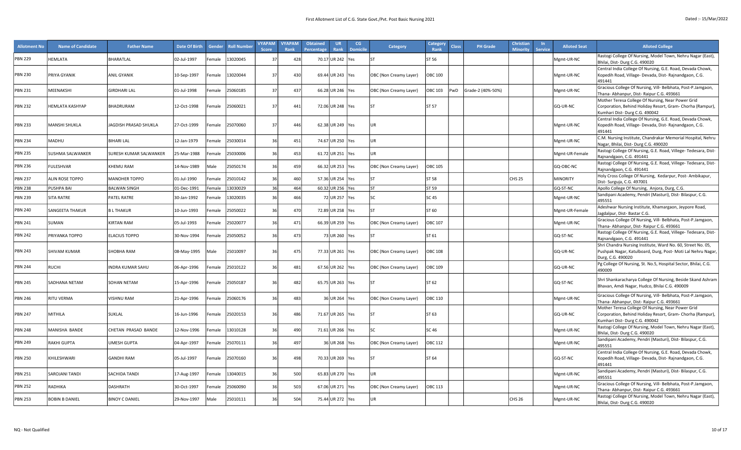First Allotment List of C.G. State Govt./Pvt. Post Basic Nursing 2021

Dated :- 15/Mar/2022

| Allotment No | Name of Candidate | Father Name | Date Of Birth | Gender | Roll Number | VYAPAM Score | VYAPAM Rank | Obtained Percentage | UR Rank | CG Domicile | Category | Category Rank | Class | PH Grade | Christian Minority | In Service | Alloted Seat | Alloted College |
|---|---|---|---|---|---|---|---|---|---|---|---|---|---|---|---|---|---|---|
| PBN 229 | HEMLATA | BHARATLAL | 02-Jul-1997 | Female | 13020045 | 37 | 428 | 70.17 | UR 242 | Yes | ST | ST 56 | | | | | Mgmt-UR-NC | Rastogi College Of Nursing, Model Town, Nehru Nagar (East), Bhilai, Dist- Durg C.G. 490020 |
| PBN 230 | PRIYA GYANIK | ANIL GYANIK | 10-Sep-1997 | Female | 13020044 | 37 | 430 | 69.44 | UR 243 | Yes | OBC (Non Creamy Layer) | OBC 100 | | | | | Mgmt-UR-NC | Central India College Of Nursing, G.E. Road, Devada Chowk, Kopedih Road, Village- Devada, Dist- Rajnandgaon, C.G. 491441 |
| PBN 231 | MEENAKSHI | GIRDHARI LAL | 01-Jul-1998 | Female | 25060185 | 37 | 437 | 66.28 | UR 246 | Yes | OBC (Non Creamy Layer) | OBC 103 | PwD | Grade-2 (40%-50%) | | | Mgmt-UR-NC | Gracious College Of Nursing, Vill- Belbhata, Post-P.Jamgaon, Thana- Abhanpur, Dist- Raipur C.G. 493661 |
| PBN 232 | HEMLATA KASHYAP | BHADRURAM | 12-Oct-1998 | Female | 25060021 | 37 | 441 | 72.06 | UR 248 | Yes | ST | ST 57 | | | | | GQ-UR-NC | Mother Teresa College Of Nursing, Near Power Grid Corporation, Behind Holiday Resort, Gram- Chorha (Rampur), Kumhari Dist- Durg C.G. 490042 |
| PBN 233 | MANSHI SHUKLA | JAGDISH PRASAD SHUKLA | 27-Oct-1999 | Female | 25070060 | 37 | 446 | 62.38 | UR 249 | Yes | UR | | | | | | Mgmt-UR-NC | Central India College Of Nursing, G.E. Road, Devada Chowk, Kopedih Road, Village- Devada, Dist- Rajnandgaon, C.G. 491441 |
| PBN 234 | MADHU | BIHARI LAL | 12-Jan-1979 | Female | 25030014 | 36 | 451 | 74.67 | UR 250 | Yes | UR | | | | | | Mgmt-UR-NC | C.M. Nursing Institute, Chandrakar Memorial Hospital, Nehru Nagar, Bhilai, Dist- Durg C.G. 490020 |
| PBN 235 | SUSHMA SALWANKER | SURESH KUMAR SALWANKER | 25-Mar-1988 | Female | 25030006 | 36 | 453 | 61.72 | UR 251 | Yes | UR | | | | | | Mgmt-UR-Female | Rastogi College Of Nursing, G.E. Road, Villege- Tedesara, Dist- Rajnandgaon, C.G. 491441 |
| PBN 236 | FULESHVAR | KHEMU RAM | 14-Nov-1989 | Male | 25050174 | 36 | 459 | 66.32 | UR 253 | Yes | OBC (Non Creamy Layer) | OBC 105 | | | | | GQ-OBC-NC | Rastogi College Of Nursing, G.E. Road, Villege- Tedesara, Dist- Rajnandgaon, C.G. 491441 |
| PBN 237 | ALIN ROSE TOPPO | MANOHER TOPPO | 01-Jul-1990 | Female | 25010142 | 36 | 460 | 57.36 | UR 254 | Yes | ST | ST 58 | | | CHS 25 | | MINORITY | Holy Cross College Of Nursing, Kedarpur, Post- Ambikapur, Dist- Surguja, C.G. 497001 |
| PBN 238 | PUSHPA BAI | BALWAN SINGH | 01-Dec-1991 | Female | 13030029 | 36 | 464 | 60.32 | UR 256 | Yes | ST | ST 59 | | | | | GQ-ST-NC | Apollo College Of Nursing, Anjora, Durg, C.G. |
| PBN 239 | SITA RATRE | PATEL RATRE | 30-Jan-1992 | Female | 13020035 | 36 | 466 | 72 | UR 257 | Yes | SC | SC 45 | | | | | Mgmt-UR-NC | Sandipani Academy, Pendri (Masturi), Dist- Bilaspur, C.G. 495551 |
| PBN 240 | SANGEETA THAKUR | B L THAKUR | 10-Jun-1993 | Female | 25050022 | 36 | 470 | 72.89 | UR 258 | Yes | ST | ST 60 | | | | | Mgmt-UR-Female | Adeshwar Nursing Institute, Khamargaon, Jeypore Road, Jagdalpur, Dist- Bastar C.G. |
| PBN 241 | SUMAN | KIRTAN RAM | 05-Jul-1993 | Female | 25020077 | 36 | 471 | 66.39 | UR 259 | Yes | OBC (Non Creamy Layer) | OBC 107 | | | | | Mgmt-UR-NC | Gracious College Of Nursing, Vill- Belbhata, Post-P.Jamgaon, Thana- Abhanpur, Dist- Raipur C.G. 493661 |
| PBN 242 | PRIYANKA TOPPO | ELACIUS TOPPO | 30-Nov-1994 | Female | 25050052 | 36 | 473 | 73 | UR 260 | Yes | ST | ST 61 | | | | | GQ-ST-NC | Rastogi College Of Nursing, G.E. Road, Villege- Tedesara, Dist- Rajnandgaon, C.G. 491441 |
| PBN 243 | SHIVAM KUMAR | SHOBHA RAM | 08-May-1995 | Male | 25010097 | 36 | 475 | 77.33 | UR 261 | Yes | OBC (Non Creamy Layer) | OBC 108 | | | | | GQ-UR-NC | Shri Chandra Nursing Institute, Ward No. 60, Street No. 05, Pushpak Nagar, Katulboard, Durg, Post- Moti Lal Nehru Nagar, Durg, C.G. 490020 |
| PBN 244 | RUCHI | INDRA KUMAR SAHU | 06-Apr-1996 | Female | 25010122 | 36 | 481 | 67.56 | UR 262 | Yes | OBC (Non Creamy Layer) | OBC 109 | | | | | GQ-UR-NC | Pg College Of Nursing, St. No.5, Hospital Sector, Bhilai, C.G. 490009 |
| PBN 245 | SADHANA NETAM | SOHAN NETAM | 15-Apr-1996 | Female | 25050187 | 36 | 482 | 65.75 | UR 263 | Yes | ST | ST 62 | | | | | GQ-ST-NC | Shri Shankaracharya College Of Nursing, Beside Skand Ashram Bhavan, Amdi Nagar, Hudco, Bhilai C.G. 490009 |
| PBN 246 | RITU VERMA | VISHNU RAM | 21-Apr-1996 | Female | 25060176 | 36 | 483 | 36 | UR 264 | Yes | OBC (Non Creamy Layer) | OBC 110 | | | | | Mgmt-UR-NC | Gracious College Of Nursing, Vill- Belbhata, Post-P.Jamgaon, Thana- Abhanpur, Dist- Raipur C.G. 493661 |
| PBN 247 | MITHILA | SUKLAL | 16-Jun-1996 | Female | 25020153 | 36 | 486 | 71.67 | UR 265 | Yes | ST | ST 63 | | | | | GQ-UR-NC | Mother Teresa College Of Nursing, Near Power Grid Corporation, Behind Holiday Resort, Gram- Chorha (Rampur), Kumhari Dist- Durg C.G. 490042 |
| PBN 248 | MANISHA BANDE | CHETAN PRASAD BANDE | 12-Nov-1996 | Female | 13010128 | 36 | 490 | 71.61 | UR 266 | Yes | SC | SC 46 | | | | | Mgmt-UR-NC | Rastogi College Of Nursing, Model Town, Nehru Nagar (East), Bhilai, Dist- Durg C.G. 490020 |
| PBN 249 | RAKHI GUPTA | UMESH GUPTA | 04-Apr-1997 | Female | 25070111 | 36 | 497 | 36 | UR 268 | Yes | OBC (Non Creamy Layer) | OBC 112 | | | | | Mgmt-UR-NC | Sandipani Academy, Pendri (Masturi), Dist- Bilaspur, C.G. 495551 |
| PBN 250 | KHILESHWARI | GANDHI RAM | 05-Jul-1997 | Female | 25070160 | 36 | 498 | 70.33 | UR 269 | Yes | ST | ST 64 | | | | | GQ-ST-NC | Central India College Of Nursing, G.E. Road, Devada Chowk, Kopedih Road, Village- Devada, Dist- Rajnandgaon, C.G. 491441 |
| PBN 251 | SAROJANI TANDI | SACHIDA TANDI | 17-Aug-1997 | Female | 13040015 | 36 | 500 | 65.83 | UR 270 | Yes | UR | | | | | | Mgmt-UR-NC | Sandipani Academy, Pendri (Masturi), Dist- Bilaspur, C.G. 495551 |
| PBN 252 | RADHIKA | DASHRATH | 30-Oct-1997 | Female | 25060090 | 36 | 503 | 67.06 | UR 271 | Yes | OBC (Non Creamy Layer) | OBC 113 | | | | | Mgmt-UR-NC | Gracious College Of Nursing, Vill- Belbhata, Post-P.Jamgaon, Thana- Abhanpur, Dist- Raipur C.G. 493661 |
| PBN 253 | BOBIN B DANIEL | BINOY C DANIEL | 29-Nov-1997 | Male | 25010111 | 36 | 504 | 75.44 | UR 272 | Yes | UR | | | | CHS 26 | | Mgmt-UR-NC | Rastogi College Of Nursing, Model Town, Nehru Nagar (East), Bhilai, Dist- Durg C.G. 490020 |

NQ - Not Qualified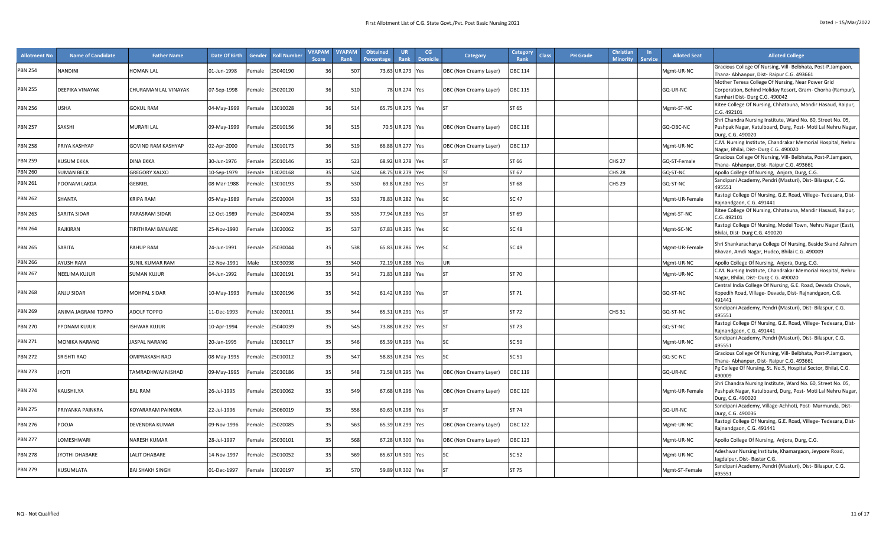First Allotment List of C.G. State Govt./Pvt. Post Basic Nursing 2021

Dated :- 15/Mar/2022

| Allotment No | Name of Candidate | Father Name | Date Of Birth | Gender | Roll Number | VYAPAM Score | VYAPAM Rank | Obtained Percentage | UR Rank | CG Domicile | Category | Category Rank | Class | PH Grade | Christian Minority | In Service | Alloted Seat | Alloted College |
|---|---|---|---|---|---|---|---|---|---|---|---|---|---|---|---|---|---|---|
| PBN 254 | NANDINI | HOMAN LAL | 01-Jun-1998 | Female | 25040190 | 36 | 507 | 73.63 | UR 273 | Yes | OBC (Non Creamy Layer) | OBC 114 | | | | | Mgmt-UR-NC | Gracious College Of Nursing, Vill- Belbhata, Post-P.Jamgaon, Thana- Abhanpur, Dist- Raipur C.G. 493661 |
| PBN 255 | DEEPIKA VINAYAK | CHURAMAN LAL VINAYAK | 07-Sep-1998 | Female | 25020120 | 36 | 510 | 78 | UR 274 | Yes | OBC (Non Creamy Layer) | OBC 115 | | | | | GQ-UR-NC | Mother Teresa College Of Nursing, Near Power Grid Corporation, Behind Holiday Resort, Gram- Chorha (Rampur), Kumhari Dist- Durg C.G. 490042 |
| PBN 256 | USHA | GOKUL RAM | 04-May-1999 | Female | 13010028 | 36 | 514 | 65.75 | UR 275 | Yes | ST | ST 65 | | | | | Mgmt-ST-NC | Ritee College Of Nursing, Chhatauna, Mandir Hasaud, Raipur, C.G. 492101 |
| PBN 257 | SAKSHI | MURARI LAL | 09-May-1999 | Female | 25010156 | 36 | 515 | 70.5 | UR 276 | Yes | OBC (Non Creamy Layer) | OBC 116 | | | | | GQ-OBC-NC | Shri Chandra Nursing Institute, Ward No. 60, Street No. 05, Pushpak Nagar, Katulboard, Durg, Post- Moti Lal Nehru Nagar, Durg, C.G. 490020 |
| PBN 258 | PRIYA KASHYAP | GOVIND RAM KASHYAP | 02-Apr-2000 | Female | 13010173 | 36 | 519 | 66.88 | UR 277 | Yes | OBC (Non Creamy Layer) | OBC 117 | | | | | Mgmt-UR-NC | C.M. Nursing Institute, Chandrakar Memorial Hospital, Nehru Nagar, Bhilai, Dist- Durg C.G. 490020 |
| PBN 259 | KUSUM EKKA | DINA EKKA | 30-Jun-1976 | Female | 25010146 | 35 | 523 | 68.92 | UR 278 | Yes | ST | ST 66 | | | CHS 27 | | GQ-ST-Female | Gracious College Of Nursing, Vill- Belbhata, Post-P.Jamgaon, Thana- Abhanpur, Dist- Raipur C.G. 493661 |
| PBN 260 | SUMAN BECK | GREGORY XALXO | 10-Sep-1979 | Female | 13020168 | 35 | 524 | 68.75 | UR 279 | Yes | ST | ST 67 | | | CHS 28 | | GQ-ST-NC | Apollo College Of Nursing, Anjora, Durg, C.G. |
| PBN 261 | POONAM LAKDA | GEBRIEL | 08-Mar-1988 | Female | 13010193 | 35 | 530 | 69.8 | UR 280 | Yes | ST | ST 68 | | | CHS 29 | | GQ-ST-NC | Sandipani Academy, Pendri (Masturi), Dist- Bilaspur, C.G. 495551 |
| PBN 262 | SHANTA | KRIPA RAM | 05-May-1989 | Female | 25020004 | 35 | 533 | 78.83 | UR 282 | Yes | SC | SC 47 | | | | | Mgmt-UR-Female | Rastogi College Of Nursing, G.E. Road, Villege- Tedesara, Dist- Rajnandgaon, C.G. 491441 |
| PBN 263 | SARITA SIDAR | PARASRAM SIDAR | 12-Oct-1989 | Female | 25040094 | 35 | 535 | 77.94 | UR 283 | Yes | ST | ST 69 | | | | | Mgmt-ST-NC | Ritee College Of Nursing, Chhatauna, Mandir Hasaud, Raipur, C.G. 492101 |
| PBN 264 | RAJKIRAN | TIRITHRAM BANJARE | 25-Nov-1990 | Female | 13020062 | 35 | 537 | 67.83 | UR 285 | Yes | SC | SC 48 | | | | | Mgmt-SC-NC | Rastogi College Of Nursing, Model Town, Nehru Nagar (East), Bhilai, Dist- Durg C.G. 490020 |
| PBN 265 | SARITA | PAHUP RAM | 24-Jun-1991 | Female | 25030044 | 35 | 538 | 65.83 | UR 286 | Yes | SC | SC 49 | | | | | Mgmt-UR-Female | Shri Shankaracharya College Of Nursing, Beside Skand Ashram Bhavan, Amdi Nagar, Hudco, Bhilai C.G. 490009 |
| PBN 266 | AYUSH RAM | SUNIL KUMAR RAM | 12-Nov-1991 | Male | 13030098 | 35 | 540 | 72.19 | UR 288 | Yes | UR | | | | | | Mgmt-UR-NC | Apollo College Of Nursing, Anjora, Durg, C.G. |
| PBN 267 | NEELIMA KUJUR | SUMAN KUJUR | 04-Jun-1992 | Female | 13020191 | 35 | 541 | 71.83 | UR 289 | Yes | ST | ST 70 | | | | | Mgmt-UR-NC | C.M. Nursing Institute, Chandrakar Memorial Hospital, Nehru Nagar, Bhilai, Dist- Durg C.G. 490020 |
| PBN 268 | ANJU SIDAR | MOHPAL SIDAR | 10-May-1993 | Female | 13020196 | 35 | 542 | 61.42 | UR 290 | Yes | ST | ST 71 | | | | | GQ-ST-NC | Central India College Of Nursing, G.E. Road, Devada Chowk, Kopedih Road, Village- Devada, Dist- Rajnandgaon, C.G. 491441 |
| PBN 269 | ANIMA JAGRANI TOPPO | ADOLF TOPPO | 11-Dec-1993 | Female | 13020011 | 35 | 544 | 65.31 | UR 291 | Yes | ST | ST 72 | | | CHS 31 | | GQ-ST-NC | Sandipani Academy, Pendri (Masturi), Dist- Bilaspur, C.G. 495551 |
| PBN 270 | PPONAM KUJUR | ISHWAR KUJUR | 10-Apr-1994 | Female | 25040039 | 35 | 545 | 73.88 | UR 292 | Yes | ST | ST 73 | | | | | GQ-ST-NC | Rastogi College Of Nursing, G.E. Road, Villege- Tedesara, Dist- Rajnandgaon, C.G. 491441 |
| PBN 271 | MONIKA NARANG | JASPAL NARANG | 20-Jan-1995 | Female | 13030117 | 35 | 546 | 65.39 | UR 293 | Yes | SC | SC 50 | | | | | Mgmt-UR-NC | Sandipani Academy, Pendri (Masturi), Dist- Bilaspur, C.G. 495551 |
| PBN 272 | SRISHTI RAO | OMPRAKASH RAO | 08-May-1995 | Female | 25010012 | 35 | 547 | 58.83 | UR 294 | Yes | SC | SC 51 | | | | | GQ-SC-NC | Gracious College Of Nursing, Vill- Belbhata, Post-P.Jamgaon, Thana- Abhanpur, Dist- Raipur C.G. 493661 |
| PBN 273 | JYOTI | TAMRADHWAJ NISHAD | 09-May-1995 | Female | 25030186 | 35 | 548 | 71.58 | UR 295 | Yes | OBC (Non Creamy Layer) | OBC 119 | | | | | GQ-UR-NC | Pg College Of Nursing, St. No.5, Hospital Sector, Bhilai, C.G. 490009 |
| PBN 274 | KAUSHILYA | BAL RAM | 26-Jul-1995 | Female | 25010062 | 35 | 549 | 67.68 | UR 296 | Yes | OBC (Non Creamy Layer) | OBC 120 | | | | | Mgmt-UR-Female | Shri Chandra Nursing Institute, Ward No. 60, Street No. 05, Pushpak Nagar, Katulboard, Durg, Post- Moti Lal Nehru Nagar, Durg, C.G. 490020 |
| PBN 275 | PRIYANKA PAINKRA | KOYARARAM PAINKRA | 22-Jul-1996 | Female | 25060019 | 35 | 556 | 60.63 | UR 298 | Yes | ST | ST 74 | | | | | GQ-UR-NC | Sandipani Academy, Village-Achhoti, Post- Murmunda, Dist- Durg, C.G. 490036 |
| PBN 276 | POOJA | DEVENDRA KUMAR | 09-Nov-1996 | Female | 25020085 | 35 | 563 | 65.39 | UR 299 | Yes | OBC (Non Creamy Layer) | OBC 122 | | | | | Mgmt-UR-NC | Rastogi College Of Nursing, G.E. Road, Villege- Tedesara, Dist- Rajnandgaon, C.G. 491441 |
| PBN 277 | LOMESHWARI | NARESH KUMAR | 28-Jul-1997 | Female | 25030101 | 35 | 568 | 67.28 | UR 300 | Yes | OBC (Non Creamy Layer) | OBC 123 | | | | | Mgmt-UR-NC | Apollo College Of Nursing, Anjora, Durg, C.G. |
| PBN 278 | JYOTHI DHABARE | LALIT DHABARE | 14-Nov-1997 | Female | 25010052 | 35 | 569 | 65.67 | UR 301 | Yes | SC | SC 52 | | | | | Mgmt-UR-NC | Adeshwar Nursing Institute, Khamargaon, Jeypore Road, Jagdalpur, Dist- Bastar C.G. |
| PBN 279 | KUSUMLATA | BAI SHAKH SINGH | 01-Dec-1997 | Female | 13020197 | 35 | 570 | 59.89 | UR 302 | Yes | ST | ST 75 | | | | | Mgmt-ST-Female | Sandipani Academy, Pendri (Masturi), Dist- Bilaspur, C.G. 495551 |

NQ - Not Qualified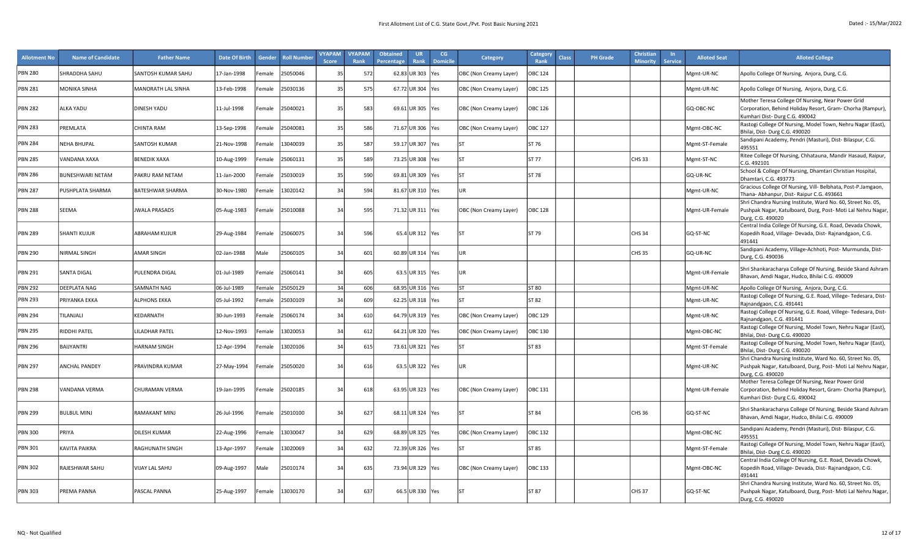First Allotment List of C.G. State Govt./Pvt. Post Basic Nursing 2021

Dated :- 15/Mar/2022

| Allotment No | Name of Candidate | Father Name | Date Of Birth | Gender | Roll Number | VYAPAM Score | VYAPAM Rank | Obtained Percentage | UR Rank | CG Domicile | Category | Category Rank | Class | PH Grade | Christian Minority | In Service | Alloted Seat | Alloted College |
|---|---|---|---|---|---|---|---|---|---|---|---|---|---|---|---|---|---|---|
| PBN 280 | SHRADDHA SAHU | SANTOSH KUMAR SAHU | 17-Jan-1998 | Female | 25050046 | 35 | 572 | 62.83 | UR 303 | Yes | OBC (Non Creamy Layer) | OBC 124 | | | | | Mgmt-UR-NC | Apollo College Of Nursing, Anjora, Durg, C.G. |
| PBN 281 | MONIKA SINHA | MANORATH LAL SINHA | 13-Feb-1998 | Female | 25030136 | 35 | 575 | 67.72 | UR 304 | Yes | OBC (Non Creamy Layer) | OBC 125 | | | | | Mgmt-UR-NC | Apollo College Of Nursing, Anjora, Durg, C.G. |
| PBN 282 | ALKA YADU | DINESH YADU | 11-Jul-1998 | Female | 25040021 | 35 | 583 | 69.61 | UR 305 | Yes | OBC (Non Creamy Layer) | OBC 126 | | | | | GQ-OBC-NC | Mother Teresa College Of Nursing, Near Power Grid Corporation, Behind Holiday Resort, Gram- Chorha (Rampur), Kumhari Dist- Durg C.G. 490042 |
| PBN 283 | PREMLATA | CHINTA RAM | 13-Sep-1998 | Female | 25040081 | 35 | 586 | 71.67 | UR 306 | Yes | OBC (Non Creamy Layer) | OBC 127 | | | | | Mgmt-OBC-NC | Rastogi College Of Nursing, Model Town, Nehru Nagar (East), Bhilai, Dist- Durg C.G. 490020 |
| PBN 284 | NEHA BHUPAL | SANTOSH KUMAR | 21-Nov-1998 | Female | 13040039 | 35 | 587 | 59.17 | UR 307 | Yes | ST | ST 76 | | | | | Mgmt-ST-Female | Sandipani Academy, Pendri (Masturi), Dist- Bilaspur, C.G. 495551 |
| PBN 285 | VANDANA XAXA | BENEDIK XAXA | 10-Aug-1999 | Female | 25060131 | 35 | 589 | 73.25 | UR 308 | Yes | ST | ST 77 | | | CHS 33 | | Mgmt-ST-NC | Ritee College Of Nursing, Chhatauna, Mandir Hasaud, Raipur, C.G. 492101 |
| PBN 286 | BUNESHWARI NETAM | PAKRU RAM NETAM | 11-Jan-2000 | Female | 25030019 | 35 | 590 | 69.81 | UR 309 | Yes | ST | ST 78 | | | | | GQ-UR-NC | School & College Of Nursing, Dhamtari Christian Hospital, Dhamtari, C.G. 493773 |
| PBN 287 | PUSHPLATA SHARMA | BATESHWAR SHARMA | 30-Nov-1980 | Female | 13020142 | 34 | 594 | 81.67 | UR 310 | Yes | UR | | | | | | Mgmt-UR-NC | Gracious College Of Nursing, Vill- Belbhata, Post-P.Jamgaon, Thana- Abhanpur, Dist- Raipur C.G. 493661 |
| PBN 288 | SEEMA | JWALA PRASADS | 05-Aug-1983 | Female | 25010088 | 34 | 595 | 71.32 | UR 311 | Yes | OBC (Non Creamy Layer) | OBC 128 | | | | | Mgmt-UR-Female | Shri Chandra Nursing Institute, Ward No. 60, Street No. 05, Pushpak Nagar, Katulboard, Durg, Post- Moti Lal Nehru Nagar, Durg, C.G. 490020 |
| PBN 289 | SHANTI KUJUR | ABRAHAM KUJUR | 29-Aug-1984 | Female | 25060075 | 34 | 596 | 65.4 | UR 312 | Yes | ST | ST 79 | | | CHS 34 | | GQ-ST-NC | Central India College Of Nursing, G.E. Road, Devada Chowk, Kopedih Road, Village- Devada, Dist- Rajnandgaon, C.G. 491441 |
| PBN 290 | NIRMAL SINGH | AMAR SINGH | 02-Jan-1988 | Male | 25060105 | 34 | 601 | 60.89 | UR 314 | Yes | UR | | | | CHS 35 | | GQ-UR-NC | Sandipani Academy, Village-Achhoti, Post- Murmunda, Dist- Durg, C.G. 490036 |
| PBN 291 | SANTA DIGAL | PULENDRA DIGAL | 01-Jul-1989 | Female | 25060141 | 34 | 605 | 63.5 | UR 315 | Yes | UR | | | | | | Mgmt-UR-Female | Shri Shankaracharya College Of Nursing, Beside Skand Ashram Bhavan, Amdi Nagar, Hudco, Bhilai C.G. 490009 |
| PBN 292 | DEEPLATA NAG | SAMNATH NAG | 06-Jul-1989 | Female | 25050129 | 34 | 606 | 68.95 | UR 316 | Yes | ST | ST 80 | | | | | Mgmt-UR-NC | Apollo College Of Nursing, Anjora, Durg, C.G. |
| PBN 293 | PRIYANKA EKKA | ALPHONS EKKA | 05-Jul-1992 | Female | 25030109 | 34 | 609 | 62.25 | UR 318 | Yes | ST | ST 82 | | | | | Mgmt-UR-NC | Rastogi College Of Nursing, G.E. Road, Villege- Tedesara, Dist- Rajnandgaon, C.G. 491441 |
| PBN 294 | TILANJALI | KEDARNATH | 30-Jun-1993 | Female | 25060174 | 34 | 610 | 64.79 | UR 319 | Yes | OBC (Non Creamy Layer) | OBC 129 | | | | | Mgmt-UR-NC | Rastogi College Of Nursing, G.E. Road, Villege- Tedesara, Dist- Rajnandgaon, C.G. 491441 |
| PBN 295 | RIDDHI PATEL | LILADHAR PATEL | 12-Nov-1993 | Female | 13020053 | 34 | 612 | 64.21 | UR 320 | Yes | OBC (Non Creamy Layer) | OBC 130 | | | | | Mgmt-OBC-NC | Rastogi College Of Nursing, Model Town, Nehru Nagar (East), Bhilai, Dist- Durg C.G. 490020 |
| PBN 296 | BAIJYANTRI | HARNAM SINGH | 12-Apr-1994 | Female | 13020106 | 34 | 615 | 73.61 | UR 321 | Yes | ST | ST 83 | | | | | Mgmt-ST-Female | Rastogi College Of Nursing, Model Town, Nehru Nagar (East), Bhilai, Dist- Durg C.G. 490020 |
| PBN 297 | ANCHAL PANDEY | PRAVINDRA KUMAR | 27-May-1994 | Female | 25050020 | 34 | 616 | 63.5 | UR 322 | Yes | UR | | | | | | Mgmt-UR-NC | Shri Chandra Nursing Institute, Ward No. 60, Street No. 05, Pushpak Nagar, Katulboard, Durg, Post- Moti Lal Nehru Nagar, Durg, C.G. 490020 |
| PBN 298 | VANDANA VERMA | CHURAMAN VERMA | 19-Jan-1995 | Female | 25020185 | 34 | 618 | 63.95 | UR 323 | Yes | OBC (Non Creamy Layer) | OBC 131 | | | | | Mgmt-UR-Female | Mother Teresa College Of Nursing, Near Power Grid Corporation, Behind Holiday Resort, Gram- Chorha (Rampur), Kumhari Dist- Durg C.G. 490042 |
| PBN 299 | BULBUL MINJ | RAMAKANT MINJ | 26-Jul-1996 | Female | 25010100 | 34 | 627 | 68.11 | UR 324 | Yes | ST | ST 84 | | | CHS 36 | | GQ-ST-NC | Shri Shankaracharya College Of Nursing, Beside Skand Ashram Bhavan, Amdi Nagar, Hudco, Bhilai C.G. 490009 |
| PBN 300 | PRIYA | DILESH KUMAR | 22-Aug-1996 | Female | 13030047 | 34 | 629 | 68.89 | UR 325 | Yes | OBC (Non Creamy Layer) | OBC 132 | | | | | Mgmt-OBC-NC | Sandipani Academy, Pendri (Masturi), Dist- Bilaspur, C.G. 495551 |
| PBN 301 | KAVITA PAIKRA | RAGHUNATH SINGH | 13-Apr-1997 | Female | 13020069 | 34 | 632 | 72.39 | UR 326 | Yes | ST | ST 85 | | | | | Mgmt-ST-Female | Rastogi College Of Nursing, Model Town, Nehru Nagar (East), Bhilai, Dist- Durg C.G. 490020 |
| PBN 302 | RAJESHWAR SAHU | VIJAY LAL SAHU | 09-Aug-1997 | Male | 25010174 | 34 | 635 | 73.94 | UR 329 | Yes | OBC (Non Creamy Layer) | OBC 133 | | | | | Mgmt-OBC-NC | Central India College Of Nursing, G.E. Road, Devada Chowk, Kopedih Road, Village- Devada, Dist- Rajnandgaon, C.G. 491441 |
| PBN 303 | PREMA PANNA | PASCAL PANNA | 25-Aug-1997 | Female | 13030170 | 34 | 637 | 66.5 | UR 330 | Yes | ST | ST 87 | | | CHS 37 | | GQ-ST-NC | Shri Chandra Nursing Institute, Ward No. 60, Street No. 05, Pushpak Nagar, Katulboard, Durg, Post- Moti Lal Nehru Nagar, Durg, C.G. 490020 |

NQ - Not Qualified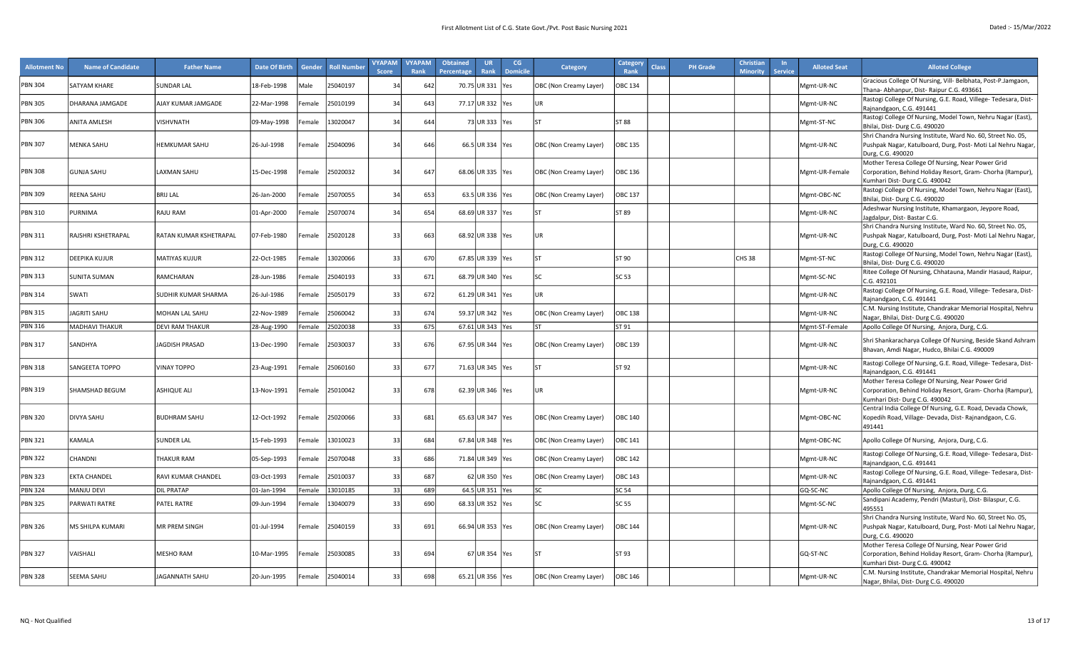| Allotment No | Name of Candidate | Father Name | Date Of Birth | Gender | Roll Number | VYAPAM Score | VYAPAM Rank | Obtained Percentage | UR Rank | CG Domicile | Category | Category Rank | Class | PH Grade | Christian Minority | In Service | Alloted Seat | Alloted College |
|---|---|---|---|---|---|---|---|---|---|---|---|---|---|---|---|---|---|---|
| PBN 304 | SATYAM KHARE | SUNDAR LAL | 18-Feb-1998 | Male | 25040197 | 34 | 642 | 70.75 | UR 331 | Yes | OBC (Non Creamy Layer) | OBC 134 | | | | | Mgmt-UR-NC | Gracious College Of Nursing, Vill- Belbhata, Post-P.Jamgaon, Thana- Abhanpur, Dist- Raipur C.G. 493661 |
| PBN 305 | DHARANA JAMGADE | AJAY KUMAR JAMGADE | 22-Mar-1998 | Female | 25010199 | 34 | 643 | 77.17 | UR 332 | Yes | UR | | | | | | Mgmt-UR-NC | Rastogi College Of Nursing, G.E. Road, Villege- Tedesara, Dist- Rajnandgaon, C.G. 491441 |
| PBN 306 | ANITA AMLESH | VISHVNATH | 09-May-1998 | Female | 13020047 | 34 | 644 | 73 | UR 333 | Yes | ST | ST 88 | | | | | Mgmt-ST-NC | Rastogi College Of Nursing, Model Town, Nehru Nagar (East), Bhilai, Dist- Durg C.G. 490020 |
| PBN 307 | MENKA SAHU | HEMKUMAR SAHU | 26-Jul-1998 | Female | 25040096 | 34 | 646 | 66.5 | UR 334 | Yes | OBC (Non Creamy Layer) | OBC 135 | | | | | Mgmt-UR-NC | Shri Chandra Nursing Institute, Ward No. 60, Street No. 05, Pushpak Nagar, Katulboard, Durg, Post- Moti Lal Nehru Nagar, Durg, C.G. 490020 |
| PBN 308 | GUNJA SAHU | LAXMAN SAHU | 15-Dec-1998 | Female | 25020032 | 34 | 647 | 68.06 | UR 335 | Yes | OBC (Non Creamy Layer) | OBC 136 | | | | | Mgmt-UR-Female | Mother Teresa College Of Nursing, Near Power Grid Corporation, Behind Holiday Resort, Gram- Chorha (Rampur), Kumhari Dist- Durg C.G. 490042 |
| PBN 309 | REENA SAHU | BRIJ LAL | 26-Jan-2000 | Female | 25070055 | 34 | 653 | 63.5 | UR 336 | Yes | OBC (Non Creamy Layer) | OBC 137 | | | | | Mgmt-OBC-NC | Rastogi College Of Nursing, Model Town, Nehru Nagar (East), Bhilai, Dist- Durg C.G. 490020 |
| PBN 310 | PURNIMA | RAJU RAM | 01-Apr-2000 | Female | 25070074 | 34 | 654 | 68.69 | UR 337 | Yes | ST | ST 89 | | | | | Mgmt-UR-NC | Adeshwar Nursing Institute, Khamargaon, Jeypore Road, Jagdalpur, Dist- Bastar C.G. |
| PBN 311 | RAJSHRI KSHETRAPAL | RATAN KUMAR KSHETRAPAL | 07-Feb-1980 | Female | 25020128 | 33 | 663 | 68.92 | UR 338 | Yes | UR | | | | | | Mgmt-UR-NC | Shri Chandra Nursing Institute, Ward No. 60, Street No. 05, Pushpak Nagar, Katulboard, Durg, Post- Moti Lal Nehru Nagar, Durg, C.G. 490020 |
| PBN 312 | DEEPIKA KUJUR | MATIYAS KUJUR | 22-Oct-1985 | Female | 13020066 | 33 | 670 | 67.85 | UR 339 | Yes | ST | ST 90 | | | CHS 38 | | Mgmt-ST-NC | Rastogi College Of Nursing, Model Town, Nehru Nagar (East), Bhilai, Dist- Durg C.G. 490020 |
| PBN 313 | SUNITA SUMAN | RAMCHARAN | 28-Jun-1986 | Female | 25040193 | 33 | 671 | 68.79 | UR 340 | Yes | SC | SC 53 | | | | | Mgmt-SC-NC | Ritee College Of Nursing, Chhatauna, Mandir Hasaud, Raipur, C.G. 492101 |
| PBN 314 | SWATI | SUDHIR KUMAR SHARMA | 26-Jul-1986 | Female | 25050179 | 33 | 672 | 61.29 | UR 341 | Yes | UR | | | | | | Mgmt-UR-NC | Rastogi College Of Nursing, G.E. Road, Villege- Tedesara, Dist- Rajnandgaon, C.G. 491441 |
| PBN 315 | JAGRITI SAHU | MOHAN LAL SAHU | 22-Nov-1989 | Female | 25060042 | 33 | 674 | 59.37 | UR 342 | Yes | OBC (Non Creamy Layer) | OBC 138 | | | | | Mgmt-UR-NC | C.M. Nursing Institute, Chandrakar Memorial Hospital, Nehru Nagar, Bhilai, Dist- Durg C.G. 490020 |
| PBN 316 | MADHAVI THAKUR | DEVI RAM THAKUR | 28-Aug-1990 | Female | 25020038 | 33 | 675 | 67.61 | UR 343 | Yes | ST | ST 91 | | | | | Mgmt-ST-Female | Apollo College Of Nursing, Anjora, Durg, C.G. |
| PBN 317 | SANDHYA | JAGDISH PRASAD | 13-Dec-1990 | Female | 25030037 | 33 | 676 | 67.95 | UR 344 | Yes | OBC (Non Creamy Layer) | OBC 139 | | | | | Mgmt-UR-NC | Shri Shankaracharya College Of Nursing, Beside Skand Ashram Bhavan, Amdi Nagar, Hudco, Bhilai C.G. 490009 |
| PBN 318 | SANGEETA TOPPO | VINAY TOPPO | 23-Aug-1991 | Female | 25060160 | 33 | 677 | 71.63 | UR 345 | Yes | ST | ST 92 | | | | | Mgmt-UR-NC | Rastogi College Of Nursing, G.E. Road, Villege- Tedesara, Dist- Rajnandgaon, C.G. 491441 |
| PBN 319 | SHAMSHAD BEGUM | ASHIQUE ALI | 13-Nov-1991 | Female | 25010042 | 33 | 678 | 62.39 | UR 346 | Yes | UR | | | | | | Mgmt-UR-NC | Mother Teresa College Of Nursing, Near Power Grid Corporation, Behind Holiday Resort, Gram- Chorha (Rampur), Kumhari Dist- Durg C.G. 490042 |
| PBN 320 | DIVYA SAHU | BUDHRAM SAHU | 12-Oct-1992 | Female | 25020066 | 33 | 681 | 65.63 | UR 347 | Yes | OBC (Non Creamy Layer) | OBC 140 | | | | | Mgmt-OBC-NC | Central India College Of Nursing, G.E. Road, Devada Chowk, Kopedih Road, Village- Devada, Dist- Rajnandgaon, C.G. 491441 |
| PBN 321 | KAMALA | SUNDER LAL | 15-Feb-1993 | Female | 13010023 | 33 | 684 | 67.84 | UR 348 | Yes | OBC (Non Creamy Layer) | OBC 141 | | | | | Mgmt-OBC-NC | Apollo College Of Nursing, Anjora, Durg, C.G. |
| PBN 322 | CHANDNI | THAKUR RAM | 05-Sep-1993 | Female | 25070048 | 33 | 686 | 71.84 | UR 349 | Yes | OBC (Non Creamy Layer) | OBC 142 | | | | | Mgmt-UR-NC | Rastogi College Of Nursing, G.E. Road, Villege- Tedesara, Dist- Rajnandgaon, C.G. 491441 |
| PBN 323 | EKTA CHANDEL | RAVI KUMAR CHANDEL | 03-Oct-1993 | Female | 25010037 | 33 | 687 | 62 | UR 350 | Yes | OBC (Non Creamy Layer) | OBC 143 | | | | | Mgmt-UR-NC | Rastogi College Of Nursing, G.E. Road, Villege- Tedesara, Dist- Rajnandgaon, C.G. 491441 |
| PBN 324 | MANJU DEVI | DIL PRATAP | 01-Jan-1994 | Female | 13010185 | 33 | 689 | 64.5 | UR 351 | Yes | SC | SC 54 | | | | | GQ-SC-NC | Apollo College Of Nursing, Anjora, Durg, C.G. |
| PBN 325 | PARWATI RATRE | PATEL RATRE | 09-Jun-1994 | Female | 13040079 | 33 | 690 | 68.33 | UR 352 | Yes | SC | SC 55 | | | | | Mgmt-SC-NC | Sandipani Academy, Pendri (Masturi), Dist- Bilaspur, C.G. 495551 |
| PBN 326 | MS SHILPA KUMARI | MR PREM SINGH | 01-Jul-1994 | Female | 25040159 | 33 | 691 | 66.94 | UR 353 | Yes | OBC (Non Creamy Layer) | OBC 144 | | | | | Mgmt-UR-NC | Shri Chandra Nursing Institute, Ward No. 60, Street No. 05, Pushpak Nagar, Katulboard, Durg, Post- Moti Lal Nehru Nagar, Durg, C.G. 490020 |
| PBN 327 | VAISHALI | MESHO RAM | 10-Mar-1995 | Female | 25030085 | 33 | 694 | 67 | UR 354 | Yes | ST | ST 93 | | | | | GQ-ST-NC | Mother Teresa College Of Nursing, Near Power Grid Corporation, Behind Holiday Resort, Gram- Chorha (Rampur), Kumhari Dist- Durg C.G. 490042 |
| PBN 328 | SEEMA SAHU | JAGANNATH SAHU | 20-Jun-1995 | Female | 25040014 | 33 | 698 | 65.21 | UR 356 | Yes | OBC (Non Creamy Layer) | OBC 146 | | | | | Mgmt-UR-NC | C.M. Nursing Institute, Chandrakar Memorial Hospital, Nehru Nagar, Bhilai, Dist- Durg C.G. 490020 |

NQ - Not Qualified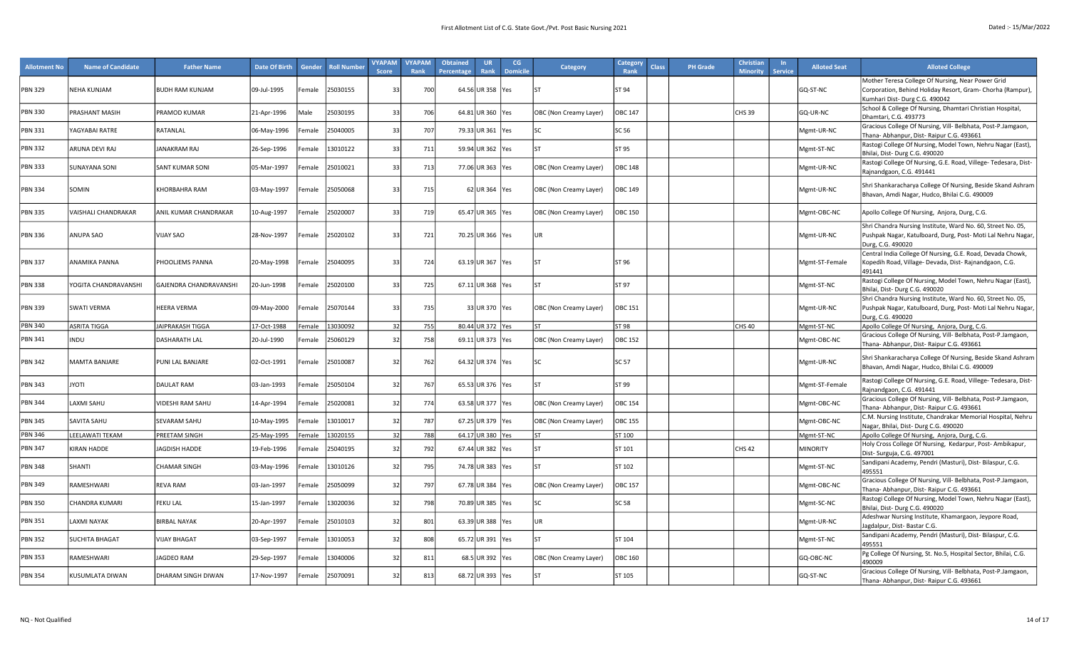# First Allotment List of C.G. State Govt./Pvt. Post Basic Nursing 2021

Dated :- 15/Mar/2022

| Allotment No | Name of Candidate | Father Name | Date Of Birth | Gender | Roll Number | VYAPAM Score | VYAPAM Rank | Obtained Percentage | UR Rank | CG Domicile | Category | Category Rank | Class | PH Grade | Christian Minority | In Service | Alloted Seat | Alloted College |
|---|---|---|---|---|---|---|---|---|---|---|---|---|---|---|---|---|---|---|
| PBN 329 | NEHA KUNJAM | BUDH RAM KUNJAM | 09-Jul-1995 | Female | 25030155 | 33 | 700 | 64.56 | UR 358 | Yes | ST | ST 94 | | | | | GQ-ST-NC | Mother Teresa College Of Nursing, Near Power Grid Corporation, Behind Holiday Resort, Gram- Chorha (Rampur), Kumhari Dist- Durg C.G. 490042 |
| PBN 330 | PRASHANT MASIH | PRAMOD KUMAR | 21-Apr-1996 | Male | 25030195 | 33 | 706 | 64.81 | UR 360 | Yes | OBC (Non Creamy Layer) | OBC 147 | | | CHS 39 | | GQ-UR-NC | School & College Of Nursing, Dhamtari Christian Hospital, Dhamtari, C.G. 493773 |
| PBN 331 | YAGYABAI RATRE | RATANLAL | 06-May-1996 | Female | 25040005 | 33 | 707 | 79.33 | UR 361 | Yes | SC | SC 56 | | | | | Mgmt-UR-NC | Gracious College Of Nursing, Vill- Belbhata, Post-P.Jamgaon, Thana- Abhanpur, Dist- Raipur C.G. 493661 |
| PBN 332 | ARUNA DEVI RAJ | JANAKRAM RAJ | 26-Sep-1996 | Female | 13010122 | 33 | 711 | 59.94 | UR 362 | Yes | ST | ST 95 | | | | | Mgmt-ST-NC | Rastogi College Of Nursing, Model Town, Nehru Nagar (East), Bhilai, Dist- Durg C.G. 490020 |
| PBN 333 | SUNAYANA SONI | SANT KUMAR SONI | 05-Mar-1997 | Female | 25010021 | 33 | 713 | 77.06 | UR 363 | Yes | OBC (Non Creamy Layer) | OBC 148 | | | | | Mgmt-UR-NC | Rastogi College Of Nursing, G.E. Road, Village- Tedesara, Dist- Rajnandgaon, C.G. 491441 |
| PBN 334 | SOMIN | KHORBAHRA RAM | 03-May-1997 | Female | 25050068 | 33 | 715 | 62 | UR 364 | Yes | OBC (Non Creamy Layer) | OBC 149 | | | | | Mgmt-UR-NC | Shri Shankaracharya College Of Nursing, Beside Skand Ashram Bhavan, Amdi Nagar, Hudco, Bhilai C.G. 490009 |
| PBN 335 | VAISHALI CHANDRAKAR | ANIL KUMAR CHANDRAKAR | 10-Aug-1997 | Female | 25020007 | 33 | 719 | 65.47 | UR 365 | Yes | OBC (Non Creamy Layer) | OBC 150 | | | | | Mgmt-OBC-NC | Apollo College Of Nursing, Anjora, Durg, C.G. |
| PBN 336 | ANUPA SAO | VIJAY SAO | 28-Nov-1997 | Female | 25020102 | 33 | 721 | 70.25 | UR 366 | Yes | UR | | | | | | Mgmt-UR-NC | Shri Chandra Nursing Institute, Ward No. 60, Street No. 05, Pushpak Nagar, Katulboard, Durg, Post- Moti Lal Nehru Nagar, Durg, C.G. 490020 |
| PBN 337 | ANAMIKA PANNA | PHOOLJEMS PANNA | 20-May-1998 | Female | 25040095 | 33 | 724 | 63.19 | UR 367 | Yes | ST | ST 96 | | | | | Mgmt-ST-Female | Central India College Of Nursing, G.E. Road, Devada Chowk, Kopedih Road, Village- Devada, Dist- Rajnandgaon, C.G. 491441 |
| PBN 338 | YOGITA CHANDRAVANSHI | GAJENDRA CHANDRAVANSHI | 20-Jun-1998 | Female | 25020100 | 33 | 725 | 67.11 | UR 368 | Yes | ST | ST 97 | | | | | Mgmt-ST-NC | Rastogi College Of Nursing, Model Town, Nehru Nagar (East), Bhilai, Dist- Durg C.G. 490020 |
| PBN 339 | SWATI VERMA | HEERA VERMA | 09-May-2000 | Female | 25070144 | 33 | 735 | 33 | UR 370 | Yes | OBC (Non Creamy Layer) | OBC 151 | | | | | Mgmt-UR-NC | Shri Chandra Nursing Institute, Ward No. 60, Street No. 05, Pushpak Nagar, Katulboard, Durg, Post- Moti Lal Nehru Nagar, Durg, C.G. 490020 |
| PBN 340 | ASRITA TIGGA | JAIPRAKASH TIGGA | 17-Oct-1988 | Female | 13030092 | 32 | 755 | 80.44 | UR 372 | Yes | ST | ST 98 | | | CHS 40 | | Mgmt-ST-NC | Apollo College Of Nursing, Anjora, Durg, C.G. |
| PBN 341 | INDU | DASHARATH LAL | 20-Jul-1990 | Female | 25060129 | 32 | 758 | 69.11 | UR 373 | Yes | OBC (Non Creamy Layer) | OBC 152 | | | | | Mgmt-OBC-NC | Gracious College Of Nursing, Vill- Belbhata, Post-P.Jamgaon, Thana- Abhanpur, Dist- Raipur C.G. 493661 |
| PBN 342 | MAMTA BANJARE | PUNI LAL BANJARE | 02-Oct-1991 | Female | 25010087 | 32 | 762 | 64.32 | UR 374 | Yes | SC | SC 57 | | | | | Mgmt-UR-NC | Shri Shankaracharya College Of Nursing, Beside Skand Ashram Bhavan, Amdi Nagar, Hudco, Bhilai C.G. 490009 |
| PBN 343 | JYOTI | DAULAT RAM | 03-Jan-1993 | Female | 25050104 | 32 | 767 | 65.53 | UR 376 | Yes | ST | ST 99 | | | | | Mgmt-ST-Female | Rastogi College Of Nursing, G.E. Road, Village- Tedesara, Dist- Rajnandgaon, C.G. 491441 |
| PBN 344 | LAXMI SAHU | VIDESHI RAM SAHU | 14-Apr-1994 | Female | 25020081 | 32 | 774 | 63.58 | UR 377 | Yes | OBC (Non Creamy Layer) | OBC 154 | | | | | Mgmt-OBC-NC | Gracious College Of Nursing, Vill- Belbhata, Post-P.Jamgaon, Thana- Abhanpur, Dist- Raipur C.G. 493661 |
| PBN 345 | SAVITA SAHU | SEVARAM SAHU | 10-May-1995 | Female | 13010017 | 32 | 787 | 67.25 | UR 379 | Yes | OBC (Non Creamy Layer) | OBC 155 | | | | | Mgmt-OBC-NC | C.M. Nursing Institute, Chandrakar Memorial Hospital, Nehru Nagar, Bhilai, Dist- Durg C.G. 490020 |
| PBN 346 | LEELAWATI TEKAM | PREETAM SINGH | 25-May-1995 | Female | 13020155 | 32 | 788 | 64.17 | UR 380 | Yes | ST | ST 100 | | | | | Mgmt-ST-NC | Apollo College Of Nursing, Anjora, Durg, C.G. |
| PBN 347 | KIRAN HADDE | JAGDISH HADDE | 19-Feb-1996 | Female | 25040195 | 32 | 792 | 67.44 | UR 382 | Yes | ST | ST 101 | | | CHS 42 | | MINORITY | Holy Cross College Of Nursing, Kedarpur, Post- Ambikapur, Dist- Surguja, C.G. 497001 |
| PBN 348 | SHANTI | CHAMAR SINGH | 03-May-1996 | Female | 13010126 | 32 | 795 | 74.78 | UR 383 | Yes | ST | ST 102 | | | | | Mgmt-ST-NC | Sandipani Academy, Pendri (Masturi), Dist- Bilaspur, C.G. 495551 |
| PBN 349 | RAMESHWARI | REVA RAM | 03-Jan-1997 | Female | 25050099 | 32 | 797 | 67.78 | UR 384 | Yes | OBC (Non Creamy Layer) | OBC 157 | | | | | Mgmt-OBC-NC | Gracious College Of Nursing, Vill- Belbhata, Post-P.Jamgaon, Thana- Abhanpur, Dist- Raipur C.G. 493661 |
| PBN 350 | CHANDRA KUMARI | FEKU LAL | 15-Jan-1997 | Female | 13020036 | 32 | 798 | 70.89 | UR 385 | Yes | SC | SC 58 | | | | | Mgmt-SC-NC | Rastogi College Of Nursing, Model Town, Nehru Nagar (East), Bhilai, Dist- Durg C.G. 490020 |
| PBN 351 | LAXMI NAYAK | BIRBAL NAYAK | 20-Apr-1997 | Female | 25010103 | 32 | 801 | 63.39 | UR 388 | Yes | UR | | | | | | Mgmt-UR-NC | Adeshwar Nursing Institute, Khamargaon, Jeypore Road, Jagdalpur, Dist- Bastar C.G. |
| PBN 352 | SUCHITA BHAGAT | VIJAY BHAGAT | 03-Sep-1997 | Female | 13010053 | 32 | 808 | 65.72 | UR 391 | Yes | ST | ST 104 | | | | | Mgmt-ST-NC | Sandipani Academy, Pendri (Masturi), Dist- Bilaspur, C.G. 495551 |
| PBN 353 | RAMESHWARI | JAGDEO RAM | 29-Sep-1997 | Female | 13040006 | 32 | 811 | 68.5 | UR 392 | Yes | OBC (Non Creamy Layer) | OBC 160 | | | | | GQ-OBC-NC | Pg College Of Nursing, St. No.5, Hospital Sector, Bhilai, C.G. 490009 |
| PBN 354 | KUSUMLATA DIWAN | DHARAM SINGH DIWAN | 17-Nov-1997 | Female | 25070091 | 32 | 813 | 68.72 | UR 393 | Yes | ST | ST 105 | | | | | GQ-ST-NC | Gracious College Of Nursing, Vill- Belbhata, Post-P.Jamgaon, Thana- Abhanpur, Dist- Raipur C.G. 493661 |

NQ - Not Qualified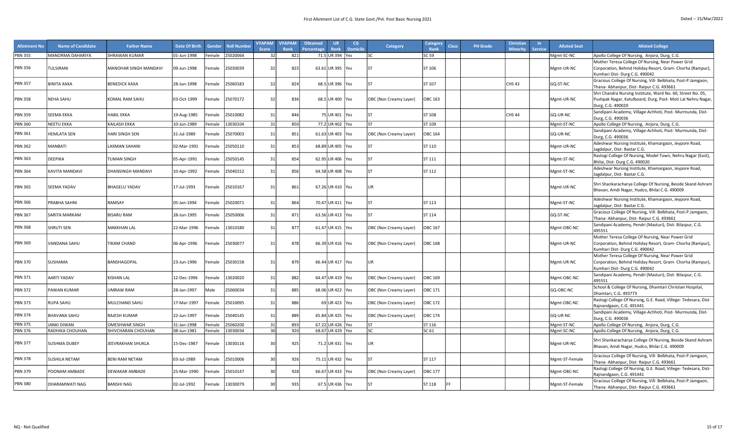# First Allotment List of C.G. State Govt./Pvt. Post Basic Nursing 2021

Dated :- 15/Mar/2022

| Allotment No | Name of Candidate | Father Name | Date Of Birth | Gender | Roll Number | VYAPAM Score | VYAPAM Rank | Obtained Percentage | UR Rank | CG Domicile | Category | Category Rank | Class | PH Grade | Christian Minority | In Service | Alloted Seat | Alloted College |
|---|---|---|---|---|---|---|---|---|---|---|---|---|---|---|---|---|---|---|
| PBN 355 | MANORMA DAHARIYA | SHRAWAN KUMAR | 01-Jun-1998 | Female | 25020064 | 32 | 821 | 71.5 | UR 394 | Yes | SC | SC 59 | | | | | Mgmt-SC-NC | Apollo College Of Nursing, Anjora, Durg, C.G. |
| PBN 356 | TULSIRANI | MANOHAR SINGH MANDAVI | 09-Jun-1998 | Female | 25030039 | 32 | 823 | 63.61 | UR 395 | Yes | ST | ST 106 | | | | | Mgmt-UR-NC | Mother Teresa College Of Nursing, Near Power Grid Corporation, Behind Holiday Resort, Gram- Chorha (Rampur), Kumhari Dist- Durg C.G. 490042 |
| PBN 357 | BINITA XAXA | BENEDICK XAXA | 28-Jun-1998 | Female | 25060183 | 32 | 824 | 68.5 | UR 396 | Yes | ST | ST 107 | | | CHS 43 | | GQ-ST-NC | Gracious College Of Nursing, Vill- Belbhata, Post-P.Jamgaon, Thana- Abhanpur, Dist- Raipur C.G. 493661 |
| PBN 358 | NEHA SAHU | KOMAL RAM SAHU | 03-Oct-1999 | Female | 25070172 | 32 | 836 | 68.5 | UR 400 | Yes | OBC (Non Creamy Layer) | OBC 163 | | | | | Mgmt-UR-NC | Shri Chandra Nursing Institute, Ward No. 60, Street No. 05, Pushpak Nagar, Katulboard, Durg, Post- Moti Lal Nehru Nagar, Durg, C.G. 490020 |
| PBN 359 | SEEMA EKKA | HABIL EKKA | 19-Aug-1985 | Female | 25010082 | 31 | 846 | 75 | UR 401 | Yes | ST | ST 108 | | | CHS 44 | | GQ-UR-NC | Sandipani Academy, Village-Achhoti, Post- Murmunda, Dist- Durg, C.G. 490036 |
| PBN 360 | NEETU EKKA | KAILASH EKKA | 10-Jun-1989 | Female | 13030104 | 31 | 850 | 77.2 | UR 402 | Yes | ST | ST 109 | | | | | Mgmt-ST-NC | Apollo College Of Nursing, Anjora, Durg, C.G. |
| PBN 361 | HEMLATA SEN | HARI SINGH SEN | 31-Jul-1989 | Female | 25070003 | 31 | 851 | 61.63 | UR 403 | Yes | OBC (Non Creamy Layer) | OBC 164 | | | | | GQ-UR-NC | Sandipani Academy, Village-Achhoti, Post- Murmunda, Dist- Durg, C.G. 490036 |
| PBN 362 | MANBATI | LAXMAN SAHANI | 02-Mar-1991 | Female | 25050110 | 31 | 853 | 68.89 | UR 405 | Yes | ST | ST 110 | | | | | Mgmt-UR-NC | Adeshwar Nursing Institute, Khamargaon, Jeypore Road, Jagdalpur, Dist- Bastar C.G. |
| PBN 363 | DEEPIKA | TUMAN SINGH | 05-Apr-1991 | Female | 25050145 | 31 | 854 | 62.95 | UR 406 | Yes | ST | ST 111 | | | | | Mgmt-ST-NC | Rastogi College Of Nursing, Model Town, Nehru Nagar (East), Bhilai, Dist- Durg C.G. 490020 |
| PBN 364 | KAVITA MANDAVI | DHANSINGH MANDAVI | 10-Apr-1992 | Female | 25040152 | 31 | 856 | 64.58 | UR 408 | Yes | ST | ST 112 | | | | | Mgmt-ST-NC | Adeshwar Nursing Institute, Khamargaon, Jeypore Road, Jagdalpur, Dist- Bastar C.G. |
| PBN 365 | SEEMA YADAV | BHAGELU YADAV | 17-Jul-1993 | Female | 25010167 | 31 | 861 | 67.26 | UR 410 | Yes | UR | | | | | | Mgmt-UR-NC | Shri Shankaracharya College Of Nursing, Beside Skand Ashram Bhavan, Amdi Nagar, Hudco, Bhilai C.G. 490009 |
| PBN 366 | PRABHA SAHNI | RAMSAY | 05-Jan-1994 | Female | 25020071 | 31 | 864 | 70.47 | UR 411 | Yes | ST | ST 113 | | | | | Mgmt-ST-NC | Adeshwar Nursing Institute, Khamargaon, Jeypore Road, Jagdalpur, Dist- Bastar C.G. |
| PBN 367 | SARITA MARKAM | BISARU RAM | 28-Jun-1995 | Female | 25050006 | 31 | 871 | 63.56 | UR 413 | Yes | ST | ST 114 | | | | | GQ-ST-NC | Gracious College Of Nursing, Vill- Belbhata, Post-P.Jamgaon, Thana- Abhanpur, Dist- Raipur C.G. 493661 |
| PBN 368 | SHRUTI SEN | MAKKHAN LAL | 22-Mar-1996 | Female | 13010180 | 31 | 877 | 61.47 | UR 415 | Yes | OBC (Non Creamy Layer) | OBC 167 | | | | | Mgmt-OBC-NC | Sandipani Academy, Pendri (Masturi), Dist- Bilaspur, C.G. 495551 |
| PBN 369 | VANDANA SAHU | TIKAM CHAND | 06-Apr-1996 | Female | 25030077 | 31 | 878 | 66.39 | UR 416 | Yes | OBC (Non Creamy Layer) | OBC 168 | | | | | Mgmt-UR-NC | Mother Teresa College Of Nursing, Near Power Grid Corporation, Behind Holiday Resort, Gram- Chorha (Rampur), Kumhari Dist- Durg C.G. 490042 |
| PBN 370 | SUSHAMA | BANSHAGOPAL | 23-Jun-1996 | Female | 25030158 | 31 | 879 | 66.44 | UR 417 | Yes | UR | | | | | | Mgmt-UR-NC | Mother Teresa College Of Nursing, Near Power Grid Corporation, Behind Holiday Resort, Gram- Chorha (Rampur), Kumhari Dist- Durg C.G. 490042 |
| PBN 371 | AARTI YADAV | KISHAN LAL | 12-Dec-1996 | Female | 13020020 | 31 | 882 | 64.47 | UR 419 | Yes | OBC (Non Creamy Layer) | OBC 169 | | | | | Mgmt-OBC-NC | Sandipani Academy, Pendri (Masturi), Dist- Bilaspur, C.G. 495551 |
| PBN 372 | PAWAN KUMAR | UMRAW RAM | 28-Jan-1997 | Male | 25060034 | 31 | 885 | 68.06 | UR 422 | Yes | OBC (Non Creamy Layer) | OBC 171 | | | | | GQ-OBC-NC | School & College Of Nursing, Dhamtari Christian Hospital, Dhamtari, C.G. 493773 |
| PBN 373 | RUPA SAHU | MULCHAND SAHU | 17-Mar-1997 | Female | 25010095 | 31 | 886 | 69 | UR 423 | Yes | OBC (Non Creamy Layer) | OBC 172 | | | | | Mgmt-OBC-NC | Rastogi College Of Nursing, G.E. Road, Villege- Tedesara, Dist- Rajnandgaon, C.G. 491441 |
| PBN 374 | BHAVANA SAHU | RAJESH KUMAR | 22-Jun-1997 | Female | 25040145 | 31 | 889 | 65.84 | UR 425 | Yes | OBC (Non Creamy Layer) | OBC 174 | | | | | GQ-UR-NC | Sandipani Academy, Village-Achhoti, Post- Murmunda, Dist- Durg, C.G. 490036 |
| PBN 375 | JANKI DIWAN | OMESHWAR SINGH | 31-Jan-1998 | Female | 25060200 | 31 | 893 | 67.22 | UR 426 | Yes | ST | ST 116 | | | | | Mgmt-ST-NC | Apollo College Of Nursing, Anjora, Durg, C.G. |
| PBN 376 | RADHIKA CHOUHAN | SHIVCHARAN CHOUHAN | 08-Jan-1981 | Female | 13030034 | 30 | 920 | 68.67 | UR 429 | Yes | SC | SC 61 | | | | | Mgmt-SC-NC | Apollo College Of Nursing, Anjora, Durg, C.G. |
| PBN 377 | SUSHMA DUBEY | JEEVRAKHAN SHUKLA | 15-Dec-1987 | Female | 13030116 | 30 | 925 | 71.2 | UR 431 | Yes | UR | | | | | | Mgmt-UR-NC | Shri Shankaracharya College Of Nursing, Beside Skand Ashram Bhavan, Amdi Nagar, Hudco, Bhilai C.G. 490009 |
| PBN 378 | SUSHILA NETAM | BENI RAM NETAM | 03-Jul-1989 | Female | 25010006 | 30 | 926 | 75.11 | UR 432 | Yes | ST | ST 117 | | | | | Mgmt-ST-Female | Gracious College Of Nursing, Vill- Belbhata, Post-P.Jamgaon, Thana- Abhanpur, Dist- Raipur C.G. 493661 |
| PBN 379 | POONAM AMBADE | DEWAKAR AMBADE | 25-Mar-1990 | Female | 25010147 | 30 | 928 | 66.67 | UR 433 | Yes | OBC (Non Creamy Layer) | OBC 177 | | | | | Mgmt-OBC-NC | Rastogi College Of Nursing, G.E. Road, Villege- Tedesara, Dist- Rajnandgaon, C.G. 491441 |
| PBN 380 | DHARAMWATI NAG | BANSHI NAG | 02-Jul-1992 | Female | 13030079 | 30 | 935 | 67.5 | UR 436 | Yes | ST | ST 118 | FF | | | | Mgmt-ST-Female | Gracious College Of Nursing, Vill- Belbhata, Post-P.Jamgaon, Thana- Abhanpur, Dist- Raipur C.G. 493661 |

NQ - Not Qualified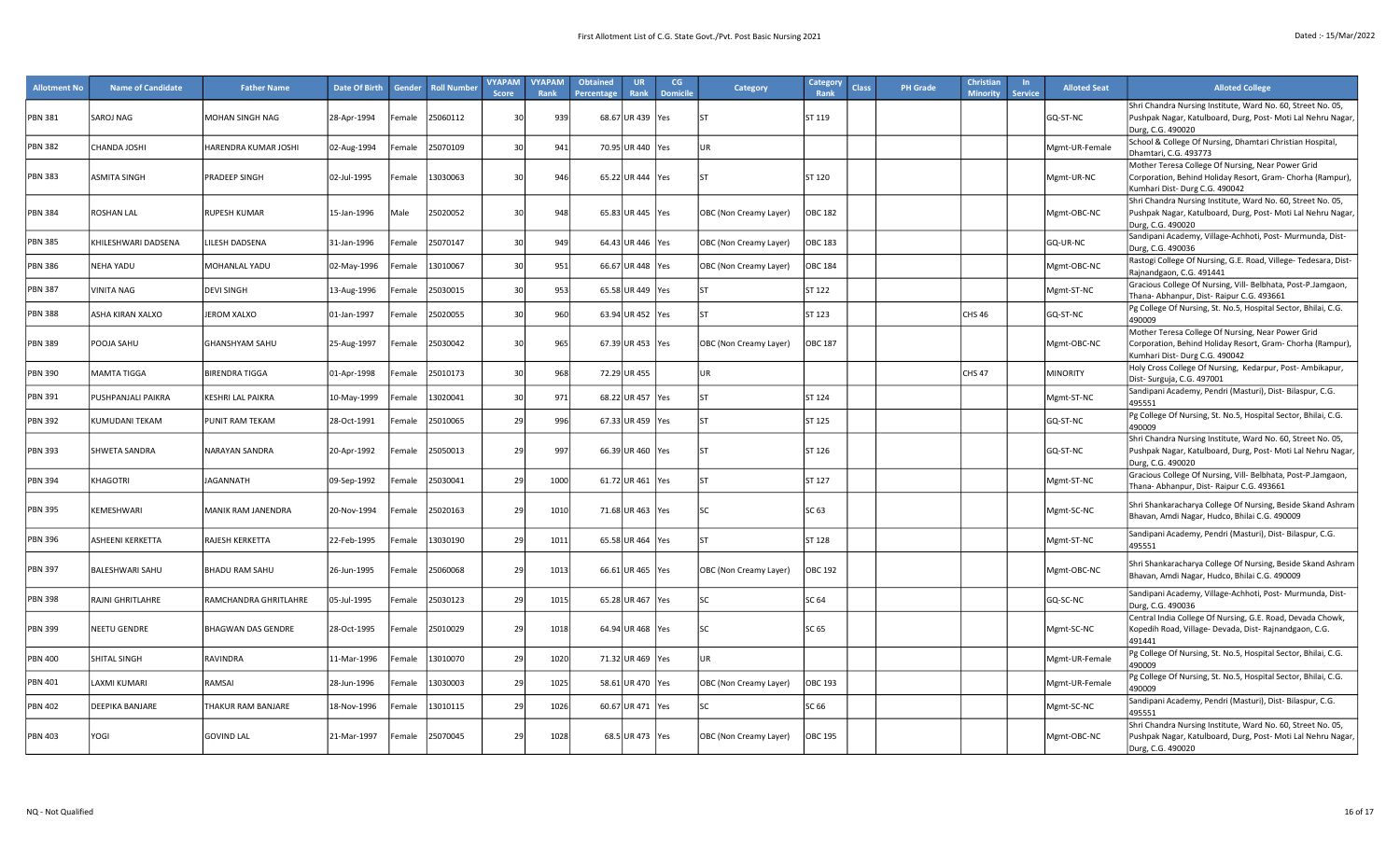First Allotment List of C.G. State Govt./Pvt. Post Basic Nursing 2021

Dated :- 15/Mar/2022

| Allotment No | Name of Candidate | Father Name | Date Of Birth | Gender | Roll Number | VYAPAM Score | VYAPAM Rank | Obtained Percentage | UR Rank | CG Domicile | Category | Category Rank | Class | PH Grade | Christian Minority | In Service | Alloted Seat | Alloted College |
|---|---|---|---|---|---|---|---|---|---|---|---|---|---|---|---|---|---|---|
| PBN 381 | SAROJ NAG | MOHAN SINGH NAG | 28-Apr-1994 | Female | 25060112 | 30 | 939 | 68.67 | UR 439 | Yes | ST | ST 119 | | | | | GQ-ST-NC | Shri Chandra Nursing Institute, Ward No. 60, Street No. 05, Pushpak Nagar, Katulboard, Durg, Post- Moti Lal Nehru Nagar, Durg, C.G. 490020 |
| PBN 382 | CHANDA JOSHI | HARENDRA KUMAR JOSHI | 02-Aug-1994 | Female | 25070109 | 30 | 941 | 70.95 | UR 440 | Yes | UR | | | | | | Mgmt-UR-Female | School & College Of Nursing, Dhamtari Christian Hospital, Dhamtari, C.G. 493773 |
| PBN 383 | ASMITA SINGH | PRADEEP SINGH | 02-Jul-1995 | Female | 13030063 | 30 | 946 | 65.22 | UR 444 | Yes | ST | ST 120 | | | | | Mgmt-UR-NC | Mother Teresa College Of Nursing, Near Power Grid Corporation, Behind Holiday Resort, Gram- Chorha (Rampur), Kumhari Dist- Durg C.G. 490042 |
| PBN 384 | ROSHAN LAL | RUPESH KUMAR | 15-Jan-1996 | Male | 25020052 | 30 | 948 | 65.83 | UR 445 | Yes | OBC (Non Creamy Layer) | OBC 182 | | | | | Mgmt-OBC-NC | Shri Chandra Nursing Institute, Ward No. 60, Street No. 05, Pushpak Nagar, Katulboard, Durg, Post- Moti Lal Nehru Nagar, Durg, C.G. 490020 |
| PBN 385 | KHILESHWARI DADSENA | LILESH DADSENA | 31-Jan-1996 | Female | 25070147 | 30 | 949 | 64.43 | UR 446 | Yes | OBC (Non Creamy Layer) | OBC 183 | | | | | GQ-UR-NC | Sandipani Academy, Village-Achhoti, Post- Murmunda, Dist- Durg, C.G. 490036 |
| PBN 386 | NEHA YADU | MOHANLAL YADU | 02-May-1996 | Female | 13010067 | 30 | 951 | 66.67 | UR 448 | Yes | OBC (Non Creamy Layer) | OBC 184 | | | | | Mgmt-OBC-NC | Rastogi College Of Nursing, G.E. Road, Villege- Tedesara, Dist- Rajnandgaon, C.G. 491441 |
| PBN 387 | VINITA NAG | DEVI SINGH | 13-Aug-1996 | Female | 25030015 | 30 | 953 | 65.58 | UR 449 | Yes | ST | ST 122 | | | | | Mgmt-ST-NC | Gracious College Of Nursing, Vill- Belbhata, Post-P.Jamgaon, Thana- Abhanpur, Dist- Raipur C.G. 493661 |
| PBN 388 | ASHA KIRAN XALXO | JEROM XALXO | 01-Jan-1997 | Female | 25020055 | 30 | 960 | 63.94 | UR 452 | Yes | ST | ST 123 | | | CHS 46 | | GQ-ST-NC | Pg College Of Nursing, St. No.5, Hospital Sector, Bhilai, C.G. 490009 |
| PBN 389 | POOJA SAHU | GHANSHYAM SAHU | 25-Aug-1997 | Female | 25030042 | 30 | 965 | 67.39 | UR 453 | Yes | OBC (Non Creamy Layer) | OBC 187 | | | | | Mgmt-OBC-NC | Mother Teresa College Of Nursing, Near Power Grid Corporation, Behind Holiday Resort, Gram- Chorha (Rampur), Kumhari Dist- Durg C.G. 490042 |
| PBN 390 | MAMTA TIGGA | BIRENDRA TIGGA | 01-Apr-1998 | Female | 25010173 | 30 | 968 | 72.29 | UR 455 | | UR | | | | CHS 47 | | MINORITY | Holy Cross College Of Nursing, Kedarpur, Post- Ambikapur, Dist- Surguja, C.G. 497001 |
| PBN 391 | PUSHPANJALI PAIKRA | KESHRI LAL PAIKRA | 10-May-1999 | Female | 13020041 | 30 | 971 | 68.22 | UR 457 | Yes | ST | ST 124 | | | | | Mgmt-ST-NC | Sandipani Academy, Pendri (Masturi), Dist- Bilaspur, C.G. 495551 |
| PBN 392 | KUMUDANI TEKAM | PUNIT RAM TEKAM | 28-Oct-1991 | Female | 25010065 | 29 | 996 | 67.33 | UR 459 | Yes | ST | ST 125 | | | | | GQ-ST-NC | Pg College Of Nursing, St. No.5, Hospital Sector, Bhilai, C.G. 490009 |
| PBN 393 | SHWETA SANDRA | NARAYAN SANDRA | 20-Apr-1992 | Female | 25050013 | 29 | 997 | 66.39 | UR 460 | Yes | ST | ST 126 | | | | | GQ-ST-NC | Shri Chandra Nursing Institute, Ward No. 60, Street No. 05, Pushpak Nagar, Katulboard, Durg, Post- Moti Lal Nehru Nagar, Durg, C.G. 490020 |
| PBN 394 | KHAGOTRI | JAGANNATH | 09-Sep-1992 | Female | 25030041 | 29 | 1000 | 61.72 | UR 461 | Yes | ST | ST 127 | | | | | Mgmt-ST-NC | Gracious College Of Nursing, Vill- Belbhata, Post-P.Jamgaon, Thana- Abhanpur, Dist- Raipur C.G. 493661 |
| PBN 395 | KEMESHWARI | MANIK RAM JANENDRA | 20-Nov-1994 | Female | 25020163 | 29 | 1010 | 71.68 | UR 463 | Yes | SC | SC 63 | | | | | Mgmt-SC-NC | Shri Shankaracharya College Of Nursing, Beside Skand Ashram Bhavan, Amdi Nagar, Hudco, Bhilai C.G. 490009 |
| PBN 396 | ASHEENI KERKETTA | RAJESH KERKETTA | 22-Feb-1995 | Female | 13030190 | 29 | 1011 | 65.58 | UR 464 | Yes | ST | ST 128 | | | | | Mgmt-ST-NC | Sandipani Academy, Pendri (Masturi), Dist- Bilaspur, C.G. 495551 |
| PBN 397 | BALESHWARI SAHU | BHADU RAM SAHU | 26-Jun-1995 | Female | 25060068 | 29 | 1013 | 66.61 | UR 465 | Yes | OBC (Non Creamy Layer) | OBC 192 | | | | | Mgmt-OBC-NC | Shri Shankaracharya College Of Nursing, Beside Skand Ashram Bhavan, Amdi Nagar, Hudco, Bhilai C.G. 490009 |
| PBN 398 | RAJNI GHRITLAHRE | RAMCHANDRA GHRITLAHRE | 05-Jul-1995 | Female | 25030123 | 29 | 1015 | 65.28 | UR 467 | Yes | SC | SC 64 | | | | | GQ-SC-NC | Sandipani Academy, Village-Achhoti, Post- Murmunda, Dist- Durg, C.G. 490036 |
| PBN 399 | NEETU GENDRE | BHAGWAN DAS GENDRE | 28-Oct-1995 | Female | 25010029 | 29 | 1018 | 64.94 | UR 468 | Yes | SC | SC 65 | | | | | Mgmt-SC-NC | Central India College Of Nursing, G.E. Road, Devada Chowk, Kopedih Road, Village- Devada, Dist- Rajnandgaon, C.G. 491441 |
| PBN 400 | SHITAL SINGH | RAVINDRA | 11-Mar-1996 | Female | 13010070 | 29 | 1020 | 71.32 | UR 469 | Yes | UR | | | | | | Mgmt-UR-Female | Pg College Of Nursing, St. No.5, Hospital Sector, Bhilai, C.G. 490009 |
| PBN 401 | LAXMI KUMARI | RAMSAI | 28-Jun-1996 | Female | 13030003 | 29 | 1025 | 58.61 | UR 470 | Yes | OBC (Non Creamy Layer) | OBC 193 | | | | | Mgmt-UR-Female | Pg College Of Nursing, St. No.5, Hospital Sector, Bhilai, C.G. 490009 |
| PBN 402 | DEEPIKA BANJARE | THAKUR RAM BANJARE | 18-Nov-1996 | Female | 13010115 | 29 | 1026 | 60.67 | UR 471 | Yes | SC | SC 66 | | | | | Mgmt-SC-NC | Sandipani Academy, Pendri (Masturi), Dist- Bilaspur, C.G. 495551 |
| PBN 403 | YOGI | GOVIND LAL | 21-Mar-1997 | Female | 25070045 | 29 | 1028 | 68.5 | UR 473 | Yes | OBC (Non Creamy Layer) | OBC 195 | | | | | Mgmt-OBC-NC | Shri Chandra Nursing Institute, Ward No. 60, Street No. 05, Pushpak Nagar, Katulboard, Durg, Post- Moti Lal Nehru Nagar, Durg, C.G. 490020 |

NQ - Not Qualified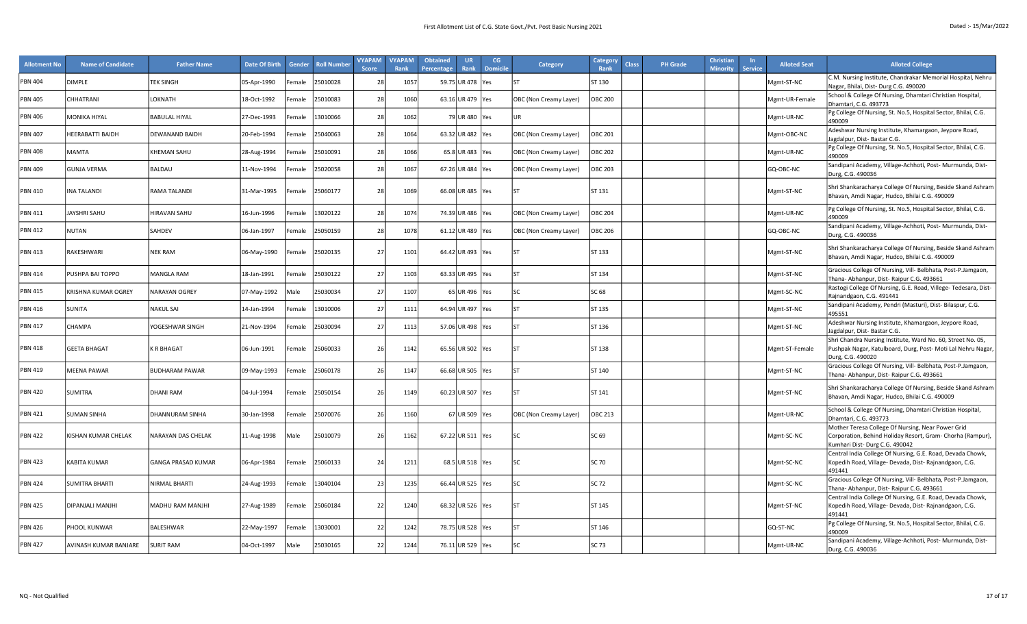First Allotment List of C.G. State Govt./Pvt. Post Basic Nursing 2021

Dated :- 15/Mar/2022

| Allotment No | Name of Candidate | Father Name | Date Of Birth | Gender | Roll Number | VYAPAM Score | VYAPAM Rank | Obtained Percentage | UR Rank | CG Domicile | Category | Category Rank | Class | PH Grade | Christian Minority | In Service | Alloted Seat | Alloted College |
|---|---|---|---|---|---|---|---|---|---|---|---|---|---|---|---|---|---|---|
| PBN 404 | DIMPLE | TEK SINGH | 05-Apr-1990 | Female | 25010028 | 28 | 1057 | 59.75 | UR 478 | Yes | ST | ST 130 | | | | | Mgmt-ST-NC | C.M. Nursing Institute, Chandrakar Memorial Hospital, Nehru Nagar, Bhilai, Dist- Durg C.G. 490020 |
| PBN 405 | CHHATRANI | LOKNATH | 18-Oct-1992 | Female | 25010083 | 28 | 1060 | 63.16 | UR 479 | Yes | OBC (Non Creamy Layer) | OBC 200 | | | | | Mgmt-UR-Female | School & College Of Nursing, Dhamtari Christian Hospital, Dhamtari, C.G. 493773 |
| PBN 406 | MONIKA HIYAL | BABULAL HIYAL | 27-Dec-1993 | Female | 13010066 | 28 | 1062 | 79 | UR 480 | Yes | UR | | | | | | Mgmt-UR-NC | Pg College Of Nursing, St. No.5, Hospital Sector, Bhilai, C.G. 490009 |
| PBN 407 | HEERABATTI BAIDH | DEWANAND BAIDH | 20-Feb-1994 | Female | 25040063 | 28 | 1064 | 63.32 | UR 482 | Yes | OBC (Non Creamy Layer) | OBC 201 | | | | | Mgmt-OBC-NC | Adeshwar Nursing Institute, Khamargaon, Jeypore Road, Jagdalpur, Dist- Bastar C.G. |
| PBN 408 | MAMTA | KHEMAN SAHU | 28-Aug-1994 | Female | 25010091 | 28 | 1066 | 65.8 | UR 483 | Yes | OBC (Non Creamy Layer) | OBC 202 | | | | | Mgmt-UR-NC | Pg College Of Nursing, St. No.5, Hospital Sector, Bhilai, C.G. 490009 |
| PBN 409 | GUNJA VERMA | BALDAU | 11-Nov-1994 | Female | 25020058 | 28 | 1067 | 67.26 | UR 484 | Yes | OBC (Non Creamy Layer) | OBC 203 | | | | | GQ-OBC-NC | Sandipani Academy, Village-Achhoti, Post- Murmunda, Dist- Durg, C.G. 490036 |
| PBN 410 | INA TALANDI | RAMA TALANDI | 31-Mar-1995 | Female | 25060177 | 28 | 1069 | 66.08 | UR 485 | Yes | ST | ST 131 | | | | | Mgmt-ST-NC | Shri Shankaracharya College Of Nursing, Beside Skand Ashram Bhavan, Amdi Nagar, Hudco, Bhilai C.G. 490009 |
| PBN 411 | JAYSHRI SAHU | HIRAVAN SAHU | 16-Jun-1996 | Female | 13020122 | 28 | 1074 | 74.39 | UR 486 | Yes | OBC (Non Creamy Layer) | OBC 204 | | | | | Mgmt-UR-NC | Pg College Of Nursing, St. No.5, Hospital Sector, Bhilai, C.G. 490009 |
| PBN 412 | NUTAN | SAHDEV | 06-Jan-1997 | Female | 25050159 | 28 | 1078 | 61.12 | UR 489 | Yes | OBC (Non Creamy Layer) | OBC 206 | | | | | GQ-OBC-NC | Sandipani Academy, Village-Achhoti, Post- Murmunda, Dist- Durg, C.G. 490036 |
| PBN 413 | RAKESHWARI | NEK RAM | 06-May-1990 | Female | 25020135 | 27 | 1101 | 64.42 | UR 493 | Yes | ST | ST 133 | | | | | Mgmt-ST-NC | Shri Shankaracharya College Of Nursing, Beside Skand Ashram Bhavan, Amdi Nagar, Hudco, Bhilai C.G. 490009 |
| PBN 414 | PUSHPA BAI TOPPO | MANGLA RAM | 18-Jan-1991 | Female | 25030122 | 27 | 1103 | 63.33 | UR 495 | Yes | ST | ST 134 | | | | | Mgmt-ST-NC | Gracious College Of Nursing, Vill- Belbhata, Post-P.Jamgaon, Thana- Abhanpur, Dist- Raipur C.G. 493661 |
| PBN 415 | KRISHNA KUMAR OGREY | NARAYAN OGREY | 07-May-1992 | Male | 25030034 | 27 | 1107 | 65 | UR 496 | Yes | SC | SC 68 | | | | | Mgmt-SC-NC | Rastogi College Of Nursing, G.E. Road, Villege- Tedesara, Dist- Rajnandgaon, C.G. 491441 |
| PBN 416 | SUNITA | NAKUL SAI | 14-Jan-1994 | Female | 13010006 | 27 | 1111 | 64.94 | UR 497 | Yes | ST | ST 135 | | | | | Mgmt-ST-NC | Sandipani Academy, Pendri (Masturi), Dist- Bilaspur, C.G. 495551 |
| PBN 417 | CHAMPA | YOGESHWAR SINGH | 21-Nov-1994 | Female | 25030094 | 27 | 1113 | 57.06 | UR 498 | Yes | ST | ST 136 | | | | | Mgmt-ST-NC | Adeshwar Nursing Institute, Khamargaon, Jeypore Road, Jagdalpur, Dist- Bastar C.G. |
| PBN 418 | GEETA BHAGAT | K R BHAGAT | 06-Jun-1991 | Female | 25060033 | 26 | 1142 | 65.56 | UR 502 | Yes | ST | ST 138 | | | | | Mgmt-ST-Female | Shri Chandra Nursing Institute, Ward No. 60, Street No. 05, Pushpak Nagar, Katulboard, Durg, Post- Moti Lal Nehru Nagar, Durg, C.G. 490020 |
| PBN 419 | MEENA PAWAR | BUDHARAM PAWAR | 09-May-1993 | Female | 25060178 | 26 | 1147 | 66.68 | UR 505 | Yes | ST | ST 140 | | | | | Mgmt-ST-NC | Gracious College Of Nursing, Vill- Belbhata, Post-P.Jamgaon, Thana- Abhanpur, Dist- Raipur C.G. 493661 |
| PBN 420 | SUMITRA | DHANI RAM | 04-Jul-1994 | Female | 25050154 | 26 | 1149 | 60.23 | UR 507 | Yes | ST | ST 141 | | | | | Mgmt-ST-NC | Shri Shankaracharya College Of Nursing, Beside Skand Ashram Bhavan, Amdi Nagar, Hudco, Bhilai C.G. 490009 |
| PBN 421 | SUMAN SINHA | DHANNURAM SINHA | 30-Jan-1998 | Female | 25070076 | 26 | 1160 | 67 | UR 509 | Yes | OBC (Non Creamy Layer) | OBC 213 | | | | | Mgmt-UR-NC | School & College Of Nursing, Dhamtari Christian Hospital, Dhamtari, C.G. 493773 |
| PBN 422 | KISHAN KUMAR CHELAK | NARAYAN DAS CHELAK | 11-Aug-1998 | Male | 25010079 | 26 | 1162 | 67.22 | UR 511 | Yes | SC | SC 69 | | | | | Mgmt-SC-NC | Mother Teresa College Of Nursing, Near Power Grid Corporation, Behind Holiday Resort, Gram- Chorha (Rampur), Kumhari Dist- Durg C.G. 490042 |
| PBN 423 | KABITA KUMAR | GANGA PRASAD KUMAR | 06-Apr-1984 | Female | 25060133 | 24 | 1211 | 68.5 | UR 518 | Yes | SC | SC 70 | | | | | Mgmt-SC-NC | Central India College Of Nursing, G.E. Road, Devada Chowk, Kopedih Road, Village- Devada, Dist- Rajnandgaon, C.G. 491441 |
| PBN 424 | SUMITRA BHARTI | NIRMAL BHARTI | 24-Aug-1993 | Female | 13040104 | 23 | 1235 | 66.44 | UR 525 | Yes | SC | SC 72 | | | | | Mgmt-SC-NC | Gracious College Of Nursing, Vill- Belbhata, Post-P.Jamgaon, Thana- Abhanpur, Dist- Raipur C.G. 493661 |
| PBN 425 | DIPANJALI MANJHI | MADHU RAM MANJHI | 27-Aug-1989 | Female | 25060184 | 22 | 1240 | 68.32 | UR 526 | Yes | ST | ST 145 | | | | | Mgmt-ST-NC | Central India College Of Nursing, G.E. Road, Devada Chowk, Kopedih Road, Village- Devada, Dist- Rajnandgaon, C.G. 491441 |
| PBN 426 | PHOOL KUNWAR | BALESHWAR | 22-May-1997 | Female | 13030001 | 22 | 1242 | 78.75 | UR 528 | Yes | ST | ST 146 | | | | | GQ-ST-NC | Pg College Of Nursing, St. No.5, Hospital Sector, Bhilai, C.G. 490009 |
| PBN 427 | AVINASH KUMAR BANJARE | SURIT RAM | 04-Oct-1997 | Male | 25030165 | 22 | 1244 | 76.11 | UR 529 | Yes | SC | SC 73 | | | | | Mgmt-UR-NC | Sandipani Academy, Village-Achhoti, Post- Murmunda, Dist- Durg, C.G. 490036 |

NQ - Not Qualified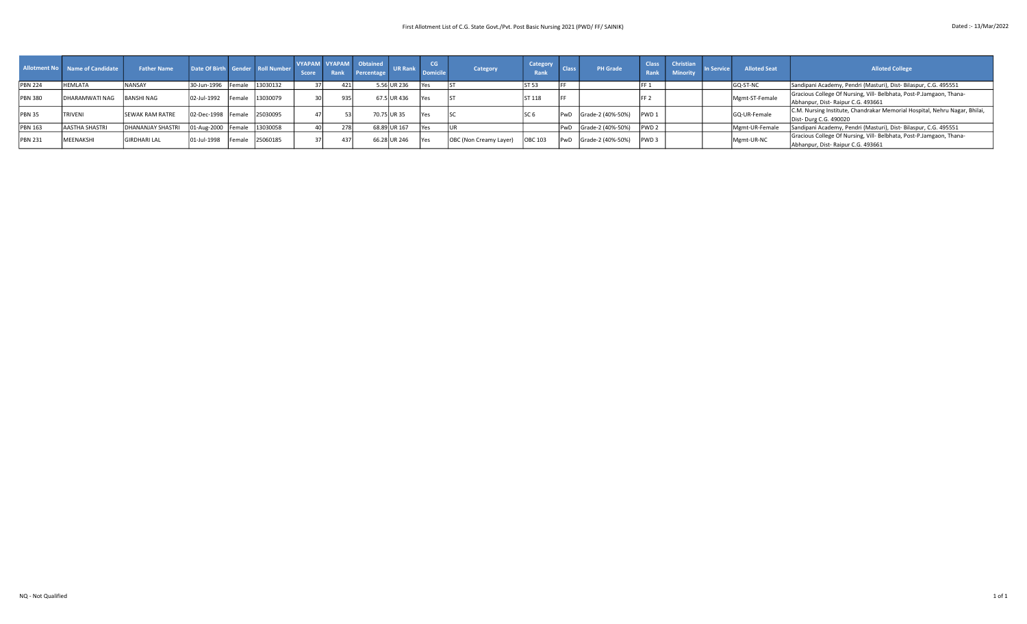First Allotment List of C.G. State Govt./Pvt. Post Basic Nursing 2021 (PWD/ FF/ SAINIK)

Dated :- 13/Mar/2022

| Allotment No | Name of Candidate | Father Name | Date Of Birth | Gender | Roll Number | VYAPAM Score | VYAPAM Rank | Obtained Percentage | UR Rank | CG Domicile | Category | Category Rank | Class | PH Grade | Class Rank | Christian Minority | In Service | Alloted Seat | Alloted College |
|---|---|---|---|---|---|---|---|---|---|---|---|---|---|---|---|---|---|---|---|
| PBN 224 | HEMLATA | NANSAY | 30-Jun-1996 | Female | 13030132 | 37 | 421 | 5.56 | UR 236 | Yes | ST | ST 53 | FF | | FF 1 | | | GQ-ST-NC | Sandipani Academy, Pendri (Masturi), Dist- Bilaspur, C.G. 495551 |
| PBN 380 | DHARAMWATI NAG | BANSHI NAG | 02-Jul-1992 | Female | 13030079 | 30 | 935 | 67.5 | UR 436 | Yes | ST | ST 118 | FF | | FF 2 | | | Mgmt-ST-Female | Gracious College Of Nursing, Vill- Belbhata, Post-P.Jamgaon, Thana-Abhanpur, Dist- Raipur C.G. 493661 |
| PBN 35 | TRIVENI | SEWAK RAM RATRE | 02-Dec-1998 | Female | 25030095 | 47 | 53 | 70.75 | UR 35 | Yes | SC | SC 6 | PwD | Grade-2 (40%-50%) | PWD 1 | | | GQ-UR-Female | C.M. Nursing Institute, Chandrakar Memorial Hospital, Nehru Nagar, Bhilai, Dist- Durg C.G. 490020 |
| PBN 163 | AASTHA SHASTRI | DHANANJAY SHASTRI | 01-Aug-2000 | Female | 13030058 | 40 | 278 | 68.89 | UR 167 | Yes | UR | | PwD | Grade-2 (40%-50%) | PWD 2 | | | Mgmt-UR-Female | Sandipani Academy, Pendri (Masturi), Dist- Bilaspur, C.G. 495551 |
| PBN 231 | MEENAKSHI | GIRDHARI LAL | 01-Jul-1998 | Female | 25060185 | 37 | 437 | 66.28 | UR 246 | Yes | OBC (Non Creamy Layer) | OBC 103 | PwD | Grade-2 (40%-50%) | PWD 3 | | | Mgmt-UR-NC | Gracious College Of Nursing, Vill- Belbhata, Post-P.Jamgaon, Thana-Abhanpur, Dist- Raipur C.G. 493661 |

NQ - Not Qualified